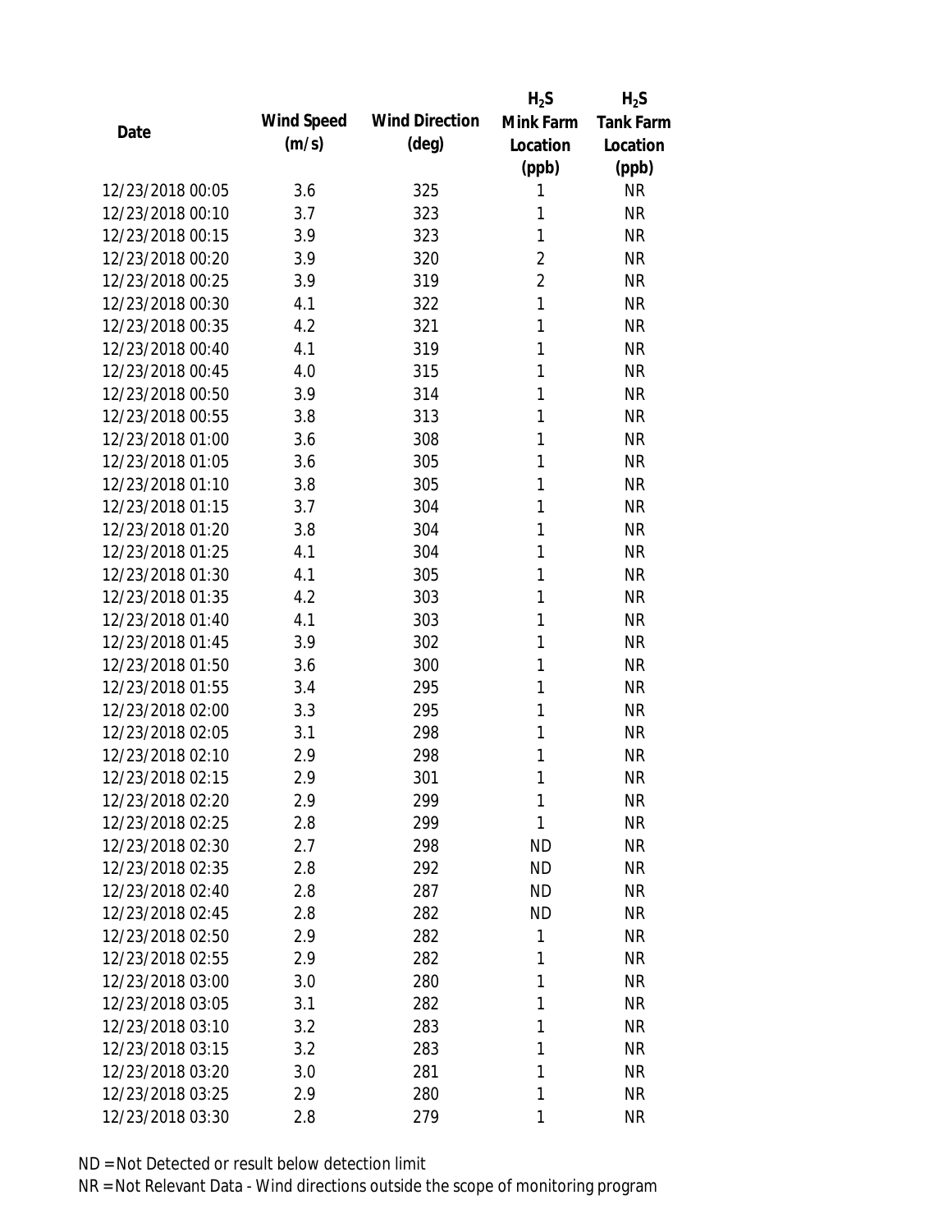| Date | Wind Speed (m/s) | Wind Direction (deg) | $H_2S$ Mink Farm Location (ppb) | $H_2S$ Tank Farm Location (ppb) |
|---|---|---|---|---|
| 12/23/2018 00:05 | 3.6 | 325 | 1 | NR |
| 12/23/2018 00:10 | 3.7 | 323 | 1 | NR |
| 12/23/2018 00:15 | 3.9 | 323 | 1 | NR |
| 12/23/2018 00:20 | 3.9 | 320 | 2 | NR |
| 12/23/2018 00:25 | 3.9 | 319 | 2 | NR |
| 12/23/2018 00:30 | 4.1 | 322 | 1 | NR |
| 12/23/2018 00:35 | 4.2 | 321 | 1 | NR |
| 12/23/2018 00:40 | 4.1 | 319 | 1 | NR |
| 12/23/2018 00:45 | 4.0 | 315 | 1 | NR |
| 12/23/2018 00:50 | 3.9 | 314 | 1 | NR |
| 12/23/2018 00:55 | 3.8 | 313 | 1 | NR |
| 12/23/2018 01:00 | 3.6 | 308 | 1 | NR |
| 12/23/2018 01:05 | 3.6 | 305 | 1 | NR |
| 12/23/2018 01:10 | 3.8 | 305 | 1 | NR |
| 12/23/2018 01:15 | 3.7 | 304 | 1 | NR |
| 12/23/2018 01:20 | 3.8 | 304 | 1 | NR |
| 12/23/2018 01:25 | 4.1 | 304 | 1 | NR |
| 12/23/2018 01:30 | 4.1 | 305 | 1 | NR |
| 12/23/2018 01:35 | 4.2 | 303 | 1 | NR |
| 12/23/2018 01:40 | 4.1 | 303 | 1 | NR |
| 12/23/2018 01:45 | 3.9 | 302 | 1 | NR |
| 12/23/2018 01:50 | 3.6 | 300 | 1 | NR |
| 12/23/2018 01:55 | 3.4 | 295 | 1 | NR |
| 12/23/2018 02:00 | 3.3 | 295 | 1 | NR |
| 12/23/2018 02:05 | 3.1 | 298 | 1 | NR |
| 12/23/2018 02:10 | 2.9 | 298 | 1 | NR |
| 12/23/2018 02:15 | 2.9 | 301 | 1 | NR |
| 12/23/2018 02:20 | 2.9 | 299 | 1 | NR |
| 12/23/2018 02:25 | 2.8 | 299 | 1 | NR |
| 12/23/2018 02:30 | 2.7 | 298 | ND | NR |
| 12/23/2018 02:35 | 2.8 | 292 | ND | NR |
| 12/23/2018 02:40 | 2.8 | 287 | ND | NR |
| 12/23/2018 02:45 | 2.8 | 282 | ND | NR |
| 12/23/2018 02:50 | 2.9 | 282 | 1 | NR |
| 12/23/2018 02:55 | 2.9 | 282 | 1 | NR |
| 12/23/2018 03:00 | 3.0 | 280 | 1 | NR |
| 12/23/2018 03:05 | 3.1 | 282 | 1 | NR |
| 12/23/2018 03:10 | 3.2 | 283 | 1 | NR |
| 12/23/2018 03:15 | 3.2 | 283 | 1 | NR |
| 12/23/2018 03:20 | 3.0 | 281 | 1 | NR |
| 12/23/2018 03:25 | 2.9 | 280 | 1 | NR |
| 12/23/2018 03:30 | 2.8 | 279 | 1 | NR |

ND = Not Detected or result below detection limit

NR = Not Relevant Data - Wind directions outside the scope of monitoring program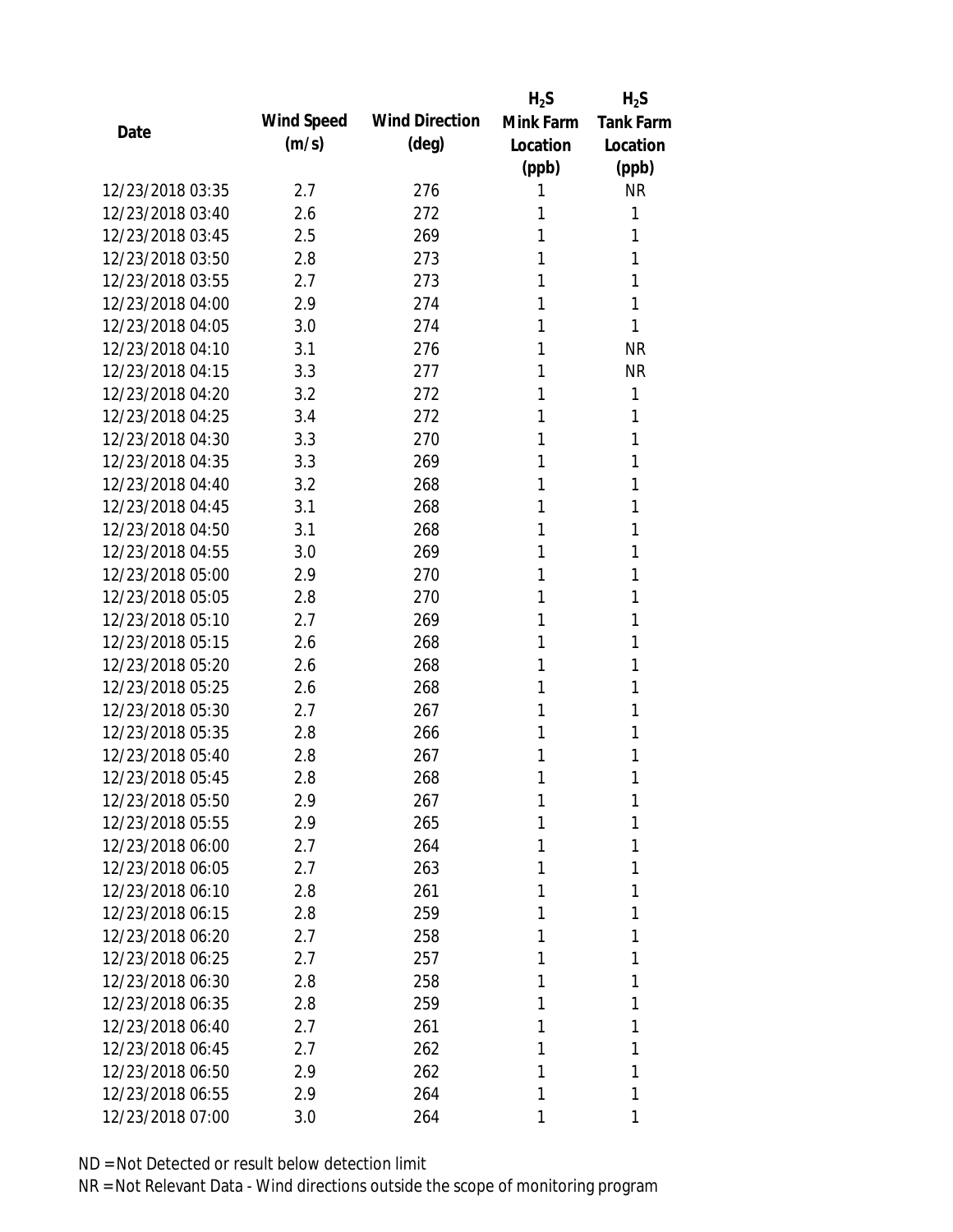| Date | Wind Speed (m/s) | Wind Direction (deg) | $H_2S$ Mink Farm Location (ppb) | $H_2S$ Tank Farm Location (ppb) |
|---|---|---|---|---|
| 12/23/2018 03:35 | 2.7 | 276 | 1 | NR |
| 12/23/2018 03:40 | 2.6 | 272 | 1 | 1 |
| 12/23/2018 03:45 | 2.5 | 269 | 1 | 1 |
| 12/23/2018 03:50 | 2.8 | 273 | 1 | 1 |
| 12/23/2018 03:55 | 2.7 | 273 | 1 | 1 |
| 12/23/2018 04:00 | 2.9 | 274 | 1 | 1 |
| 12/23/2018 04:05 | 3.0 | 274 | 1 | 1 |
| 12/23/2018 04:10 | 3.1 | 276 | 1 | NR |
| 12/23/2018 04:15 | 3.3 | 277 | 1 | NR |
| 12/23/2018 04:20 | 3.2 | 272 | 1 | 1 |
| 12/23/2018 04:25 | 3.4 | 272 | 1 | 1 |
| 12/23/2018 04:30 | 3.3 | 270 | 1 | 1 |
| 12/23/2018 04:35 | 3.3 | 269 | 1 | 1 |
| 12/23/2018 04:40 | 3.2 | 268 | 1 | 1 |
| 12/23/2018 04:45 | 3.1 | 268 | 1 | 1 |
| 12/23/2018 04:50 | 3.1 | 268 | 1 | 1 |
| 12/23/2018 04:55 | 3.0 | 269 | 1 | 1 |
| 12/23/2018 05:00 | 2.9 | 270 | 1 | 1 |
| 12/23/2018 05:05 | 2.8 | 270 | 1 | 1 |
| 12/23/2018 05:10 | 2.7 | 269 | 1 | 1 |
| 12/23/2018 05:15 | 2.6 | 268 | 1 | 1 |
| 12/23/2018 05:20 | 2.6 | 268 | 1 | 1 |
| 12/23/2018 05:25 | 2.6 | 268 | 1 | 1 |
| 12/23/2018 05:30 | 2.7 | 267 | 1 | 1 |
| 12/23/2018 05:35 | 2.8 | 266 | 1 | 1 |
| 12/23/2018 05:40 | 2.8 | 267 | 1 | 1 |
| 12/23/2018 05:45 | 2.8 | 268 | 1 | 1 |
| 12/23/2018 05:50 | 2.9 | 267 | 1 | 1 |
| 12/23/2018 05:55 | 2.9 | 265 | 1 | 1 |
| 12/23/2018 06:00 | 2.7 | 264 | 1 | 1 |
| 12/23/2018 06:05 | 2.7 | 263 | 1 | 1 |
| 12/23/2018 06:10 | 2.8 | 261 | 1 | 1 |
| 12/23/2018 06:15 | 2.8 | 259 | 1 | 1 |
| 12/23/2018 06:20 | 2.7 | 258 | 1 | 1 |
| 12/23/2018 06:25 | 2.7 | 257 | 1 | 1 |
| 12/23/2018 06:30 | 2.8 | 258 | 1 | 1 |
| 12/23/2018 06:35 | 2.8 | 259 | 1 | 1 |
| 12/23/2018 06:40 | 2.7 | 261 | 1 | 1 |
| 12/23/2018 06:45 | 2.7 | 262 | 1 | 1 |
| 12/23/2018 06:50 | 2.9 | 262 | 1 | 1 |
| 12/23/2018 06:55 | 2.9 | 264 | 1 | 1 |
| 12/23/2018 07:00 | 3.0 | 264 | 1 | 1 |

ND = Not Detected or result below detection limit

NR = Not Relevant Data - Wind directions outside the scope of monitoring program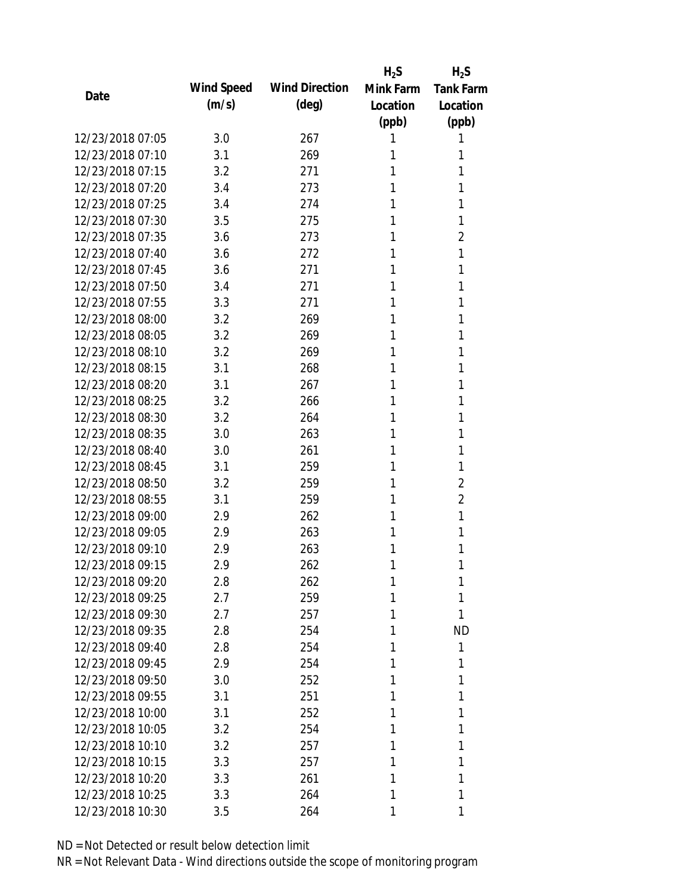| Date | Wind Speed (m/s) | Wind Direction (deg) | $H_2S$ Mink Farm Location (ppb) | $H_2S$ Tank Farm Location (ppb) |
|---|---|---|---|---|
| 12/23/2018 07:05 | 3.0 | 267 | 1 | 1 |
| 12/23/2018 07:10 | 3.1 | 269 | 1 | 1 |
| 12/23/2018 07:15 | 3.2 | 271 | 1 | 1 |
| 12/23/2018 07:20 | 3.4 | 273 | 1 | 1 |
| 12/23/2018 07:25 | 3.4 | 274 | 1 | 1 |
| 12/23/2018 07:30 | 3.5 | 275 | 1 | 1 |
| 12/23/2018 07:35 | 3.6 | 273 | 1 | 2 |
| 12/23/2018 07:40 | 3.6 | 272 | 1 | 1 |
| 12/23/2018 07:45 | 3.6 | 271 | 1 | 1 |
| 12/23/2018 07:50 | 3.4 | 271 | 1 | 1 |
| 12/23/2018 07:55 | 3.3 | 271 | 1 | 1 |
| 12/23/2018 08:00 | 3.2 | 269 | 1 | 1 |
| 12/23/2018 08:05 | 3.2 | 269 | 1 | 1 |
| 12/23/2018 08:10 | 3.2 | 269 | 1 | 1 |
| 12/23/2018 08:15 | 3.1 | 268 | 1 | 1 |
| 12/23/2018 08:20 | 3.1 | 267 | 1 | 1 |
| 12/23/2018 08:25 | 3.2 | 266 | 1 | 1 |
| 12/23/2018 08:30 | 3.2 | 264 | 1 | 1 |
| 12/23/2018 08:35 | 3.0 | 263 | 1 | 1 |
| 12/23/2018 08:40 | 3.0 | 261 | 1 | 1 |
| 12/23/2018 08:45 | 3.1 | 259 | 1 | 1 |
| 12/23/2018 08:50 | 3.2 | 259 | 1 | 2 |
| 12/23/2018 08:55 | 3.1 | 259 | 1 | 2 |
| 12/23/2018 09:00 | 2.9 | 262 | 1 | 1 |
| 12/23/2018 09:05 | 2.9 | 263 | 1 | 1 |
| 12/23/2018 09:10 | 2.9 | 263 | 1 | 1 |
| 12/23/2018 09:15 | 2.9 | 262 | 1 | 1 |
| 12/23/2018 09:20 | 2.8 | 262 | 1 | 1 |
| 12/23/2018 09:25 | 2.7 | 259 | 1 | 1 |
| 12/23/2018 09:30 | 2.7 | 257 | 1 | 1 |
| 12/23/2018 09:35 | 2.8 | 254 | 1 | ND |
| 12/23/2018 09:40 | 2.8 | 254 | 1 | 1 |
| 12/23/2018 09:45 | 2.9 | 254 | 1 | 1 |
| 12/23/2018 09:50 | 3.0 | 252 | 1 | 1 |
| 12/23/2018 09:55 | 3.1 | 251 | 1 | 1 |
| 12/23/2018 10:00 | 3.1 | 252 | 1 | 1 |
| 12/23/2018 10:05 | 3.2 | 254 | 1 | 1 |
| 12/23/2018 10:10 | 3.2 | 257 | 1 | 1 |
| 12/23/2018 10:15 | 3.3 | 257 | 1 | 1 |
| 12/23/2018 10:20 | 3.3 | 261 | 1 | 1 |
| 12/23/2018 10:25 | 3.3 | 264 | 1 | 1 |
| 12/23/2018 10:30 | 3.5 | 264 | 1 | 1 |

ND = Not Detected or result below detection limit

NR = Not Relevant Data - Wind directions outside the scope of monitoring program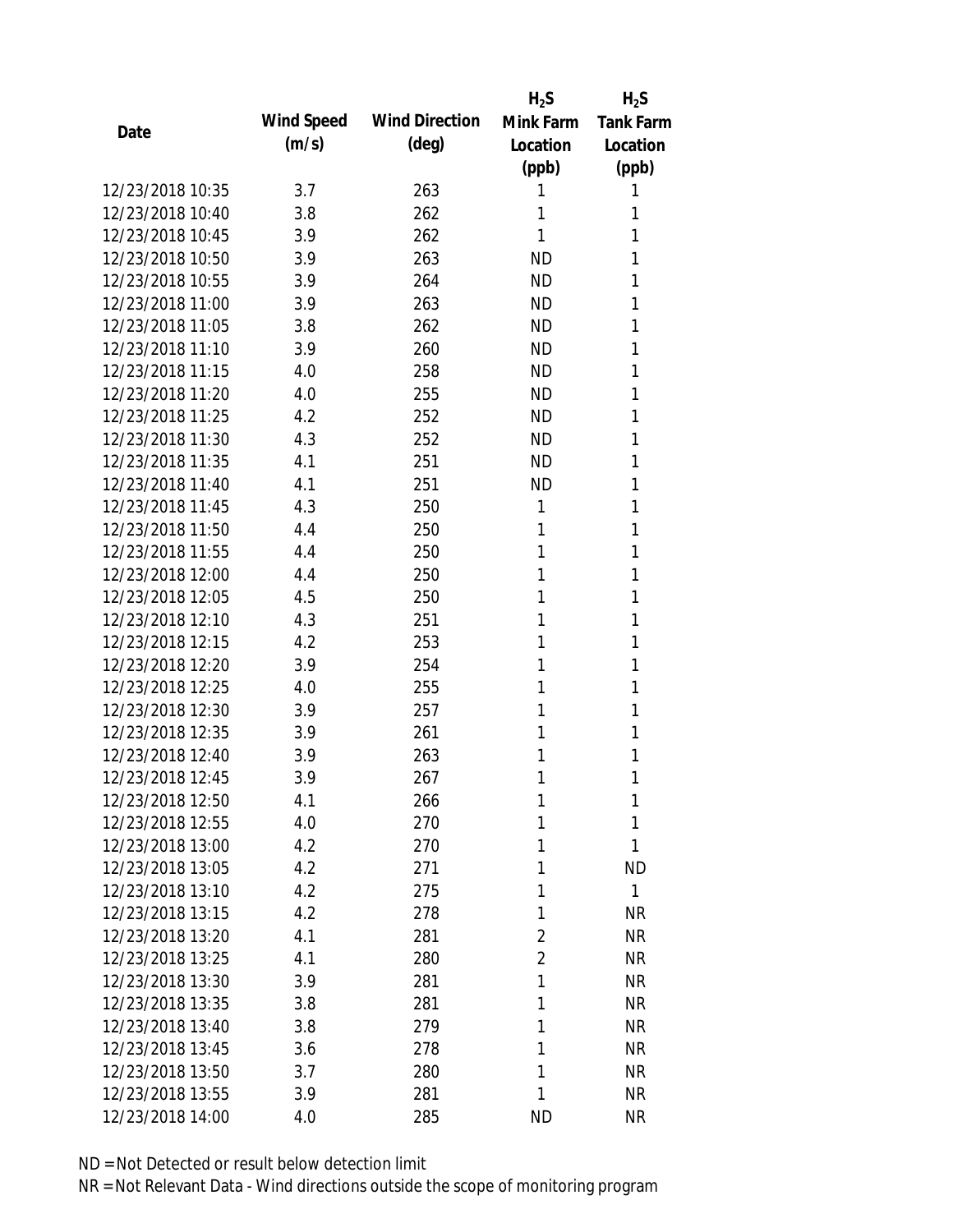| Date | Wind Speed (m/s) | Wind Direction (deg) | $H_2S$ Mink Farm Location (ppb) | $H_2S$ Tank Farm Location (ppb) |
|---|---|---|---|---|
| 12/23/2018 10:35 | 3.7 | 263 | 1 | 1 |
| 12/23/2018 10:40 | 3.8 | 262 | 1 | 1 |
| 12/23/2018 10:45 | 3.9 | 262 | 1 | 1 |
| 12/23/2018 10:50 | 3.9 | 263 | ND | 1 |
| 12/23/2018 10:55 | 3.9 | 264 | ND | 1 |
| 12/23/2018 11:00 | 3.9 | 263 | ND | 1 |
| 12/23/2018 11:05 | 3.8 | 262 | ND | 1 |
| 12/23/2018 11:10 | 3.9 | 260 | ND | 1 |
| 12/23/2018 11:15 | 4.0 | 258 | ND | 1 |
| 12/23/2018 11:20 | 4.0 | 255 | ND | 1 |
| 12/23/2018 11:25 | 4.2 | 252 | ND | 1 |
| 12/23/2018 11:30 | 4.3 | 252 | ND | 1 |
| 12/23/2018 11:35 | 4.1 | 251 | ND | 1 |
| 12/23/2018 11:40 | 4.1 | 251 | ND | 1 |
| 12/23/2018 11:45 | 4.3 | 250 | 1 | 1 |
| 12/23/2018 11:50 | 4.4 | 250 | 1 | 1 |
| 12/23/2018 11:55 | 4.4 | 250 | 1 | 1 |
| 12/23/2018 12:00 | 4.4 | 250 | 1 | 1 |
| 12/23/2018 12:05 | 4.5 | 250 | 1 | 1 |
| 12/23/2018 12:10 | 4.3 | 251 | 1 | 1 |
| 12/23/2018 12:15 | 4.2 | 253 | 1 | 1 |
| 12/23/2018 12:20 | 3.9 | 254 | 1 | 1 |
| 12/23/2018 12:25 | 4.0 | 255 | 1 | 1 |
| 12/23/2018 12:30 | 3.9 | 257 | 1 | 1 |
| 12/23/2018 12:35 | 3.9 | 261 | 1 | 1 |
| 12/23/2018 12:40 | 3.9 | 263 | 1 | 1 |
| 12/23/2018 12:45 | 3.9 | 267 | 1 | 1 |
| 12/23/2018 12:50 | 4.1 | 266 | 1 | 1 |
| 12/23/2018 12:55 | 4.0 | 270 | 1 | 1 |
| 12/23/2018 13:00 | 4.2 | 270 | 1 | 1 |
| 12/23/2018 13:05 | 4.2 | 271 | 1 | ND |
| 12/23/2018 13:10 | 4.2 | 275 | 1 | 1 |
| 12/23/2018 13:15 | 4.2 | 278 | 1 | NR |
| 12/23/2018 13:20 | 4.1 | 281 | 2 | NR |
| 12/23/2018 13:25 | 4.1 | 280 | 2 | NR |
| 12/23/2018 13:30 | 3.9 | 281 | 1 | NR |
| 12/23/2018 13:35 | 3.8 | 281 | 1 | NR |
| 12/23/2018 13:40 | 3.8 | 279 | 1 | NR |
| 12/23/2018 13:45 | 3.6 | 278 | 1 | NR |
| 12/23/2018 13:50 | 3.7 | 280 | 1 | NR |
| 12/23/2018 13:55 | 3.9 | 281 | 1 | NR |
| 12/23/2018 14:00 | 4.0 | 285 | ND | NR |

ND = Not Detected or result below detection limit

NR = Not Relevant Data - Wind directions outside the scope of monitoring program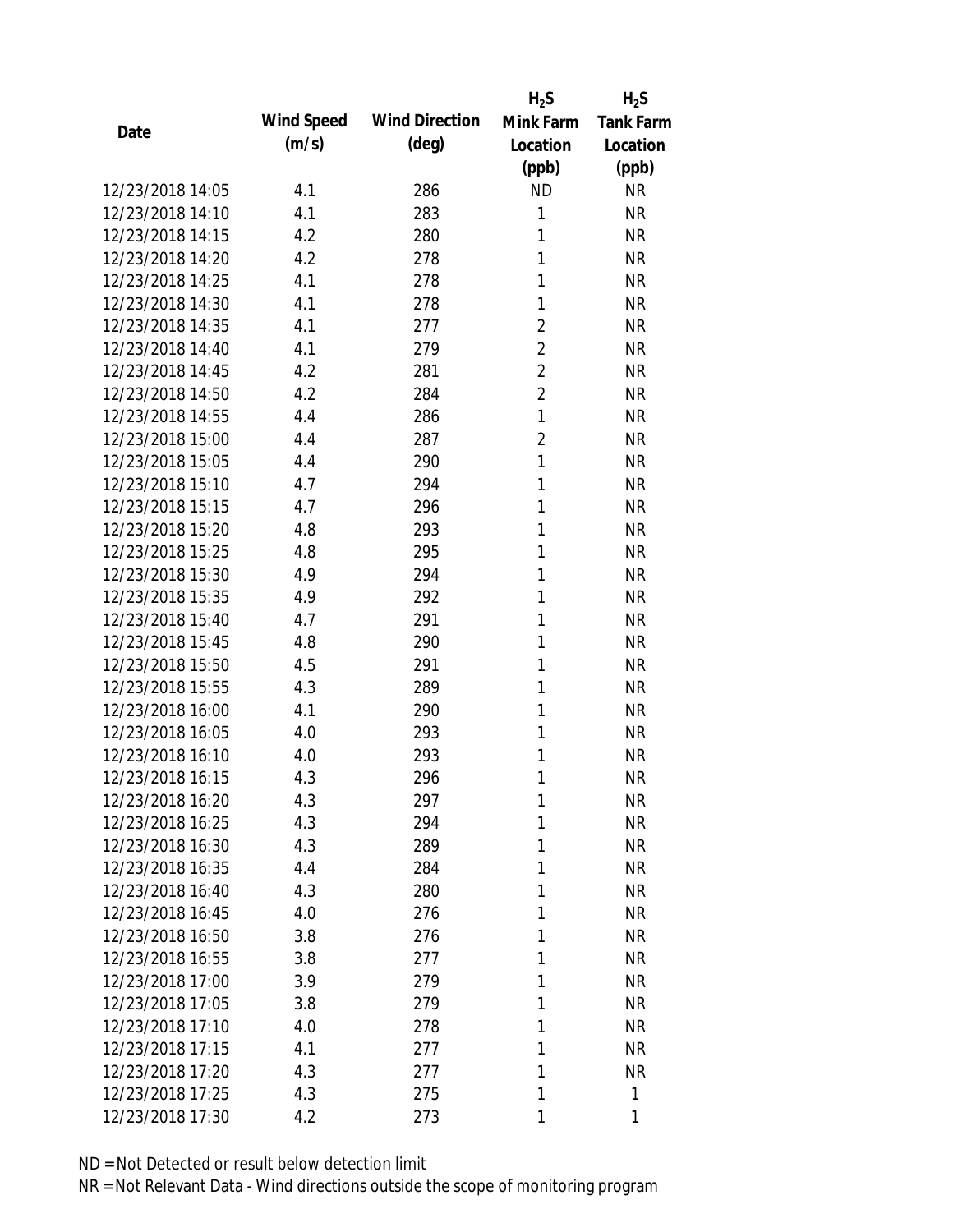| Date | Wind Speed (m/s) | Wind Direction (deg) | $H_2S$ Mink Farm Location (ppb) | $H_2S$ Tank Farm Location (ppb) |
|---|---|---|---|---|
| 12/23/2018 14:05 | 4.1 | 286 | ND | NR |
| 12/23/2018 14:10 | 4.1 | 283 | 1 | NR |
| 12/23/2018 14:15 | 4.2 | 280 | 1 | NR |
| 12/23/2018 14:20 | 4.2 | 278 | 1 | NR |
| 12/23/2018 14:25 | 4.1 | 278 | 1 | NR |
| 12/23/2018 14:30 | 4.1 | 278 | 1 | NR |
| 12/23/2018 14:35 | 4.1 | 277 | 2 | NR |
| 12/23/2018 14:40 | 4.1 | 279 | 2 | NR |
| 12/23/2018 14:45 | 4.2 | 281 | 2 | NR |
| 12/23/2018 14:50 | 4.2 | 284 | 2 | NR |
| 12/23/2018 14:55 | 4.4 | 286 | 1 | NR |
| 12/23/2018 15:00 | 4.4 | 287 | 2 | NR |
| 12/23/2018 15:05 | 4.4 | 290 | 1 | NR |
| 12/23/2018 15:10 | 4.7 | 294 | 1 | NR |
| 12/23/2018 15:15 | 4.7 | 296 | 1 | NR |
| 12/23/2018 15:20 | 4.8 | 293 | 1 | NR |
| 12/23/2018 15:25 | 4.8 | 295 | 1 | NR |
| 12/23/2018 15:30 | 4.9 | 294 | 1 | NR |
| 12/23/2018 15:35 | 4.9 | 292 | 1 | NR |
| 12/23/2018 15:40 | 4.7 | 291 | 1 | NR |
| 12/23/2018 15:45 | 4.8 | 290 | 1 | NR |
| 12/23/2018 15:50 | 4.5 | 291 | 1 | NR |
| 12/23/2018 15:55 | 4.3 | 289 | 1 | NR |
| 12/23/2018 16:00 | 4.1 | 290 | 1 | NR |
| 12/23/2018 16:05 | 4.0 | 293 | 1 | NR |
| 12/23/2018 16:10 | 4.0 | 293 | 1 | NR |
| 12/23/2018 16:15 | 4.3 | 296 | 1 | NR |
| 12/23/2018 16:20 | 4.3 | 297 | 1 | NR |
| 12/23/2018 16:25 | 4.3 | 294 | 1 | NR |
| 12/23/2018 16:30 | 4.3 | 289 | 1 | NR |
| 12/23/2018 16:35 | 4.4 | 284 | 1 | NR |
| 12/23/2018 16:40 | 4.3 | 280 | 1 | NR |
| 12/23/2018 16:45 | 4.0 | 276 | 1 | NR |
| 12/23/2018 16:50 | 3.8 | 276 | 1 | NR |
| 12/23/2018 16:55 | 3.8 | 277 | 1 | NR |
| 12/23/2018 17:00 | 3.9 | 279 | 1 | NR |
| 12/23/2018 17:05 | 3.8 | 279 | 1 | NR |
| 12/23/2018 17:10 | 4.0 | 278 | 1 | NR |
| 12/23/2018 17:15 | 4.1 | 277 | 1 | NR |
| 12/23/2018 17:20 | 4.3 | 277 | 1 | NR |
| 12/23/2018 17:25 | 4.3 | 275 | 1 | 1 |
| 12/23/2018 17:30 | 4.2 | 273 | 1 | 1 |

ND = Not Detected or result below detection limit

NR = Not Relevant Data - Wind directions outside the scope of monitoring program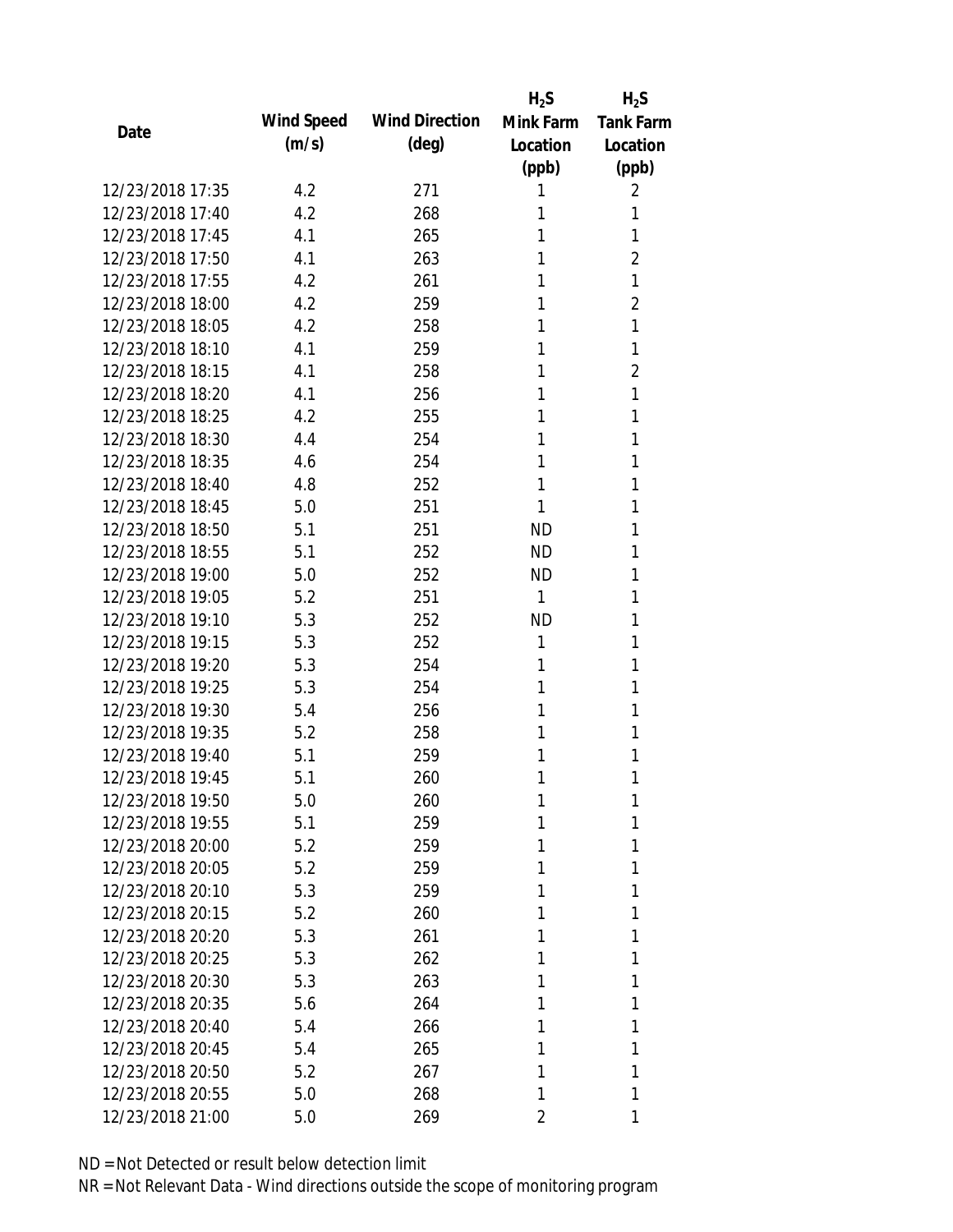| Date | Wind Speed (m/s) | Wind Direction (deg) | $H_2S$ Mink Farm Location (ppb) | $H_2S$ Tank Farm Location (ppb) |
|---|---|---|---|---|
| 12/23/2018 17:35 | 4.2 | 271 | 1 | 2 |
| 12/23/2018 17:40 | 4.2 | 268 | 1 | 1 |
| 12/23/2018 17:45 | 4.1 | 265 | 1 | 1 |
| 12/23/2018 17:50 | 4.1 | 263 | 1 | 2 |
| 12/23/2018 17:55 | 4.2 | 261 | 1 | 1 |
| 12/23/2018 18:00 | 4.2 | 259 | 1 | 2 |
| 12/23/2018 18:05 | 4.2 | 258 | 1 | 1 |
| 12/23/2018 18:10 | 4.1 | 259 | 1 | 1 |
| 12/23/2018 18:15 | 4.1 | 258 | 1 | 2 |
| 12/23/2018 18:20 | 4.1 | 256 | 1 | 1 |
| 12/23/2018 18:25 | 4.2 | 255 | 1 | 1 |
| 12/23/2018 18:30 | 4.4 | 254 | 1 | 1 |
| 12/23/2018 18:35 | 4.6 | 254 | 1 | 1 |
| 12/23/2018 18:40 | 4.8 | 252 | 1 | 1 |
| 12/23/2018 18:45 | 5.0 | 251 | 1 | 1 |
| 12/23/2018 18:50 | 5.1 | 251 | ND | 1 |
| 12/23/2018 18:55 | 5.1 | 252 | ND | 1 |
| 12/23/2018 19:00 | 5.0 | 252 | ND | 1 |
| 12/23/2018 19:05 | 5.2 | 251 | 1 | 1 |
| 12/23/2018 19:10 | 5.3 | 252 | ND | 1 |
| 12/23/2018 19:15 | 5.3 | 252 | 1 | 1 |
| 12/23/2018 19:20 | 5.3 | 254 | 1 | 1 |
| 12/23/2018 19:25 | 5.3 | 254 | 1 | 1 |
| 12/23/2018 19:30 | 5.4 | 256 | 1 | 1 |
| 12/23/2018 19:35 | 5.2 | 258 | 1 | 1 |
| 12/23/2018 19:40 | 5.1 | 259 | 1 | 1 |
| 12/23/2018 19:45 | 5.1 | 260 | 1 | 1 |
| 12/23/2018 19:50 | 5.0 | 260 | 1 | 1 |
| 12/23/2018 19:55 | 5.1 | 259 | 1 | 1 |
| 12/23/2018 20:00 | 5.2 | 259 | 1 | 1 |
| 12/23/2018 20:05 | 5.2 | 259 | 1 | 1 |
| 12/23/2018 20:10 | 5.3 | 259 | 1 | 1 |
| 12/23/2018 20:15 | 5.2 | 260 | 1 | 1 |
| 12/23/2018 20:20 | 5.3 | 261 | 1 | 1 |
| 12/23/2018 20:25 | 5.3 | 262 | 1 | 1 |
| 12/23/2018 20:30 | 5.3 | 263 | 1 | 1 |
| 12/23/2018 20:35 | 5.6 | 264 | 1 | 1 |
| 12/23/2018 20:40 | 5.4 | 266 | 1 | 1 |
| 12/23/2018 20:45 | 5.4 | 265 | 1 | 1 |
| 12/23/2018 20:50 | 5.2 | 267 | 1 | 1 |
| 12/23/2018 20:55 | 5.0 | 268 | 1 | 1 |
| 12/23/2018 21:00 | 5.0 | 269 | 2 | 1 |

ND = Not Detected or result below detection limit

NR = Not Relevant Data - Wind directions outside the scope of monitoring program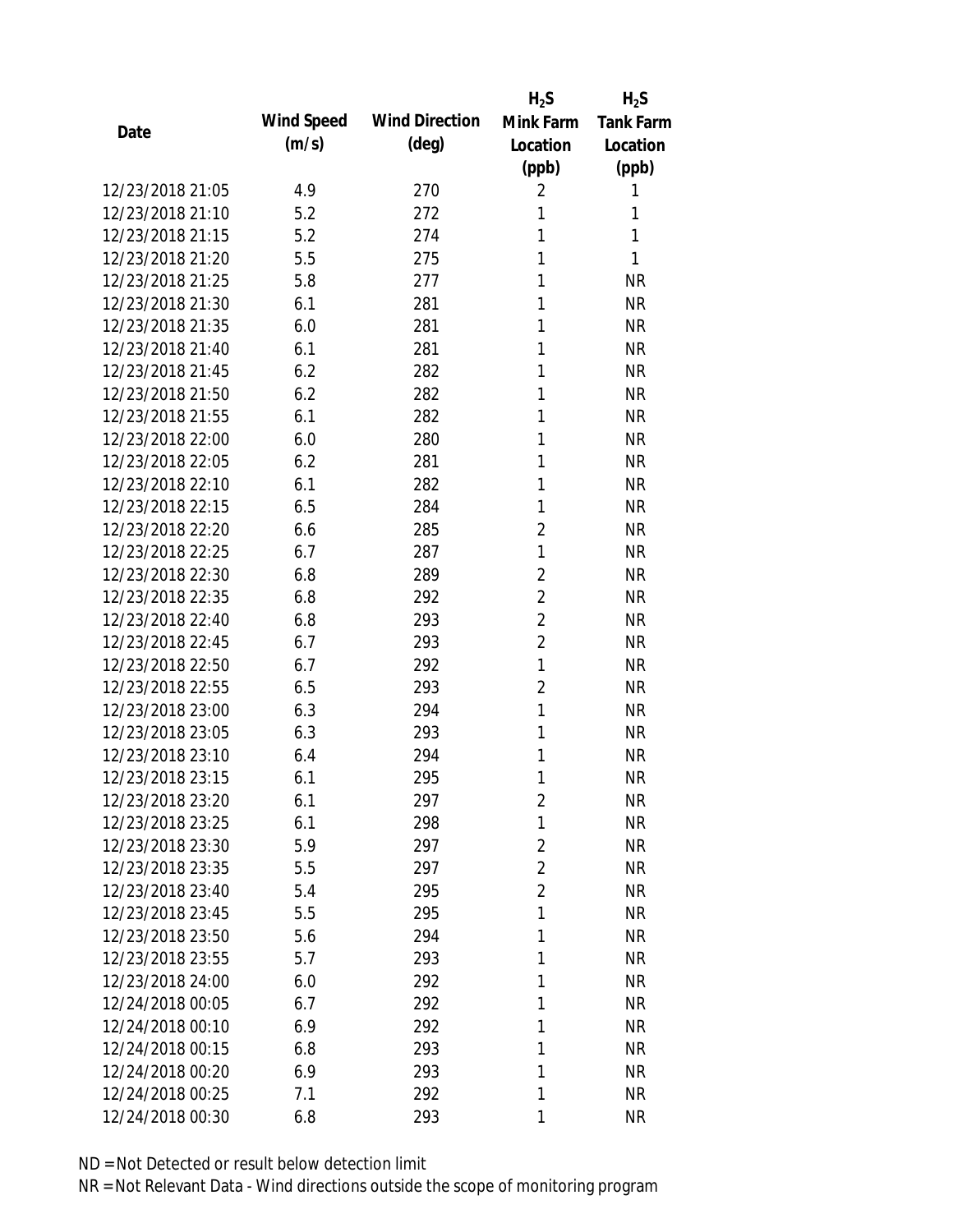| Date | Wind Speed (m/s) | Wind Direction (deg) | $H_2S$ Mink Farm Location (ppb) | $H_2S$ Tank Farm Location (ppb) |
|---|---|---|---|---|
| 12/23/2018 21:05 | 4.9 | 270 | 2 | 1 |
| 12/23/2018 21:10 | 5.2 | 272 | 1 | 1 |
| 12/23/2018 21:15 | 5.2 | 274 | 1 | 1 |
| 12/23/2018 21:20 | 5.5 | 275 | 1 | 1 |
| 12/23/2018 21:25 | 5.8 | 277 | 1 | NR |
| 12/23/2018 21:30 | 6.1 | 281 | 1 | NR |
| 12/23/2018 21:35 | 6.0 | 281 | 1 | NR |
| 12/23/2018 21:40 | 6.1 | 281 | 1 | NR |
| 12/23/2018 21:45 | 6.2 | 282 | 1 | NR |
| 12/23/2018 21:50 | 6.2 | 282 | 1 | NR |
| 12/23/2018 21:55 | 6.1 | 282 | 1 | NR |
| 12/23/2018 22:00 | 6.0 | 280 | 1 | NR |
| 12/23/2018 22:05 | 6.2 | 281 | 1 | NR |
| 12/23/2018 22:10 | 6.1 | 282 | 1 | NR |
| 12/23/2018 22:15 | 6.5 | 284 | 1 | NR |
| 12/23/2018 22:20 | 6.6 | 285 | 2 | NR |
| 12/23/2018 22:25 | 6.7 | 287 | 1 | NR |
| 12/23/2018 22:30 | 6.8 | 289 | 2 | NR |
| 12/23/2018 22:35 | 6.8 | 292 | 2 | NR |
| 12/23/2018 22:40 | 6.8 | 293 | 2 | NR |
| 12/23/2018 22:45 | 6.7 | 293 | 2 | NR |
| 12/23/2018 22:50 | 6.7 | 292 | 1 | NR |
| 12/23/2018 22:55 | 6.5 | 293 | 2 | NR |
| 12/23/2018 23:00 | 6.3 | 294 | 1 | NR |
| 12/23/2018 23:05 | 6.3 | 293 | 1 | NR |
| 12/23/2018 23:10 | 6.4 | 294 | 1 | NR |
| 12/23/2018 23:15 | 6.1 | 295 | 1 | NR |
| 12/23/2018 23:20 | 6.1 | 297 | 2 | NR |
| 12/23/2018 23:25 | 6.1 | 298 | 1 | NR |
| 12/23/2018 23:30 | 5.9 | 297 | 2 | NR |
| 12/23/2018 23:35 | 5.5 | 297 | 2 | NR |
| 12/23/2018 23:40 | 5.4 | 295 | 2 | NR |
| 12/23/2018 23:45 | 5.5 | 295 | 1 | NR |
| 12/23/2018 23:50 | 5.6 | 294 | 1 | NR |
| 12/23/2018 23:55 | 5.7 | 293 | 1 | NR |
| 12/23/2018 24:00 | 6.0 | 292 | 1 | NR |
| 12/24/2018 00:05 | 6.7 | 292 | 1 | NR |
| 12/24/2018 00:10 | 6.9 | 292 | 1 | NR |
| 12/24/2018 00:15 | 6.8 | 293 | 1 | NR |
| 12/24/2018 00:20 | 6.9 | 293 | 1 | NR |
| 12/24/2018 00:25 | 7.1 | 292 | 1 | NR |
| 12/24/2018 00:30 | 6.8 | 293 | 1 | NR |

ND = Not Detected or result below detection limit

NR = Not Relevant Data - Wind directions outside the scope of monitoring program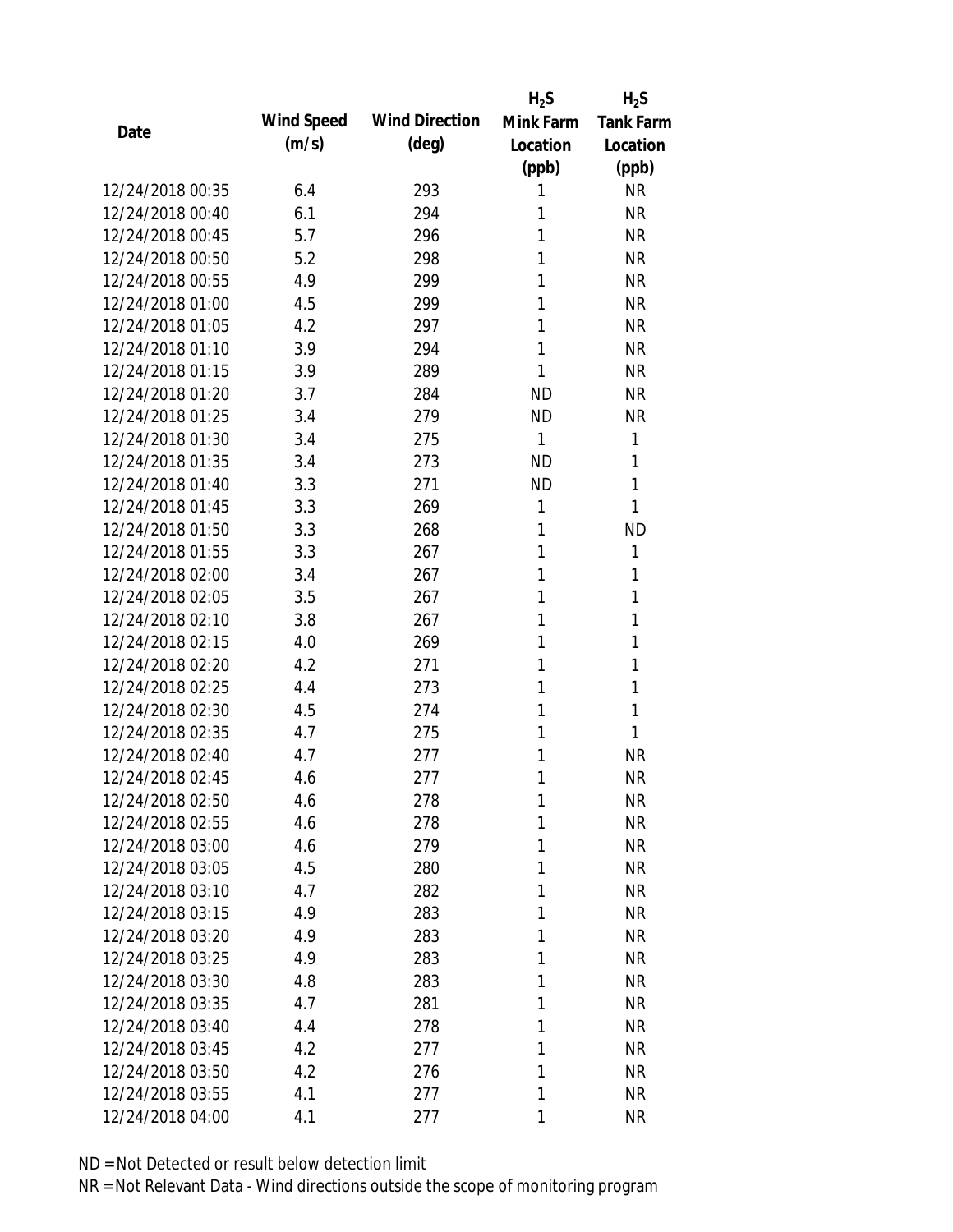| Date | Wind Speed (m/s) | Wind Direction (deg) | $H_2S$ Mink Farm Location (ppb) | $H_2S$ Tank Farm Location (ppb) |
|---|---|---|---|---|
| 12/24/2018 00:35 | 6.4 | 293 | 1 | NR |
| 12/24/2018 00:40 | 6.1 | 294 | 1 | NR |
| 12/24/2018 00:45 | 5.7 | 296 | 1 | NR |
| 12/24/2018 00:50 | 5.2 | 298 | 1 | NR |
| 12/24/2018 00:55 | 4.9 | 299 | 1 | NR |
| 12/24/2018 01:00 | 4.5 | 299 | 1 | NR |
| 12/24/2018 01:05 | 4.2 | 297 | 1 | NR |
| 12/24/2018 01:10 | 3.9 | 294 | 1 | NR |
| 12/24/2018 01:15 | 3.9 | 289 | 1 | NR |
| 12/24/2018 01:20 | 3.7 | 284 | ND | NR |
| 12/24/2018 01:25 | 3.4 | 279 | ND | NR |
| 12/24/2018 01:30 | 3.4 | 275 | 1 | 1 |
| 12/24/2018 01:35 | 3.4 | 273 | ND | 1 |
| 12/24/2018 01:40 | 3.3 | 271 | ND | 1 |
| 12/24/2018 01:45 | 3.3 | 269 | 1 | 1 |
| 12/24/2018 01:50 | 3.3 | 268 | 1 | ND |
| 12/24/2018 01:55 | 3.3 | 267 | 1 | 1 |
| 12/24/2018 02:00 | 3.4 | 267 | 1 | 1 |
| 12/24/2018 02:05 | 3.5 | 267 | 1 | 1 |
| 12/24/2018 02:10 | 3.8 | 267 | 1 | 1 |
| 12/24/2018 02:15 | 4.0 | 269 | 1 | 1 |
| 12/24/2018 02:20 | 4.2 | 271 | 1 | 1 |
| 12/24/2018 02:25 | 4.4 | 273 | 1 | 1 |
| 12/24/2018 02:30 | 4.5 | 274 | 1 | 1 |
| 12/24/2018 02:35 | 4.7 | 275 | 1 | 1 |
| 12/24/2018 02:40 | 4.7 | 277 | 1 | NR |
| 12/24/2018 02:45 | 4.6 | 277 | 1 | NR |
| 12/24/2018 02:50 | 4.6 | 278 | 1 | NR |
| 12/24/2018 02:55 | 4.6 | 278 | 1 | NR |
| 12/24/2018 03:00 | 4.6 | 279 | 1 | NR |
| 12/24/2018 03:05 | 4.5 | 280 | 1 | NR |
| 12/24/2018 03:10 | 4.7 | 282 | 1 | NR |
| 12/24/2018 03:15 | 4.9 | 283 | 1 | NR |
| 12/24/2018 03:20 | 4.9 | 283 | 1 | NR |
| 12/24/2018 03:25 | 4.9 | 283 | 1 | NR |
| 12/24/2018 03:30 | 4.8 | 283 | 1 | NR |
| 12/24/2018 03:35 | 4.7 | 281 | 1 | NR |
| 12/24/2018 03:40 | 4.4 | 278 | 1 | NR |
| 12/24/2018 03:45 | 4.2 | 277 | 1 | NR |
| 12/24/2018 03:50 | 4.2 | 276 | 1 | NR |
| 12/24/2018 03:55 | 4.1 | 277 | 1 | NR |
| 12/24/2018 04:00 | 4.1 | 277 | 1 | NR |

ND = Not Detected or result below detection limit

NR = Not Relevant Data - Wind directions outside the scope of monitoring program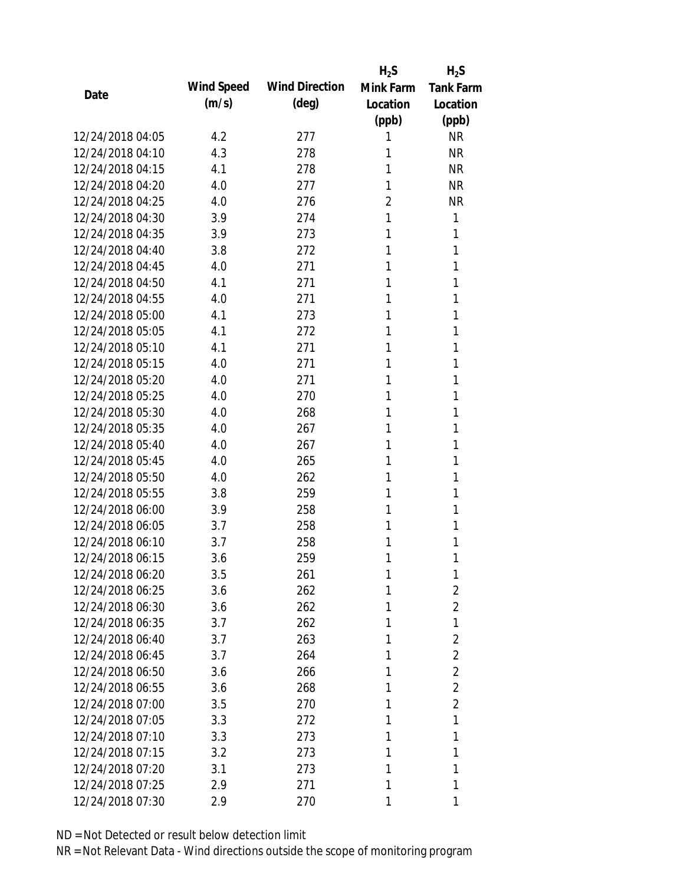| Date | Wind Speed (m/s) | Wind Direction (deg) | $H_2S$ Mink Farm Location (ppb) | $H_2S$ Tank Farm Location (ppb) |
|---|---|---|---|---|
| 12/24/2018 04:05 | 4.2 | 277 | 1 | NR |
| 12/24/2018 04:10 | 4.3 | 278 | 1 | NR |
| 12/24/2018 04:15 | 4.1 | 278 | 1 | NR |
| 12/24/2018 04:20 | 4.0 | 277 | 1 | NR |
| 12/24/2018 04:25 | 4.0 | 276 | 2 | NR |
| 12/24/2018 04:30 | 3.9 | 274 | 1 | 1 |
| 12/24/2018 04:35 | 3.9 | 273 | 1 | 1 |
| 12/24/2018 04:40 | 3.8 | 272 | 1 | 1 |
| 12/24/2018 04:45 | 4.0 | 271 | 1 | 1 |
| 12/24/2018 04:50 | 4.1 | 271 | 1 | 1 |
| 12/24/2018 04:55 | 4.0 | 271 | 1 | 1 |
| 12/24/2018 05:00 | 4.1 | 273 | 1 | 1 |
| 12/24/2018 05:05 | 4.1 | 272 | 1 | 1 |
| 12/24/2018 05:10 | 4.1 | 271 | 1 | 1 |
| 12/24/2018 05:15 | 4.0 | 271 | 1 | 1 |
| 12/24/2018 05:20 | 4.0 | 271 | 1 | 1 |
| 12/24/2018 05:25 | 4.0 | 270 | 1 | 1 |
| 12/24/2018 05:30 | 4.0 | 268 | 1 | 1 |
| 12/24/2018 05:35 | 4.0 | 267 | 1 | 1 |
| 12/24/2018 05:40 | 4.0 | 267 | 1 | 1 |
| 12/24/2018 05:45 | 4.0 | 265 | 1 | 1 |
| 12/24/2018 05:50 | 4.0 | 262 | 1 | 1 |
| 12/24/2018 05:55 | 3.8 | 259 | 1 | 1 |
| 12/24/2018 06:00 | 3.9 | 258 | 1 | 1 |
| 12/24/2018 06:05 | 3.7 | 258 | 1 | 1 |
| 12/24/2018 06:10 | 3.7 | 258 | 1 | 1 |
| 12/24/2018 06:15 | 3.6 | 259 | 1 | 1 |
| 12/24/2018 06:20 | 3.5 | 261 | 1 | 1 |
| 12/24/2018 06:25 | 3.6 | 262 | 1 | 2 |
| 12/24/2018 06:30 | 3.6 | 262 | 1 | 2 |
| 12/24/2018 06:35 | 3.7 | 262 | 1 | 1 |
| 12/24/2018 06:40 | 3.7 | 263 | 1 | 2 |
| 12/24/2018 06:45 | 3.7 | 264 | 1 | 2 |
| 12/24/2018 06:50 | 3.6 | 266 | 1 | 2 |
| 12/24/2018 06:55 | 3.6 | 268 | 1 | 2 |
| 12/24/2018 07:00 | 3.5 | 270 | 1 | 2 |
| 12/24/2018 07:05 | 3.3 | 272 | 1 | 1 |
| 12/24/2018 07:10 | 3.3 | 273 | 1 | 1 |
| 12/24/2018 07:15 | 3.2 | 273 | 1 | 1 |
| 12/24/2018 07:20 | 3.1 | 273 | 1 | 1 |
| 12/24/2018 07:25 | 2.9 | 271 | 1 | 1 |
| 12/24/2018 07:30 | 2.9 | 270 | 1 | 1 |

ND = Not Detected or result below detection limit

NR = Not Relevant Data - Wind directions outside the scope of monitoring program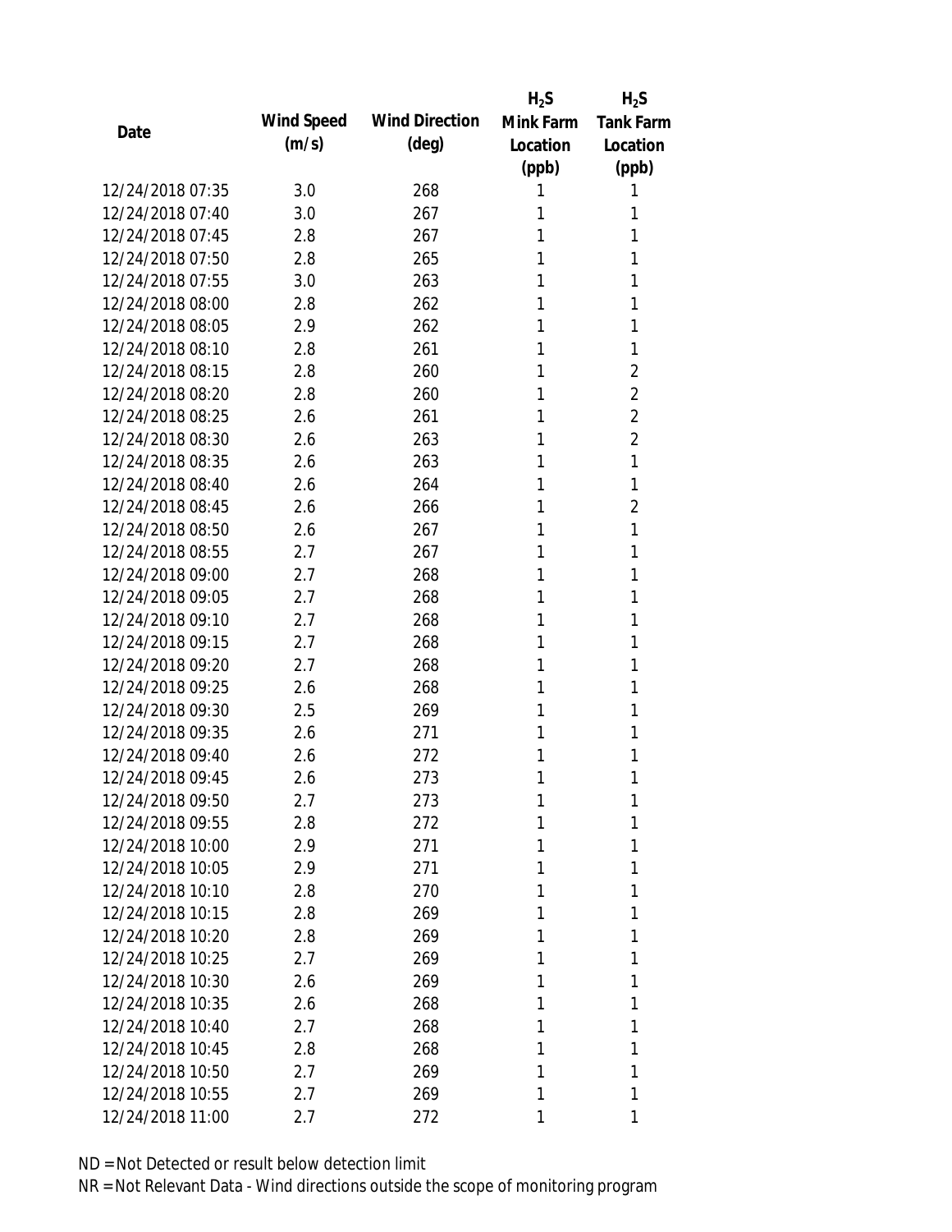| Date | Wind Speed (m/s) | Wind Direction (deg) | $H_2S$ Mink Farm Location (ppb) | $H_2S$ Tank Farm Location (ppb) |
|---|---|---|---|---|
| 12/24/2018 07:35 | 3.0 | 268 | 1 | 1 |
| 12/24/2018 07:40 | 3.0 | 267 | 1 | 1 |
| 12/24/2018 07:45 | 2.8 | 267 | 1 | 1 |
| 12/24/2018 07:50 | 2.8 | 265 | 1 | 1 |
| 12/24/2018 07:55 | 3.0 | 263 | 1 | 1 |
| 12/24/2018 08:00 | 2.8 | 262 | 1 | 1 |
| 12/24/2018 08:05 | 2.9 | 262 | 1 | 1 |
| 12/24/2018 08:10 | 2.8 | 261 | 1 | 1 |
| 12/24/2018 08:15 | 2.8 | 260 | 1 | 2 |
| 12/24/2018 08:20 | 2.8 | 260 | 1 | 2 |
| 12/24/2018 08:25 | 2.6 | 261 | 1 | 2 |
| 12/24/2018 08:30 | 2.6 | 263 | 1 | 2 |
| 12/24/2018 08:35 | 2.6 | 263 | 1 | 1 |
| 12/24/2018 08:40 | 2.6 | 264 | 1 | 1 |
| 12/24/2018 08:45 | 2.6 | 266 | 1 | 2 |
| 12/24/2018 08:50 | 2.6 | 267 | 1 | 1 |
| 12/24/2018 08:55 | 2.7 | 267 | 1 | 1 |
| 12/24/2018 09:00 | 2.7 | 268 | 1 | 1 |
| 12/24/2018 09:05 | 2.7 | 268 | 1 | 1 |
| 12/24/2018 09:10 | 2.7 | 268 | 1 | 1 |
| 12/24/2018 09:15 | 2.7 | 268 | 1 | 1 |
| 12/24/2018 09:20 | 2.7 | 268 | 1 | 1 |
| 12/24/2018 09:25 | 2.6 | 268 | 1 | 1 |
| 12/24/2018 09:30 | 2.5 | 269 | 1 | 1 |
| 12/24/2018 09:35 | 2.6 | 271 | 1 | 1 |
| 12/24/2018 09:40 | 2.6 | 272 | 1 | 1 |
| 12/24/2018 09:45 | 2.6 | 273 | 1 | 1 |
| 12/24/2018 09:50 | 2.7 | 273 | 1 | 1 |
| 12/24/2018 09:55 | 2.8 | 272 | 1 | 1 |
| 12/24/2018 10:00 | 2.9 | 271 | 1 | 1 |
| 12/24/2018 10:05 | 2.9 | 271 | 1 | 1 |
| 12/24/2018 10:10 | 2.8 | 270 | 1 | 1 |
| 12/24/2018 10:15 | 2.8 | 269 | 1 | 1 |
| 12/24/2018 10:20 | 2.8 | 269 | 1 | 1 |
| 12/24/2018 10:25 | 2.7 | 269 | 1 | 1 |
| 12/24/2018 10:30 | 2.6 | 269 | 1 | 1 |
| 12/24/2018 10:35 | 2.6 | 268 | 1 | 1 |
| 12/24/2018 10:40 | 2.7 | 268 | 1 | 1 |
| 12/24/2018 10:45 | 2.8 | 268 | 1 | 1 |
| 12/24/2018 10:50 | 2.7 | 269 | 1 | 1 |
| 12/24/2018 10:55 | 2.7 | 269 | 1 | 1 |
| 12/24/2018 11:00 | 2.7 | 272 | 1 | 1 |

ND = Not Detected or result below detection limit

NR = Not Relevant Data - Wind directions outside the scope of monitoring program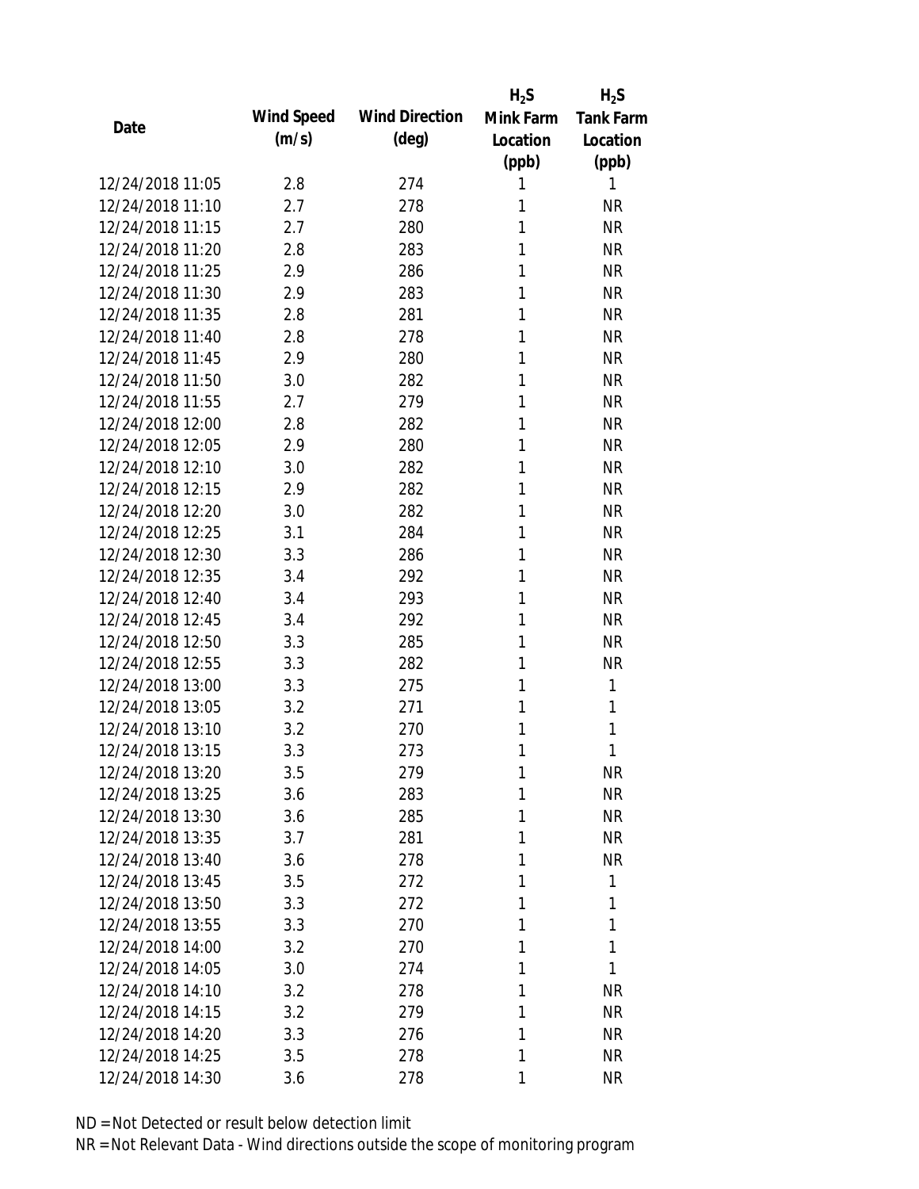| Date | Wind Speed (m/s) | Wind Direction (deg) | $H_2S$ Mink Farm Location (ppb) | $H_2S$ Tank Farm Location (ppb) |
|---|---|---|---|---|
| 12/24/2018 11:05 | 2.8 | 274 | 1 | 1 |
| 12/24/2018 11:10 | 2.7 | 278 | 1 | NR |
| 12/24/2018 11:15 | 2.7 | 280 | 1 | NR |
| 12/24/2018 11:20 | 2.8 | 283 | 1 | NR |
| 12/24/2018 11:25 | 2.9 | 286 | 1 | NR |
| 12/24/2018 11:30 | 2.9 | 283 | 1 | NR |
| 12/24/2018 11:35 | 2.8 | 281 | 1 | NR |
| 12/24/2018 11:40 | 2.8 | 278 | 1 | NR |
| 12/24/2018 11:45 | 2.9 | 280 | 1 | NR |
| 12/24/2018 11:50 | 3.0 | 282 | 1 | NR |
| 12/24/2018 11:55 | 2.7 | 279 | 1 | NR |
| 12/24/2018 12:00 | 2.8 | 282 | 1 | NR |
| 12/24/2018 12:05 | 2.9 | 280 | 1 | NR |
| 12/24/2018 12:10 | 3.0 | 282 | 1 | NR |
| 12/24/2018 12:15 | 2.9 | 282 | 1 | NR |
| 12/24/2018 12:20 | 3.0 | 282 | 1 | NR |
| 12/24/2018 12:25 | 3.1 | 284 | 1 | NR |
| 12/24/2018 12:30 | 3.3 | 286 | 1 | NR |
| 12/24/2018 12:35 | 3.4 | 292 | 1 | NR |
| 12/24/2018 12:40 | 3.4 | 293 | 1 | NR |
| 12/24/2018 12:45 | 3.4 | 292 | 1 | NR |
| 12/24/2018 12:50 | 3.3 | 285 | 1 | NR |
| 12/24/2018 12:55 | 3.3 | 282 | 1 | NR |
| 12/24/2018 13:00 | 3.3 | 275 | 1 | 1 |
| 12/24/2018 13:05 | 3.2 | 271 | 1 | 1 |
| 12/24/2018 13:10 | 3.2 | 270 | 1 | 1 |
| 12/24/2018 13:15 | 3.3 | 273 | 1 | 1 |
| 12/24/2018 13:20 | 3.5 | 279 | 1 | NR |
| 12/24/2018 13:25 | 3.6 | 283 | 1 | NR |
| 12/24/2018 13:30 | 3.6 | 285 | 1 | NR |
| 12/24/2018 13:35 | 3.7 | 281 | 1 | NR |
| 12/24/2018 13:40 | 3.6 | 278 | 1 | NR |
| 12/24/2018 13:45 | 3.5 | 272 | 1 | 1 |
| 12/24/2018 13:50 | 3.3 | 272 | 1 | 1 |
| 12/24/2018 13:55 | 3.3 | 270 | 1 | 1 |
| 12/24/2018 14:00 | 3.2 | 270 | 1 | 1 |
| 12/24/2018 14:05 | 3.0 | 274 | 1 | 1 |
| 12/24/2018 14:10 | 3.2 | 278 | 1 | NR |
| 12/24/2018 14:15 | 3.2 | 279 | 1 | NR |
| 12/24/2018 14:20 | 3.3 | 276 | 1 | NR |
| 12/24/2018 14:25 | 3.5 | 278 | 1 | NR |
| 12/24/2018 14:30 | 3.6 | 278 | 1 | NR |

ND = Not Detected or result below detection limit
NR = Not Relevant Data - Wind directions outside the scope of monitoring program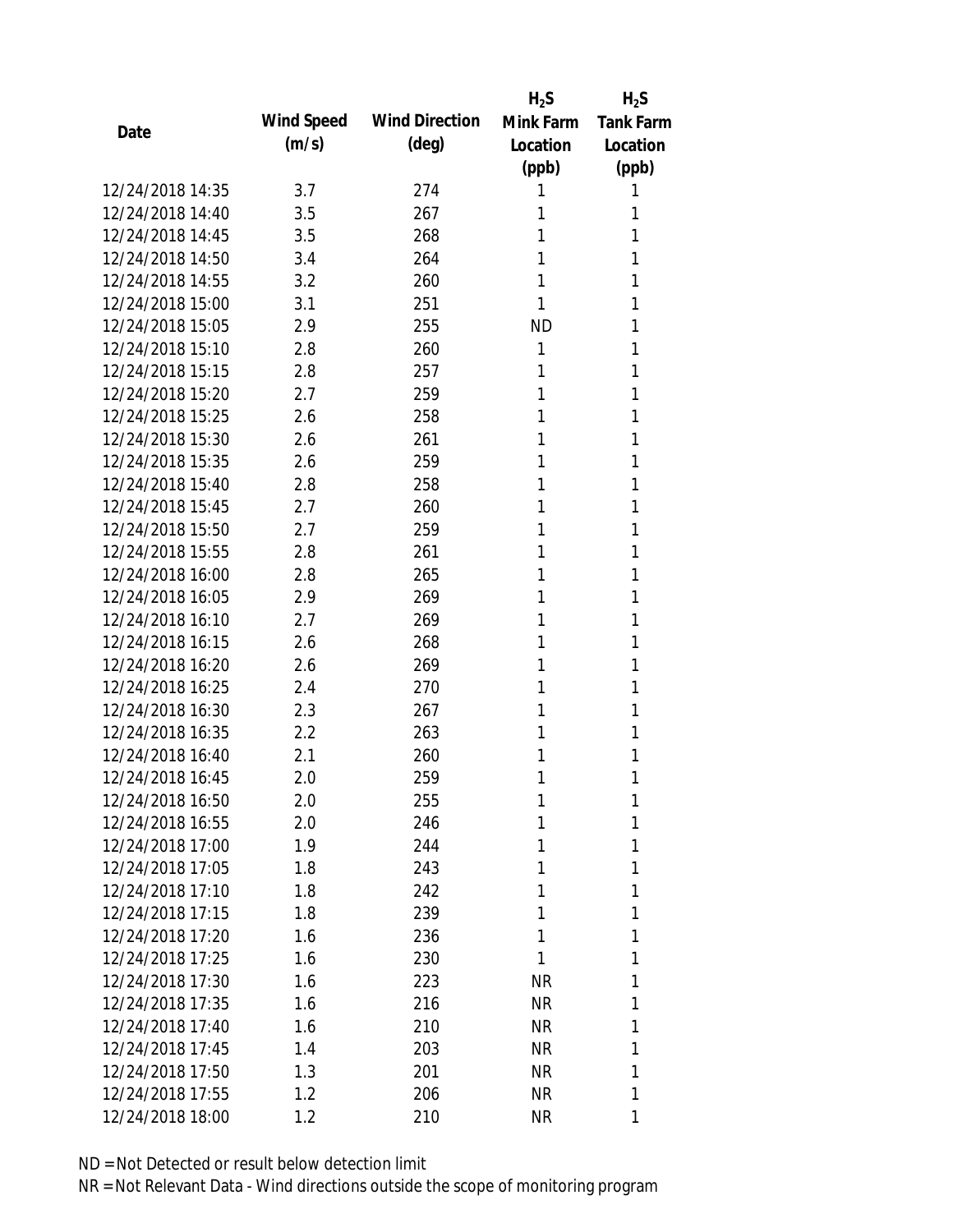| Date | Wind Speed (m/s) | Wind Direction (deg) | $H_2S$ Mink Farm Location (ppb) | $H_2S$ Tank Farm Location (ppb) |
|---|---|---|---|---|
| 12/24/2018 14:35 | 3.7 | 274 | 1 | 1 |
| 12/24/2018 14:40 | 3.5 | 267 | 1 | 1 |
| 12/24/2018 14:45 | 3.5 | 268 | 1 | 1 |
| 12/24/2018 14:50 | 3.4 | 264 | 1 | 1 |
| 12/24/2018 14:55 | 3.2 | 260 | 1 | 1 |
| 12/24/2018 15:00 | 3.1 | 251 | 1 | 1 |
| 12/24/2018 15:05 | 2.9 | 255 | ND | 1 |
| 12/24/2018 15:10 | 2.8 | 260 | 1 | 1 |
| 12/24/2018 15:15 | 2.8 | 257 | 1 | 1 |
| 12/24/2018 15:20 | 2.7 | 259 | 1 | 1 |
| 12/24/2018 15:25 | 2.6 | 258 | 1 | 1 |
| 12/24/2018 15:30 | 2.6 | 261 | 1 | 1 |
| 12/24/2018 15:35 | 2.6 | 259 | 1 | 1 |
| 12/24/2018 15:40 | 2.8 | 258 | 1 | 1 |
| 12/24/2018 15:45 | 2.7 | 260 | 1 | 1 |
| 12/24/2018 15:50 | 2.7 | 259 | 1 | 1 |
| 12/24/2018 15:55 | 2.8 | 261 | 1 | 1 |
| 12/24/2018 16:00 | 2.8 | 265 | 1 | 1 |
| 12/24/2018 16:05 | 2.9 | 269 | 1 | 1 |
| 12/24/2018 16:10 | 2.7 | 269 | 1 | 1 |
| 12/24/2018 16:15 | 2.6 | 268 | 1 | 1 |
| 12/24/2018 16:20 | 2.6 | 269 | 1 | 1 |
| 12/24/2018 16:25 | 2.4 | 270 | 1 | 1 |
| 12/24/2018 16:30 | 2.3 | 267 | 1 | 1 |
| 12/24/2018 16:35 | 2.2 | 263 | 1 | 1 |
| 12/24/2018 16:40 | 2.1 | 260 | 1 | 1 |
| 12/24/2018 16:45 | 2.0 | 259 | 1 | 1 |
| 12/24/2018 16:50 | 2.0 | 255 | 1 | 1 |
| 12/24/2018 16:55 | 2.0 | 246 | 1 | 1 |
| 12/24/2018 17:00 | 1.9 | 244 | 1 | 1 |
| 12/24/2018 17:05 | 1.8 | 243 | 1 | 1 |
| 12/24/2018 17:10 | 1.8 | 242 | 1 | 1 |
| 12/24/2018 17:15 | 1.8 | 239 | 1 | 1 |
| 12/24/2018 17:20 | 1.6 | 236 | 1 | 1 |
| 12/24/2018 17:25 | 1.6 | 230 | 1 | 1 |
| 12/24/2018 17:30 | 1.6 | 223 | NR | 1 |
| 12/24/2018 17:35 | 1.6 | 216 | NR | 1 |
| 12/24/2018 17:40 | 1.6 | 210 | NR | 1 |
| 12/24/2018 17:45 | 1.4 | 203 | NR | 1 |
| 12/24/2018 17:50 | 1.3 | 201 | NR | 1 |
| 12/24/2018 17:55 | 1.2 | 206 | NR | 1 |
| 12/24/2018 18:00 | 1.2 | 210 | NR | 1 |

ND = Not Detected or result below detection limit

NR = Not Relevant Data - Wind directions outside the scope of monitoring program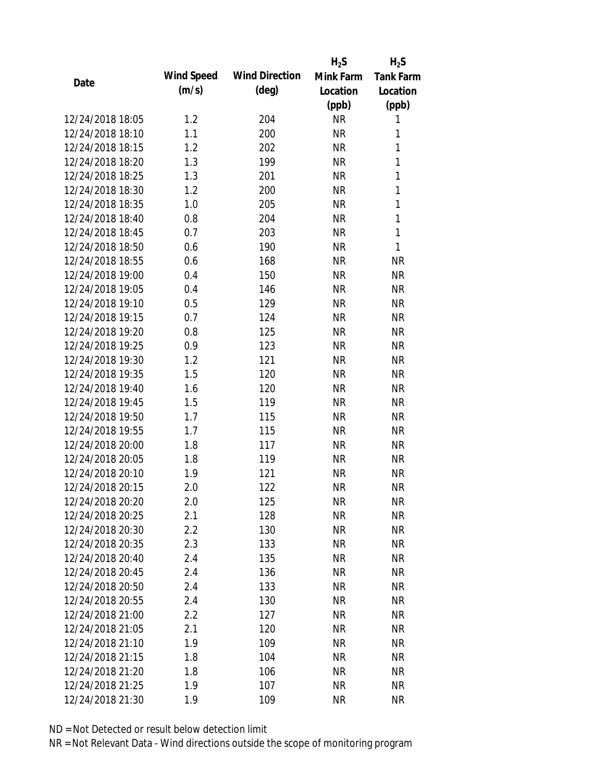| Date | Wind Speed (m/s) | Wind Direction (deg) | $H_2S$ Mink Farm Location (ppb) | $H_2S$ Tank Farm Location (ppb) |
|---|---|---|---|---|
| 12/24/2018 18:05 | 1.2 | 204 | NR | 1 |
| 12/24/2018 18:10 | 1.1 | 200 | NR | 1 |
| 12/24/2018 18:15 | 1.2 | 202 | NR | 1 |
| 12/24/2018 18:20 | 1.3 | 199 | NR | 1 |
| 12/24/2018 18:25 | 1.3 | 201 | NR | 1 |
| 12/24/2018 18:30 | 1.2 | 200 | NR | 1 |
| 12/24/2018 18:35 | 1.0 | 205 | NR | 1 |
| 12/24/2018 18:40 | 0.8 | 204 | NR | 1 |
| 12/24/2018 18:45 | 0.7 | 203 | NR | 1 |
| 12/24/2018 18:50 | 0.6 | 190 | NR | 1 |
| 12/24/2018 18:55 | 0.6 | 168 | NR | NR |
| 12/24/2018 19:00 | 0.4 | 150 | NR | NR |
| 12/24/2018 19:05 | 0.4 | 146 | NR | NR |
| 12/24/2018 19:10 | 0.5 | 129 | NR | NR |
| 12/24/2018 19:15 | 0.7 | 124 | NR | NR |
| 12/24/2018 19:20 | 0.8 | 125 | NR | NR |
| 12/24/2018 19:25 | 0.9 | 123 | NR | NR |
| 12/24/2018 19:30 | 1.2 | 121 | NR | NR |
| 12/24/2018 19:35 | 1.5 | 120 | NR | NR |
| 12/24/2018 19:40 | 1.6 | 120 | NR | NR |
| 12/24/2018 19:45 | 1.5 | 119 | NR | NR |
| 12/24/2018 19:50 | 1.7 | 115 | NR | NR |
| 12/24/2018 19:55 | 1.7 | 115 | NR | NR |
| 12/24/2018 20:00 | 1.8 | 117 | NR | NR |
| 12/24/2018 20:05 | 1.8 | 119 | NR | NR |
| 12/24/2018 20:10 | 1.9 | 121 | NR | NR |
| 12/24/2018 20:15 | 2.0 | 122 | NR | NR |
| 12/24/2018 20:20 | 2.0 | 125 | NR | NR |
| 12/24/2018 20:25 | 2.1 | 128 | NR | NR |
| 12/24/2018 20:30 | 2.2 | 130 | NR | NR |
| 12/24/2018 20:35 | 2.3 | 133 | NR | NR |
| 12/24/2018 20:40 | 2.4 | 135 | NR | NR |
| 12/24/2018 20:45 | 2.4 | 136 | NR | NR |
| 12/24/2018 20:50 | 2.4 | 133 | NR | NR |
| 12/24/2018 20:55 | 2.4 | 130 | NR | NR |
| 12/24/2018 21:00 | 2.2 | 127 | NR | NR |
| 12/24/2018 21:05 | 2.1 | 120 | NR | NR |
| 12/24/2018 21:10 | 1.9 | 109 | NR | NR |
| 12/24/2018 21:15 | 1.8 | 104 | NR | NR |
| 12/24/2018 21:20 | 1.8 | 106 | NR | NR |
| 12/24/2018 21:25 | 1.9 | 107 | NR | NR |
| 12/24/2018 21:30 | 1.9 | 109 | NR | NR |

ND = Not Detected or result below detection limit

NR = Not Relevant Data - Wind directions outside the scope of monitoring program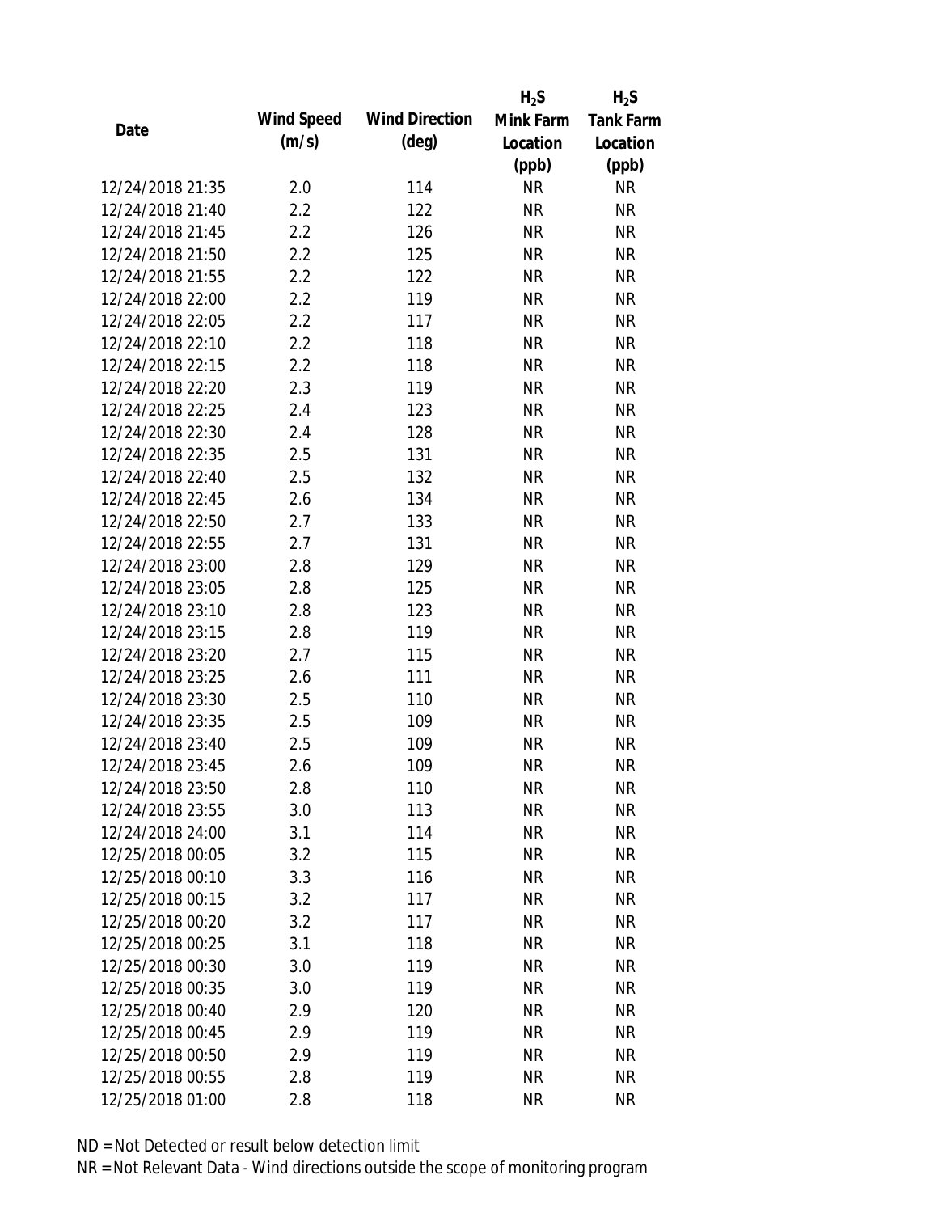| Date | Wind Speed (m/s) | Wind Direction (deg) | $H_2S$ Mink Farm Location (ppb) | $H_2S$ Tank Farm Location (ppb) |
|---|---|---|---|---|
| 12/24/2018 21:35 | 2.0 | 114 | NR | NR |
| 12/24/2018 21:40 | 2.2 | 122 | NR | NR |
| 12/24/2018 21:45 | 2.2 | 126 | NR | NR |
| 12/24/2018 21:50 | 2.2 | 125 | NR | NR |
| 12/24/2018 21:55 | 2.2 | 122 | NR | NR |
| 12/24/2018 22:00 | 2.2 | 119 | NR | NR |
| 12/24/2018 22:05 | 2.2 | 117 | NR | NR |
| 12/24/2018 22:10 | 2.2 | 118 | NR | NR |
| 12/24/2018 22:15 | 2.2 | 118 | NR | NR |
| 12/24/2018 22:20 | 2.3 | 119 | NR | NR |
| 12/24/2018 22:25 | 2.4 | 123 | NR | NR |
| 12/24/2018 22:30 | 2.4 | 128 | NR | NR |
| 12/24/2018 22:35 | 2.5 | 131 | NR | NR |
| 12/24/2018 22:40 | 2.5 | 132 | NR | NR |
| 12/24/2018 22:45 | 2.6 | 134 | NR | NR |
| 12/24/2018 22:50 | 2.7 | 133 | NR | NR |
| 12/24/2018 22:55 | 2.7 | 131 | NR | NR |
| 12/24/2018 23:00 | 2.8 | 129 | NR | NR |
| 12/24/2018 23:05 | 2.8 | 125 | NR | NR |
| 12/24/2018 23:10 | 2.8 | 123 | NR | NR |
| 12/24/2018 23:15 | 2.8 | 119 | NR | NR |
| 12/24/2018 23:20 | 2.7 | 115 | NR | NR |
| 12/24/2018 23:25 | 2.6 | 111 | NR | NR |
| 12/24/2018 23:30 | 2.5 | 110 | NR | NR |
| 12/24/2018 23:35 | 2.5 | 109 | NR | NR |
| 12/24/2018 23:40 | 2.5 | 109 | NR | NR |
| 12/24/2018 23:45 | 2.6 | 109 | NR | NR |
| 12/24/2018 23:50 | 2.8 | 110 | NR | NR |
| 12/24/2018 23:55 | 3.0 | 113 | NR | NR |
| 12/24/2018 24:00 | 3.1 | 114 | NR | NR |
| 12/25/2018 00:05 | 3.2 | 115 | NR | NR |
| 12/25/2018 00:10 | 3.3 | 116 | NR | NR |
| 12/25/2018 00:15 | 3.2 | 117 | NR | NR |
| 12/25/2018 00:20 | 3.2 | 117 | NR | NR |
| 12/25/2018 00:25 | 3.1 | 118 | NR | NR |
| 12/25/2018 00:30 | 3.0 | 119 | NR | NR |
| 12/25/2018 00:35 | 3.0 | 119 | NR | NR |
| 12/25/2018 00:40 | 2.9 | 120 | NR | NR |
| 12/25/2018 00:45 | 2.9 | 119 | NR | NR |
| 12/25/2018 00:50 | 2.9 | 119 | NR | NR |
| 12/25/2018 00:55 | 2.8 | 119 | NR | NR |
| 12/25/2018 01:00 | 2.8 | 118 | NR | NR |

ND = Not Detected or result below detection limit

NR = Not Relevant Data - Wind directions outside the scope of monitoring program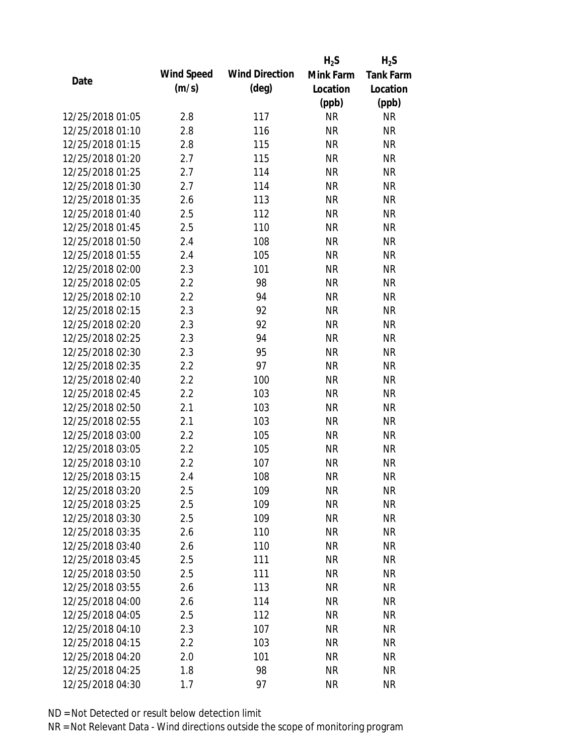| Date | Wind Speed (m/s) | Wind Direction (deg) | $H_2S$ Mink Farm Location (ppb) | $H_2S$ Tank Farm Location (ppb) |
|---|---|---|---|---|
| 12/25/2018 01:05 | 2.8 | 117 | NR | NR |
| 12/25/2018 01:10 | 2.8 | 116 | NR | NR |
| 12/25/2018 01:15 | 2.8 | 115 | NR | NR |
| 12/25/2018 01:20 | 2.7 | 115 | NR | NR |
| 12/25/2018 01:25 | 2.7 | 114 | NR | NR |
| 12/25/2018 01:30 | 2.7 | 114 | NR | NR |
| 12/25/2018 01:35 | 2.6 | 113 | NR | NR |
| 12/25/2018 01:40 | 2.5 | 112 | NR | NR |
| 12/25/2018 01:45 | 2.5 | 110 | NR | NR |
| 12/25/2018 01:50 | 2.4 | 108 | NR | NR |
| 12/25/2018 01:55 | 2.4 | 105 | NR | NR |
| 12/25/2018 02:00 | 2.3 | 101 | NR | NR |
| 12/25/2018 02:05 | 2.2 | 98 | NR | NR |
| 12/25/2018 02:10 | 2.2 | 94 | NR | NR |
| 12/25/2018 02:15 | 2.3 | 92 | NR | NR |
| 12/25/2018 02:20 | 2.3 | 92 | NR | NR |
| 12/25/2018 02:25 | 2.3 | 94 | NR | NR |
| 12/25/2018 02:30 | 2.3 | 95 | NR | NR |
| 12/25/2018 02:35 | 2.2 | 97 | NR | NR |
| 12/25/2018 02:40 | 2.2 | 100 | NR | NR |
| 12/25/2018 02:45 | 2.2 | 103 | NR | NR |
| 12/25/2018 02:50 | 2.1 | 103 | NR | NR |
| 12/25/2018 02:55 | 2.1 | 103 | NR | NR |
| 12/25/2018 03:00 | 2.2 | 105 | NR | NR |
| 12/25/2018 03:05 | 2.2 | 105 | NR | NR |
| 12/25/2018 03:10 | 2.2 | 107 | NR | NR |
| 12/25/2018 03:15 | 2.4 | 108 | NR | NR |
| 12/25/2018 03:20 | 2.5 | 109 | NR | NR |
| 12/25/2018 03:25 | 2.5 | 109 | NR | NR |
| 12/25/2018 03:30 | 2.5 | 109 | NR | NR |
| 12/25/2018 03:35 | 2.6 | 110 | NR | NR |
| 12/25/2018 03:40 | 2.6 | 110 | NR | NR |
| 12/25/2018 03:45 | 2.5 | 111 | NR | NR |
| 12/25/2018 03:50 | 2.5 | 111 | NR | NR |
| 12/25/2018 03:55 | 2.6 | 113 | NR | NR |
| 12/25/2018 04:00 | 2.6 | 114 | NR | NR |
| 12/25/2018 04:05 | 2.5 | 112 | NR | NR |
| 12/25/2018 04:10 | 2.3 | 107 | NR | NR |
| 12/25/2018 04:15 | 2.2 | 103 | NR | NR |
| 12/25/2018 04:20 | 2.0 | 101 | NR | NR |
| 12/25/2018 04:25 | 1.8 | 98 | NR | NR |
| 12/25/2018 04:30 | 1.7 | 97 | NR | NR |

ND = Not Detected or result below detection limit

NR = Not Relevant Data - Wind directions outside the scope of monitoring program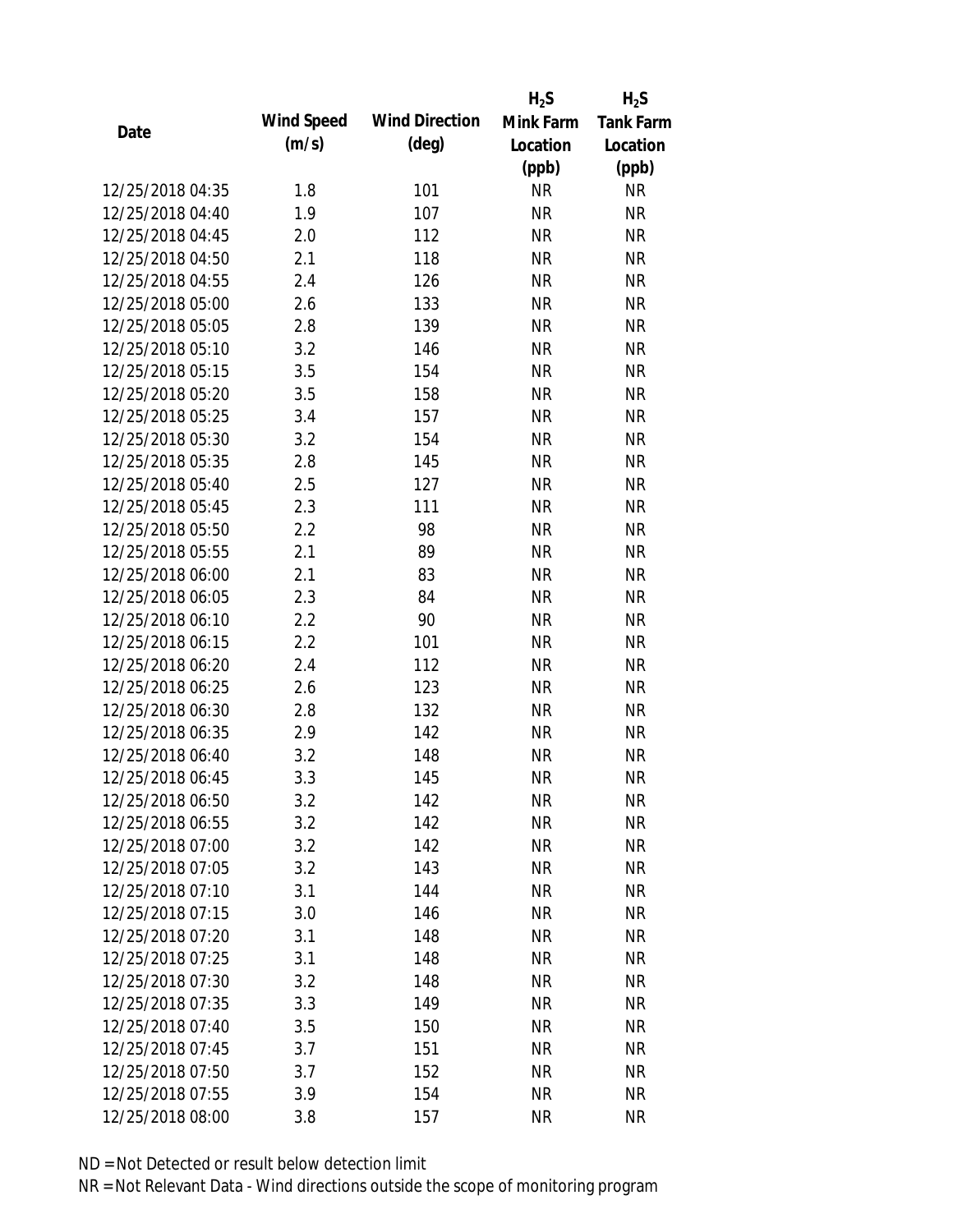| Date | Wind Speed (m/s) | Wind Direction (deg) | $H_2S$ Mink Farm Location (ppb) | $H_2S$ Tank Farm Location (ppb) |
|---|---|---|---|---|
| 12/25/2018 04:35 | 1.8 | 101 | NR | NR |
| 12/25/2018 04:40 | 1.9 | 107 | NR | NR |
| 12/25/2018 04:45 | 2.0 | 112 | NR | NR |
| 12/25/2018 04:50 | 2.1 | 118 | NR | NR |
| 12/25/2018 04:55 | 2.4 | 126 | NR | NR |
| 12/25/2018 05:00 | 2.6 | 133 | NR | NR |
| 12/25/2018 05:05 | 2.8 | 139 | NR | NR |
| 12/25/2018 05:10 | 3.2 | 146 | NR | NR |
| 12/25/2018 05:15 | 3.5 | 154 | NR | NR |
| 12/25/2018 05:20 | 3.5 | 158 | NR | NR |
| 12/25/2018 05:25 | 3.4 | 157 | NR | NR |
| 12/25/2018 05:30 | 3.2 | 154 | NR | NR |
| 12/25/2018 05:35 | 2.8 | 145 | NR | NR |
| 12/25/2018 05:40 | 2.5 | 127 | NR | NR |
| 12/25/2018 05:45 | 2.3 | 111 | NR | NR |
| 12/25/2018 05:50 | 2.2 | 98 | NR | NR |
| 12/25/2018 05:55 | 2.1 | 89 | NR | NR |
| 12/25/2018 06:00 | 2.1 | 83 | NR | NR |
| 12/25/2018 06:05 | 2.3 | 84 | NR | NR |
| 12/25/2018 06:10 | 2.2 | 90 | NR | NR |
| 12/25/2018 06:15 | 2.2 | 101 | NR | NR |
| 12/25/2018 06:20 | 2.4 | 112 | NR | NR |
| 12/25/2018 06:25 | 2.6 | 123 | NR | NR |
| 12/25/2018 06:30 | 2.8 | 132 | NR | NR |
| 12/25/2018 06:35 | 2.9 | 142 | NR | NR |
| 12/25/2018 06:40 | 3.2 | 148 | NR | NR |
| 12/25/2018 06:45 | 3.3 | 145 | NR | NR |
| 12/25/2018 06:50 | 3.2 | 142 | NR | NR |
| 12/25/2018 06:55 | 3.2 | 142 | NR | NR |
| 12/25/2018 07:00 | 3.2 | 142 | NR | NR |
| 12/25/2018 07:05 | 3.2 | 143 | NR | NR |
| 12/25/2018 07:10 | 3.1 | 144 | NR | NR |
| 12/25/2018 07:15 | 3.0 | 146 | NR | NR |
| 12/25/2018 07:20 | 3.1 | 148 | NR | NR |
| 12/25/2018 07:25 | 3.1 | 148 | NR | NR |
| 12/25/2018 07:30 | 3.2 | 148 | NR | NR |
| 12/25/2018 07:35 | 3.3 | 149 | NR | NR |
| 12/25/2018 07:40 | 3.5 | 150 | NR | NR |
| 12/25/2018 07:45 | 3.7 | 151 | NR | NR |
| 12/25/2018 07:50 | 3.7 | 152 | NR | NR |
| 12/25/2018 07:55 | 3.9 | 154 | NR | NR |
| 12/25/2018 08:00 | 3.8 | 157 | NR | NR |

ND = Not Detected or result below detection limit

NR = Not Relevant Data - Wind directions outside the scope of monitoring program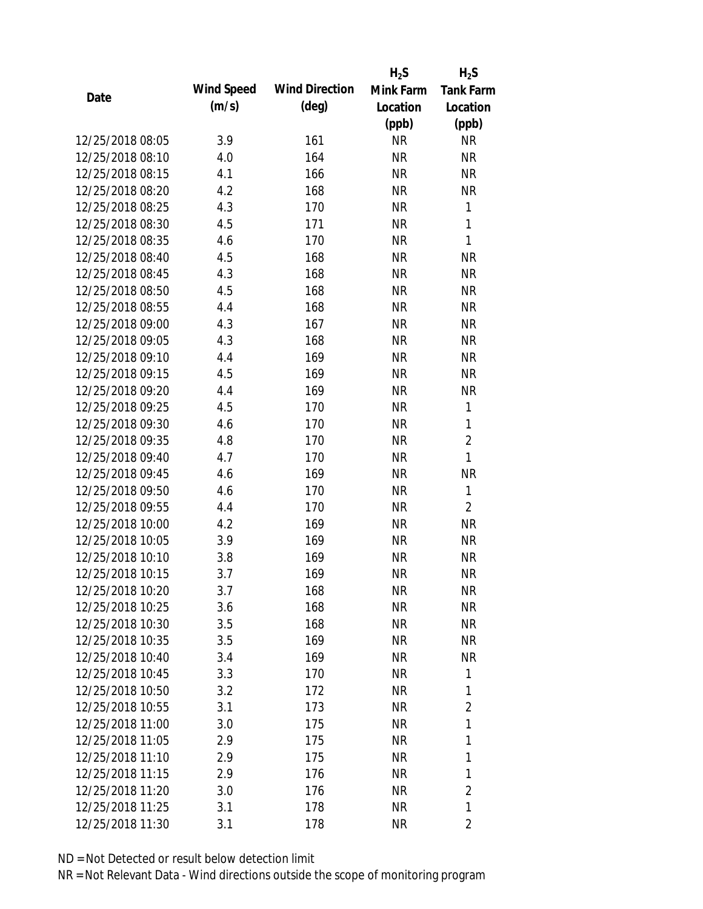| Date | Wind Speed (m/s) | Wind Direction (deg) | $H_2S$ Mink Farm Location (ppb) | $H_2S$ Tank Farm Location (ppb) |
|---|---|---|---|---|
| 12/25/2018 08:05 | 3.9 | 161 | NR | NR |
| 12/25/2018 08:10 | 4.0 | 164 | NR | NR |
| 12/25/2018 08:15 | 4.1 | 166 | NR | NR |
| 12/25/2018 08:20 | 4.2 | 168 | NR | NR |
| 12/25/2018 08:25 | 4.3 | 170 | NR | 1 |
| 12/25/2018 08:30 | 4.5 | 171 | NR | 1 |
| 12/25/2018 08:35 | 4.6 | 170 | NR | 1 |
| 12/25/2018 08:40 | 4.5 | 168 | NR | NR |
| 12/25/2018 08:45 | 4.3 | 168 | NR | NR |
| 12/25/2018 08:50 | 4.5 | 168 | NR | NR |
| 12/25/2018 08:55 | 4.4 | 168 | NR | NR |
| 12/25/2018 09:00 | 4.3 | 167 | NR | NR |
| 12/25/2018 09:05 | 4.3 | 168 | NR | NR |
| 12/25/2018 09:10 | 4.4 | 169 | NR | NR |
| 12/25/2018 09:15 | 4.5 | 169 | NR | NR |
| 12/25/2018 09:20 | 4.4 | 169 | NR | NR |
| 12/25/2018 09:25 | 4.5 | 170 | NR | 1 |
| 12/25/2018 09:30 | 4.6 | 170 | NR | 1 |
| 12/25/2018 09:35 | 4.8 | 170 | NR | 2 |
| 12/25/2018 09:40 | 4.7 | 170 | NR | 1 |
| 12/25/2018 09:45 | 4.6 | 169 | NR | NR |
| 12/25/2018 09:50 | 4.6 | 170 | NR | 1 |
| 12/25/2018 09:55 | 4.4 | 170 | NR | 2 |
| 12/25/2018 10:00 | 4.2 | 169 | NR | NR |
| 12/25/2018 10:05 | 3.9 | 169 | NR | NR |
| 12/25/2018 10:10 | 3.8 | 169 | NR | NR |
| 12/25/2018 10:15 | 3.7 | 169 | NR | NR |
| 12/25/2018 10:20 | 3.7 | 168 | NR | NR |
| 12/25/2018 10:25 | 3.6 | 168 | NR | NR |
| 12/25/2018 10:30 | 3.5 | 168 | NR | NR |
| 12/25/2018 10:35 | 3.5 | 169 | NR | NR |
| 12/25/2018 10:40 | 3.4 | 169 | NR | NR |
| 12/25/2018 10:45 | 3.3 | 170 | NR | 1 |
| 12/25/2018 10:50 | 3.2 | 172 | NR | 1 |
| 12/25/2018 10:55 | 3.1 | 173 | NR | 2 |
| 12/25/2018 11:00 | 3.0 | 175 | NR | 1 |
| 12/25/2018 11:05 | 2.9 | 175 | NR | 1 |
| 12/25/2018 11:10 | 2.9 | 175 | NR | 1 |
| 12/25/2018 11:15 | 2.9 | 176 | NR | 1 |
| 12/25/2018 11:20 | 3.0 | 176 | NR | 2 |
| 12/25/2018 11:25 | 3.1 | 178 | NR | 1 |
| 12/25/2018 11:30 | 3.1 | 178 | NR | 2 |

ND = Not Detected or result below detection limit

NR = Not Relevant Data - Wind directions outside the scope of monitoring program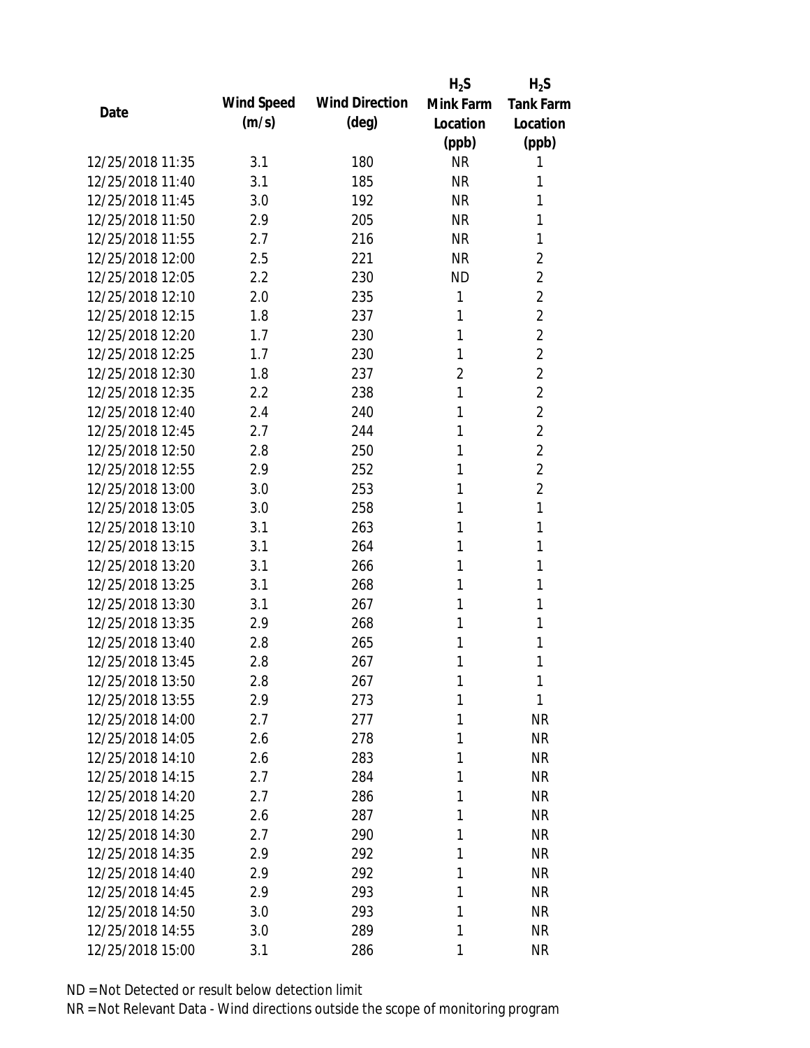| Date | Wind Speed (m/s) | Wind Direction (deg) | $H_2S$ Mink Farm Location (ppb) | $H_2S$ Tank Farm Location (ppb) |
|---|---|---|---|---|
| 12/25/2018 11:35 | 3.1 | 180 | NR | 1 |
| 12/25/2018 11:40 | 3.1 | 185 | NR | 1 |
| 12/25/2018 11:45 | 3.0 | 192 | NR | 1 |
| 12/25/2018 11:50 | 2.9 | 205 | NR | 1 |
| 12/25/2018 11:55 | 2.7 | 216 | NR | 1 |
| 12/25/2018 12:00 | 2.5 | 221 | NR | 2 |
| 12/25/2018 12:05 | 2.2 | 230 | ND | 2 |
| 12/25/2018 12:10 | 2.0 | 235 | 1 | 2 |
| 12/25/2018 12:15 | 1.8 | 237 | 1 | 2 |
| 12/25/2018 12:20 | 1.7 | 230 | 1 | 2 |
| 12/25/2018 12:25 | 1.7 | 230 | 1 | 2 |
| 12/25/2018 12:30 | 1.8 | 237 | 2 | 2 |
| 12/25/2018 12:35 | 2.2 | 238 | 1 | 2 |
| 12/25/2018 12:40 | 2.4 | 240 | 1 | 2 |
| 12/25/2018 12:45 | 2.7 | 244 | 1 | 2 |
| 12/25/2018 12:50 | 2.8 | 250 | 1 | 2 |
| 12/25/2018 12:55 | 2.9 | 252 | 1 | 2 |
| 12/25/2018 13:00 | 3.0 | 253 | 1 | 2 |
| 12/25/2018 13:05 | 3.0 | 258 | 1 | 1 |
| 12/25/2018 13:10 | 3.1 | 263 | 1 | 1 |
| 12/25/2018 13:15 | 3.1 | 264 | 1 | 1 |
| 12/25/2018 13:20 | 3.1 | 266 | 1 | 1 |
| 12/25/2018 13:25 | 3.1 | 268 | 1 | 1 |
| 12/25/2018 13:30 | 3.1 | 267 | 1 | 1 |
| 12/25/2018 13:35 | 2.9 | 268 | 1 | 1 |
| 12/25/2018 13:40 | 2.8 | 265 | 1 | 1 |
| 12/25/2018 13:45 | 2.8 | 267 | 1 | 1 |
| 12/25/2018 13:50 | 2.8 | 267 | 1 | 1 |
| 12/25/2018 13:55 | 2.9 | 273 | 1 | 1 |
| 12/25/2018 14:00 | 2.7 | 277 | 1 | NR |
| 12/25/2018 14:05 | 2.6 | 278 | 1 | NR |
| 12/25/2018 14:10 | 2.6 | 283 | 1 | NR |
| 12/25/2018 14:15 | 2.7 | 284 | 1 | NR |
| 12/25/2018 14:20 | 2.7 | 286 | 1 | NR |
| 12/25/2018 14:25 | 2.6 | 287 | 1 | NR |
| 12/25/2018 14:30 | 2.7 | 290 | 1 | NR |
| 12/25/2018 14:35 | 2.9 | 292 | 1 | NR |
| 12/25/2018 14:40 | 2.9 | 292 | 1 | NR |
| 12/25/2018 14:45 | 2.9 | 293 | 1 | NR |
| 12/25/2018 14:50 | 3.0 | 293 | 1 | NR |
| 12/25/2018 14:55 | 3.0 | 289 | 1 | NR |
| 12/25/2018 15:00 | 3.1 | 286 | 1 | NR |

ND = Not Detected or result below detection limit

NR = Not Relevant Data - Wind directions outside the scope of monitoring program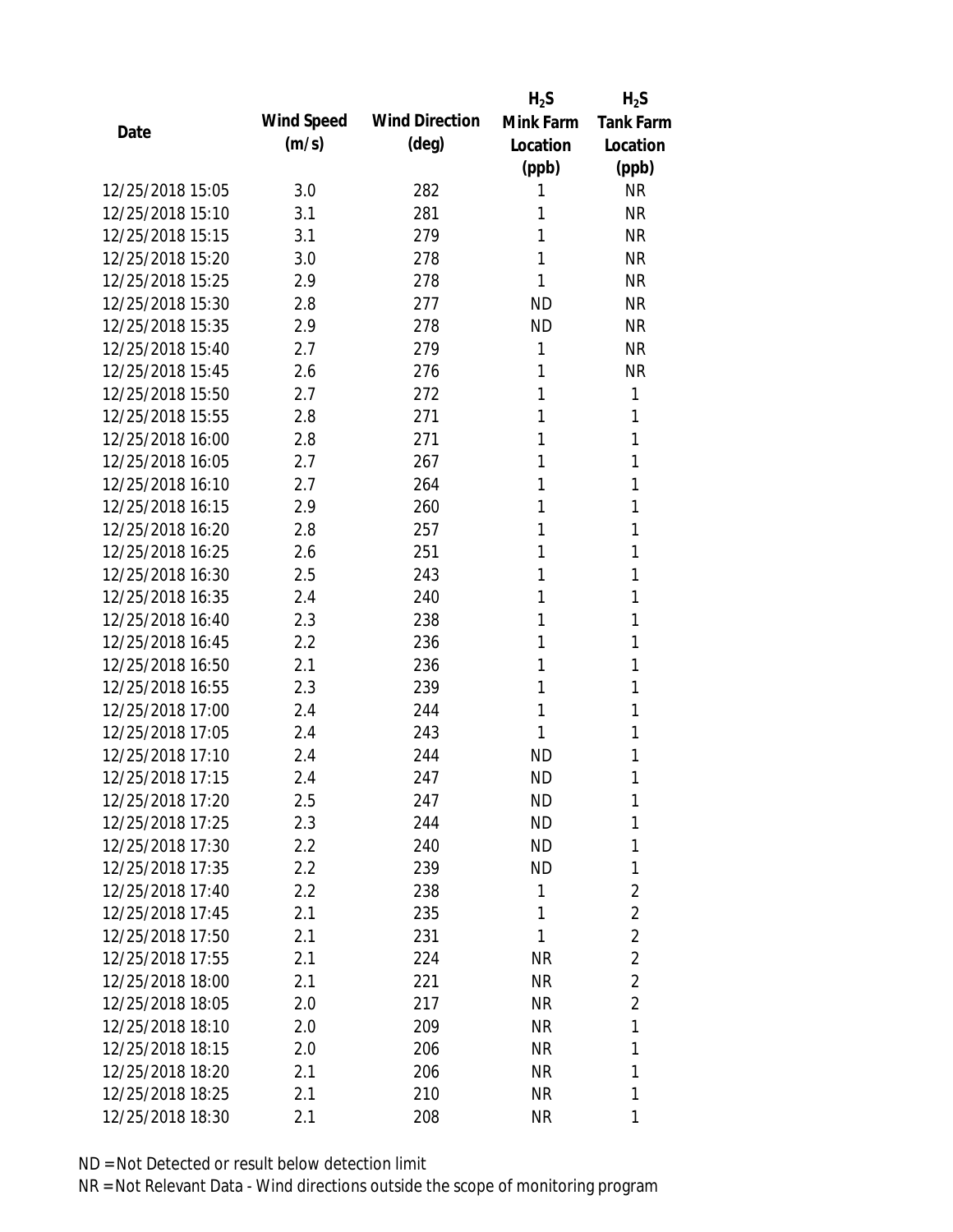| Date | Wind Speed (m/s) | Wind Direction (deg) | $H_2S$ Mink Farm Location (ppb) | $H_2S$ Tank Farm Location (ppb) |
|---|---|---|---|---|
| 12/25/2018 15:05 | 3.0 | 282 | 1 | NR |
| 12/25/2018 15:10 | 3.1 | 281 | 1 | NR |
| 12/25/2018 15:15 | 3.1 | 279 | 1 | NR |
| 12/25/2018 15:20 | 3.0 | 278 | 1 | NR |
| 12/25/2018 15:25 | 2.9 | 278 | 1 | NR |
| 12/25/2018 15:30 | 2.8 | 277 | ND | NR |
| 12/25/2018 15:35 | 2.9 | 278 | ND | NR |
| 12/25/2018 15:40 | 2.7 | 279 | 1 | NR |
| 12/25/2018 15:45 | 2.6 | 276 | 1 | NR |
| 12/25/2018 15:50 | 2.7 | 272 | 1 | 1 |
| 12/25/2018 15:55 | 2.8 | 271 | 1 | 1 |
| 12/25/2018 16:00 | 2.8 | 271 | 1 | 1 |
| 12/25/2018 16:05 | 2.7 | 267 | 1 | 1 |
| 12/25/2018 16:10 | 2.7 | 264 | 1 | 1 |
| 12/25/2018 16:15 | 2.9 | 260 | 1 | 1 |
| 12/25/2018 16:20 | 2.8 | 257 | 1 | 1 |
| 12/25/2018 16:25 | 2.6 | 251 | 1 | 1 |
| 12/25/2018 16:30 | 2.5 | 243 | 1 | 1 |
| 12/25/2018 16:35 | 2.4 | 240 | 1 | 1 |
| 12/25/2018 16:40 | 2.3 | 238 | 1 | 1 |
| 12/25/2018 16:45 | 2.2 | 236 | 1 | 1 |
| 12/25/2018 16:50 | 2.1 | 236 | 1 | 1 |
| 12/25/2018 16:55 | 2.3 | 239 | 1 | 1 |
| 12/25/2018 17:00 | 2.4 | 244 | 1 | 1 |
| 12/25/2018 17:05 | 2.4 | 243 | 1 | 1 |
| 12/25/2018 17:10 | 2.4 | 244 | ND | 1 |
| 12/25/2018 17:15 | 2.4 | 247 | ND | 1 |
| 12/25/2018 17:20 | 2.5 | 247 | ND | 1 |
| 12/25/2018 17:25 | 2.3 | 244 | ND | 1 |
| 12/25/2018 17:30 | 2.2 | 240 | ND | 1 |
| 12/25/2018 17:35 | 2.2 | 239 | ND | 1 |
| 12/25/2018 17:40 | 2.2 | 238 | 1 | 2 |
| 12/25/2018 17:45 | 2.1 | 235 | 1 | 2 |
| 12/25/2018 17:50 | 2.1 | 231 | 1 | 2 |
| 12/25/2018 17:55 | 2.1 | 224 | NR | 2 |
| 12/25/2018 18:00 | 2.1 | 221 | NR | 2 |
| 12/25/2018 18:05 | 2.0 | 217 | NR | 2 |
| 12/25/2018 18:10 | 2.0 | 209 | NR | 1 |
| 12/25/2018 18:15 | 2.0 | 206 | NR | 1 |
| 12/25/2018 18:20 | 2.1 | 206 | NR | 1 |
| 12/25/2018 18:25 | 2.1 | 210 | NR | 1 |
| 12/25/2018 18:30 | 2.1 | 208 | NR | 1 |

ND = Not Detected or result below detection limit

NR = Not Relevant Data - Wind directions outside the scope of monitoring program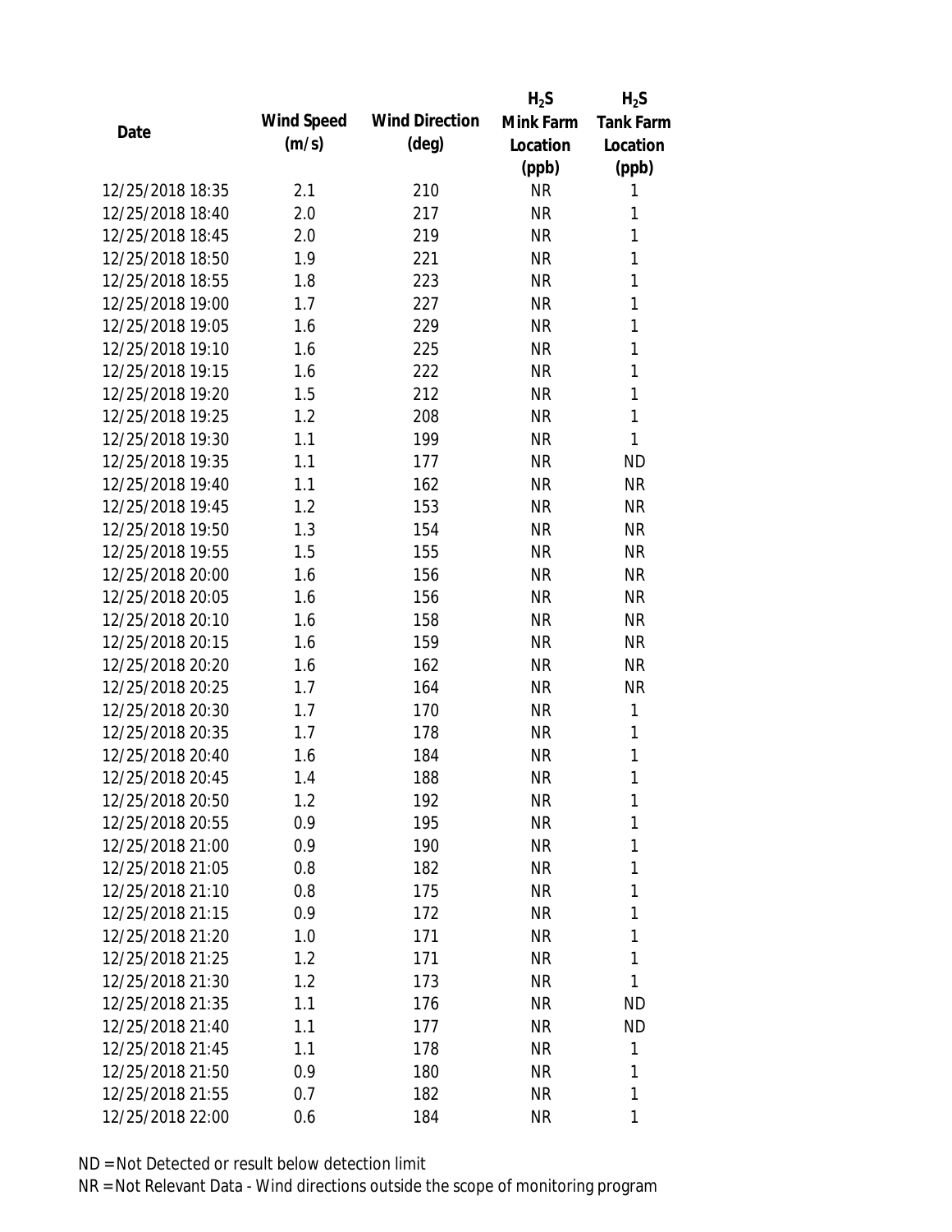| Date | Wind Speed (m/s) | Wind Direction (deg) | $H_2S$ Mink Farm Location (ppb) | $H_2S$ Tank Farm Location (ppb) |
|---|---|---|---|---|
| 12/25/2018 18:35 | 2.1 | 210 | NR | 1 |
| 12/25/2018 18:40 | 2.0 | 217 | NR | 1 |
| 12/25/2018 18:45 | 2.0 | 219 | NR | 1 |
| 12/25/2018 18:50 | 1.9 | 221 | NR | 1 |
| 12/25/2018 18:55 | 1.8 | 223 | NR | 1 |
| 12/25/2018 19:00 | 1.7 | 227 | NR | 1 |
| 12/25/2018 19:05 | 1.6 | 229 | NR | 1 |
| 12/25/2018 19:10 | 1.6 | 225 | NR | 1 |
| 12/25/2018 19:15 | 1.6 | 222 | NR | 1 |
| 12/25/2018 19:20 | 1.5 | 212 | NR | 1 |
| 12/25/2018 19:25 | 1.2 | 208 | NR | 1 |
| 12/25/2018 19:30 | 1.1 | 199 | NR | 1 |
| 12/25/2018 19:35 | 1.1 | 177 | NR | ND |
| 12/25/2018 19:40 | 1.1 | 162 | NR | NR |
| 12/25/2018 19:45 | 1.2 | 153 | NR | NR |
| 12/25/2018 19:50 | 1.3 | 154 | NR | NR |
| 12/25/2018 19:55 | 1.5 | 155 | NR | NR |
| 12/25/2018 20:00 | 1.6 | 156 | NR | NR |
| 12/25/2018 20:05 | 1.6 | 156 | NR | NR |
| 12/25/2018 20:10 | 1.6 | 158 | NR | NR |
| 12/25/2018 20:15 | 1.6 | 159 | NR | NR |
| 12/25/2018 20:20 | 1.6 | 162 | NR | NR |
| 12/25/2018 20:25 | 1.7 | 164 | NR | NR |
| 12/25/2018 20:30 | 1.7 | 170 | NR | 1 |
| 12/25/2018 20:35 | 1.7 | 178 | NR | 1 |
| 12/25/2018 20:40 | 1.6 | 184 | NR | 1 |
| 12/25/2018 20:45 | 1.4 | 188 | NR | 1 |
| 12/25/2018 20:50 | 1.2 | 192 | NR | 1 |
| 12/25/2018 20:55 | 0.9 | 195 | NR | 1 |
| 12/25/2018 21:00 | 0.9 | 190 | NR | 1 |
| 12/25/2018 21:05 | 0.8 | 182 | NR | 1 |
| 12/25/2018 21:10 | 0.8 | 175 | NR | 1 |
| 12/25/2018 21:15 | 0.9 | 172 | NR | 1 |
| 12/25/2018 21:20 | 1.0 | 171 | NR | 1 |
| 12/25/2018 21:25 | 1.2 | 171 | NR | 1 |
| 12/25/2018 21:30 | 1.2 | 173 | NR | 1 |
| 12/25/2018 21:35 | 1.1 | 176 | NR | ND |
| 12/25/2018 21:40 | 1.1 | 177 | NR | ND |
| 12/25/2018 21:45 | 1.1 | 178 | NR | 1 |
| 12/25/2018 21:50 | 0.9 | 180 | NR | 1 |
| 12/25/2018 21:55 | 0.7 | 182 | NR | 1 |
| 12/25/2018 22:00 | 0.6 | 184 | NR | 1 |

ND = Not Detected or result below detection limit

NR = Not Relevant Data - Wind directions outside the scope of monitoring program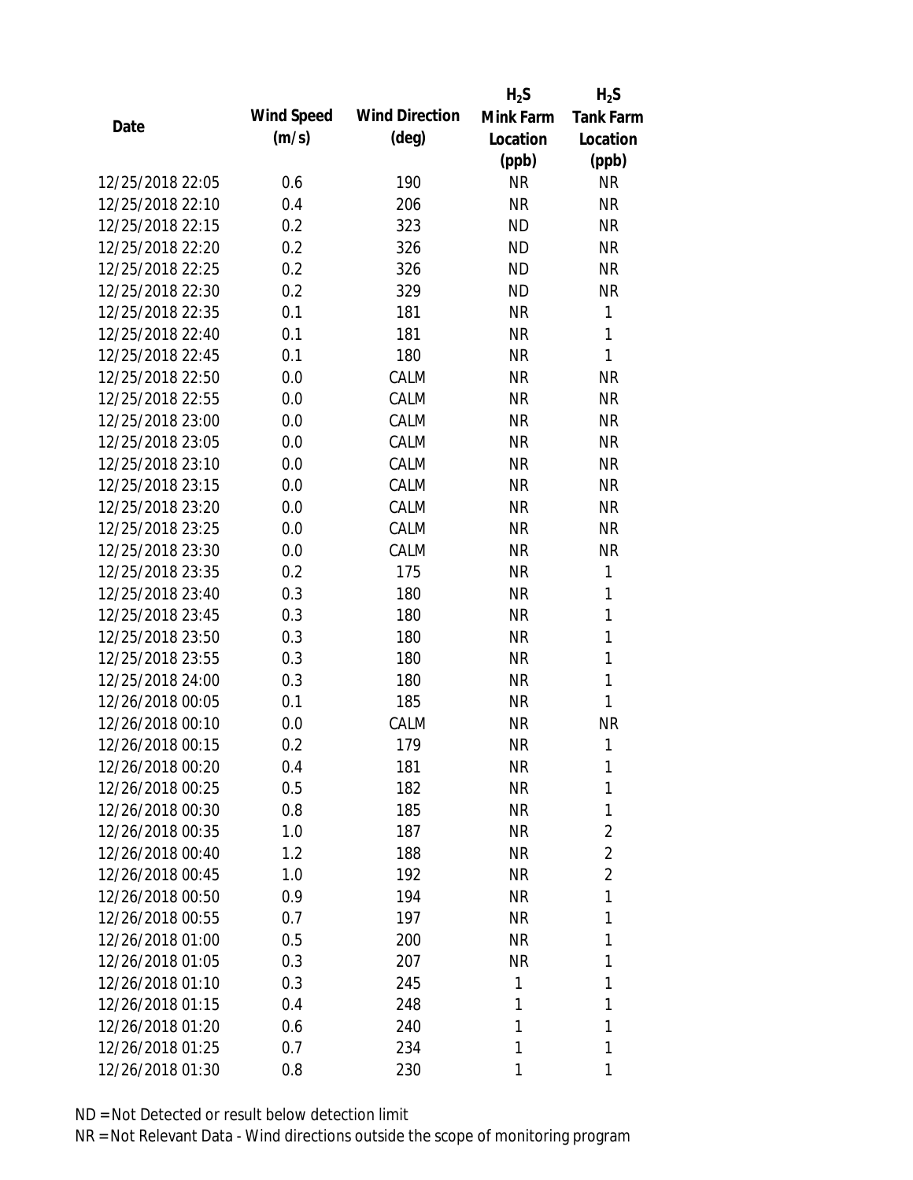| Date | Wind Speed (m/s) | Wind Direction (deg) | $H_2S$ Mink Farm Location (ppb) | $H_2S$ Tank Farm Location (ppb) |
|---|---|---|---|---|
| 12/25/2018 22:05 | 0.6 | 190 | NR | NR |
| 12/25/2018 22:10 | 0.4 | 206 | NR | NR |
| 12/25/2018 22:15 | 0.2 | 323 | ND | NR |
| 12/25/2018 22:20 | 0.2 | 326 | ND | NR |
| 12/25/2018 22:25 | 0.2 | 326 | ND | NR |
| 12/25/2018 22:30 | 0.2 | 329 | ND | NR |
| 12/25/2018 22:35 | 0.1 | 181 | NR | 1 |
| 12/25/2018 22:40 | 0.1 | 181 | NR | 1 |
| 12/25/2018 22:45 | 0.1 | 180 | NR | 1 |
| 12/25/2018 22:50 | 0.0 | CALM | NR | NR |
| 12/25/2018 22:55 | 0.0 | CALM | NR | NR |
| 12/25/2018 23:00 | 0.0 | CALM | NR | NR |
| 12/25/2018 23:05 | 0.0 | CALM | NR | NR |
| 12/25/2018 23:10 | 0.0 | CALM | NR | NR |
| 12/25/2018 23:15 | 0.0 | CALM | NR | NR |
| 12/25/2018 23:20 | 0.0 | CALM | NR | NR |
| 12/25/2018 23:25 | 0.0 | CALM | NR | NR |
| 12/25/2018 23:30 | 0.0 | CALM | NR | NR |
| 12/25/2018 23:35 | 0.2 | 175 | NR | 1 |
| 12/25/2018 23:40 | 0.3 | 180 | NR | 1 |
| 12/25/2018 23:45 | 0.3 | 180 | NR | 1 |
| 12/25/2018 23:50 | 0.3 | 180 | NR | 1 |
| 12/25/2018 23:55 | 0.3 | 180 | NR | 1 |
| 12/25/2018 24:00 | 0.3 | 180 | NR | 1 |
| 12/26/2018 00:05 | 0.1 | 185 | NR | 1 |
| 12/26/2018 00:10 | 0.0 | CALM | NR | NR |
| 12/26/2018 00:15 | 0.2 | 179 | NR | 1 |
| 12/26/2018 00:20 | 0.4 | 181 | NR | 1 |
| 12/26/2018 00:25 | 0.5 | 182 | NR | 1 |
| 12/26/2018 00:30 | 0.8 | 185 | NR | 1 |
| 12/26/2018 00:35 | 1.0 | 187 | NR | 2 |
| 12/26/2018 00:40 | 1.2 | 188 | NR | 2 |
| 12/26/2018 00:45 | 1.0 | 192 | NR | 2 |
| 12/26/2018 00:50 | 0.9 | 194 | NR | 1 |
| 12/26/2018 00:55 | 0.7 | 197 | NR | 1 |
| 12/26/2018 01:00 | 0.5 | 200 | NR | 1 |
| 12/26/2018 01:05 | 0.3 | 207 | NR | 1 |
| 12/26/2018 01:10 | 0.3 | 245 | 1 | 1 |
| 12/26/2018 01:15 | 0.4 | 248 | 1 | 1 |
| 12/26/2018 01:20 | 0.6 | 240 | 1 | 1 |
| 12/26/2018 01:25 | 0.7 | 234 | 1 | 1 |
| 12/26/2018 01:30 | 0.8 | 230 | 1 | 1 |

ND = Not Detected or result below detection limit

NR = Not Relevant Data - Wind directions outside the scope of monitoring program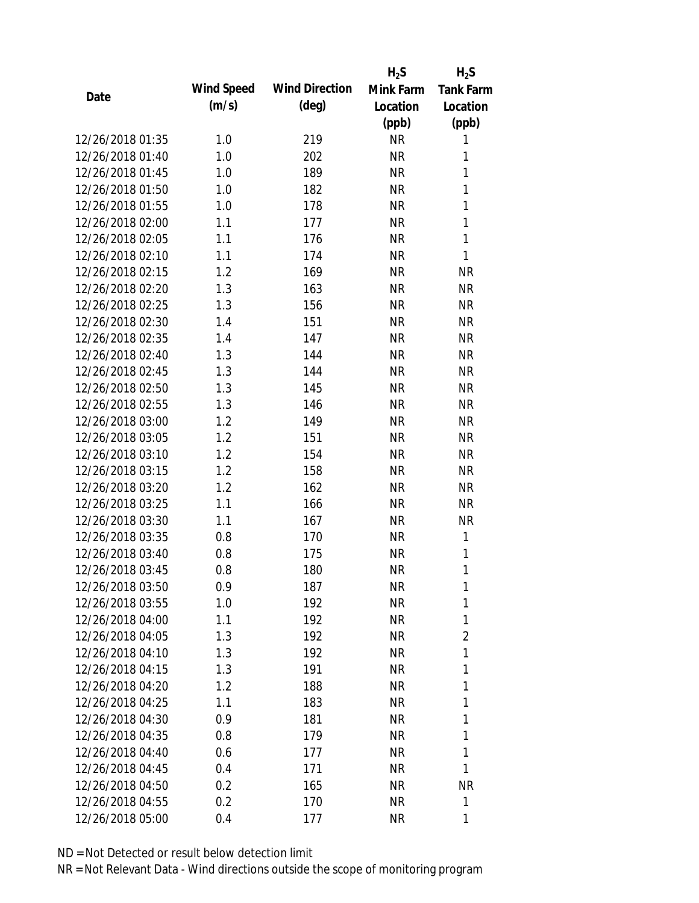| Date | Wind Speed (m/s) | Wind Direction (deg) | $H_2S$ Mink Farm Location (ppb) | $H_2S$ Tank Farm Location (ppb) |
|---|---|---|---|---|
| 12/26/2018 01:35 | 1.0 | 219 | NR | 1 |
| 12/26/2018 01:40 | 1.0 | 202 | NR | 1 |
| 12/26/2018 01:45 | 1.0 | 189 | NR | 1 |
| 12/26/2018 01:50 | 1.0 | 182 | NR | 1 |
| 12/26/2018 01:55 | 1.0 | 178 | NR | 1 |
| 12/26/2018 02:00 | 1.1 | 177 | NR | 1 |
| 12/26/2018 02:05 | 1.1 | 176 | NR | 1 |
| 12/26/2018 02:10 | 1.1 | 174 | NR | 1 |
| 12/26/2018 02:15 | 1.2 | 169 | NR | NR |
| 12/26/2018 02:20 | 1.3 | 163 | NR | NR |
| 12/26/2018 02:25 | 1.3 | 156 | NR | NR |
| 12/26/2018 02:30 | 1.4 | 151 | NR | NR |
| 12/26/2018 02:35 | 1.4 | 147 | NR | NR |
| 12/26/2018 02:40 | 1.3 | 144 | NR | NR |
| 12/26/2018 02:45 | 1.3 | 144 | NR | NR |
| 12/26/2018 02:50 | 1.3 | 145 | NR | NR |
| 12/26/2018 02:55 | 1.3 | 146 | NR | NR |
| 12/26/2018 03:00 | 1.2 | 149 | NR | NR |
| 12/26/2018 03:05 | 1.2 | 151 | NR | NR |
| 12/26/2018 03:10 | 1.2 | 154 | NR | NR |
| 12/26/2018 03:15 | 1.2 | 158 | NR | NR |
| 12/26/2018 03:20 | 1.2 | 162 | NR | NR |
| 12/26/2018 03:25 | 1.1 | 166 | NR | NR |
| 12/26/2018 03:30 | 1.1 | 167 | NR | NR |
| 12/26/2018 03:35 | 0.8 | 170 | NR | 1 |
| 12/26/2018 03:40 | 0.8 | 175 | NR | 1 |
| 12/26/2018 03:45 | 0.8 | 180 | NR | 1 |
| 12/26/2018 03:50 | 0.9 | 187 | NR | 1 |
| 12/26/2018 03:55 | 1.0 | 192 | NR | 1 |
| 12/26/2018 04:00 | 1.1 | 192 | NR | 1 |
| 12/26/2018 04:05 | 1.3 | 192 | NR | 2 |
| 12/26/2018 04:10 | 1.3 | 192 | NR | 1 |
| 12/26/2018 04:15 | 1.3 | 191 | NR | 1 |
| 12/26/2018 04:20 | 1.2 | 188 | NR | 1 |
| 12/26/2018 04:25 | 1.1 | 183 | NR | 1 |
| 12/26/2018 04:30 | 0.9 | 181 | NR | 1 |
| 12/26/2018 04:35 | 0.8 | 179 | NR | 1 |
| 12/26/2018 04:40 | 0.6 | 177 | NR | 1 |
| 12/26/2018 04:45 | 0.4 | 171 | NR | 1 |
| 12/26/2018 04:50 | 0.2 | 165 | NR | NR |
| 12/26/2018 04:55 | 0.2 | 170 | NR | 1 |
| 12/26/2018 05:00 | 0.4 | 177 | NR | 1 |

ND = Not Detected or result below detection limit

NR = Not Relevant Data - Wind directions outside the scope of monitoring program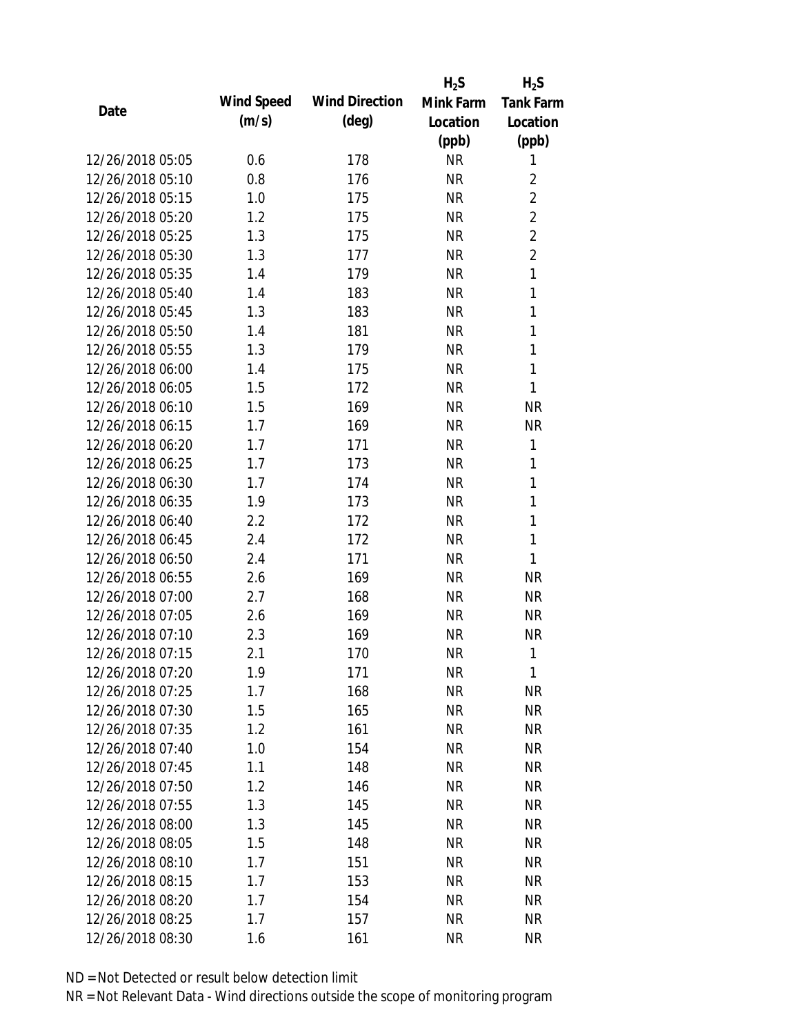| Date | Wind Speed (m/s) | Wind Direction (deg) | $H_2S$ Mink Farm Location (ppb) | $H_2S$ Tank Farm Location (ppb) |
|---|---|---|---|---|
| 12/26/2018 05:05 | 0.6 | 178 | NR | 1 |
| 12/26/2018 05:10 | 0.8 | 176 | NR | 2 |
| 12/26/2018 05:15 | 1.0 | 175 | NR | 2 |
| 12/26/2018 05:20 | 1.2 | 175 | NR | 2 |
| 12/26/2018 05:25 | 1.3 | 175 | NR | 2 |
| 12/26/2018 05:30 | 1.3 | 177 | NR | 2 |
| 12/26/2018 05:35 | 1.4 | 179 | NR | 1 |
| 12/26/2018 05:40 | 1.4 | 183 | NR | 1 |
| 12/26/2018 05:45 | 1.3 | 183 | NR | 1 |
| 12/26/2018 05:50 | 1.4 | 181 | NR | 1 |
| 12/26/2018 05:55 | 1.3 | 179 | NR | 1 |
| 12/26/2018 06:00 | 1.4 | 175 | NR | 1 |
| 12/26/2018 06:05 | 1.5 | 172 | NR | 1 |
| 12/26/2018 06:10 | 1.5 | 169 | NR | NR |
| 12/26/2018 06:15 | 1.7 | 169 | NR | NR |
| 12/26/2018 06:20 | 1.7 | 171 | NR | 1 |
| 12/26/2018 06:25 | 1.7 | 173 | NR | 1 |
| 12/26/2018 06:30 | 1.7 | 174 | NR | 1 |
| 12/26/2018 06:35 | 1.9 | 173 | NR | 1 |
| 12/26/2018 06:40 | 2.2 | 172 | NR | 1 |
| 12/26/2018 06:45 | 2.4 | 172 | NR | 1 |
| 12/26/2018 06:50 | 2.4 | 171 | NR | 1 |
| 12/26/2018 06:55 | 2.6 | 169 | NR | NR |
| 12/26/2018 07:00 | 2.7 | 168 | NR | NR |
| 12/26/2018 07:05 | 2.6 | 169 | NR | NR |
| 12/26/2018 07:10 | 2.3 | 169 | NR | NR |
| 12/26/2018 07:15 | 2.1 | 170 | NR | 1 |
| 12/26/2018 07:20 | 1.9 | 171 | NR | 1 |
| 12/26/2018 07:25 | 1.7 | 168 | NR | NR |
| 12/26/2018 07:30 | 1.5 | 165 | NR | NR |
| 12/26/2018 07:35 | 1.2 | 161 | NR | NR |
| 12/26/2018 07:40 | 1.0 | 154 | NR | NR |
| 12/26/2018 07:45 | 1.1 | 148 | NR | NR |
| 12/26/2018 07:50 | 1.2 | 146 | NR | NR |
| 12/26/2018 07:55 | 1.3 | 145 | NR | NR |
| 12/26/2018 08:00 | 1.3 | 145 | NR | NR |
| 12/26/2018 08:05 | 1.5 | 148 | NR | NR |
| 12/26/2018 08:10 | 1.7 | 151 | NR | NR |
| 12/26/2018 08:15 | 1.7 | 153 | NR | NR |
| 12/26/2018 08:20 | 1.7 | 154 | NR | NR |
| 12/26/2018 08:25 | 1.7 | 157 | NR | NR |
| 12/26/2018 08:30 | 1.6 | 161 | NR | NR |

ND = Not Detected or result below detection limit

NR = Not Relevant Data - Wind directions outside the scope of monitoring program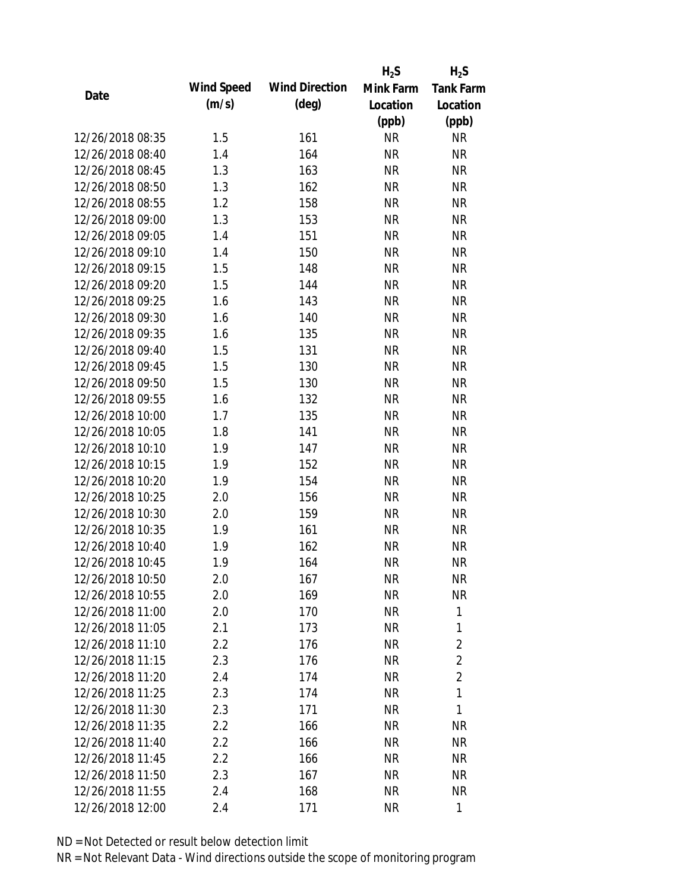| Date | Wind Speed (m/s) | Wind Direction (deg) | $H_2S$ Mink Farm Location (ppb) | $H_2S$ Tank Farm Location (ppb) |
|---|---|---|---|---|
| 12/26/2018 08:35 | 1.5 | 161 | NR | NR |
| 12/26/2018 08:40 | 1.4 | 164 | NR | NR |
| 12/26/2018 08:45 | 1.3 | 163 | NR | NR |
| 12/26/2018 08:50 | 1.3 | 162 | NR | NR |
| 12/26/2018 08:55 | 1.2 | 158 | NR | NR |
| 12/26/2018 09:00 | 1.3 | 153 | NR | NR |
| 12/26/2018 09:05 | 1.4 | 151 | NR | NR |
| 12/26/2018 09:10 | 1.4 | 150 | NR | NR |
| 12/26/2018 09:15 | 1.5 | 148 | NR | NR |
| 12/26/2018 09:20 | 1.5 | 144 | NR | NR |
| 12/26/2018 09:25 | 1.6 | 143 | NR | NR |
| 12/26/2018 09:30 | 1.6 | 140 | NR | NR |
| 12/26/2018 09:35 | 1.6 | 135 | NR | NR |
| 12/26/2018 09:40 | 1.5 | 131 | NR | NR |
| 12/26/2018 09:45 | 1.5 | 130 | NR | NR |
| 12/26/2018 09:50 | 1.5 | 130 | NR | NR |
| 12/26/2018 09:55 | 1.6 | 132 | NR | NR |
| 12/26/2018 10:00 | 1.7 | 135 | NR | NR |
| 12/26/2018 10:05 | 1.8 | 141 | NR | NR |
| 12/26/2018 10:10 | 1.9 | 147 | NR | NR |
| 12/26/2018 10:15 | 1.9 | 152 | NR | NR |
| 12/26/2018 10:20 | 1.9 | 154 | NR | NR |
| 12/26/2018 10:25 | 2.0 | 156 | NR | NR |
| 12/26/2018 10:30 | 2.0 | 159 | NR | NR |
| 12/26/2018 10:35 | 1.9 | 161 | NR | NR |
| 12/26/2018 10:40 | 1.9 | 162 | NR | NR |
| 12/26/2018 10:45 | 1.9 | 164 | NR | NR |
| 12/26/2018 10:50 | 2.0 | 167 | NR | NR |
| 12/26/2018 10:55 | 2.0 | 169 | NR | NR |
| 12/26/2018 11:00 | 2.0 | 170 | NR | 1 |
| 12/26/2018 11:05 | 2.1 | 173 | NR | 1 |
| 12/26/2018 11:10 | 2.2 | 176 | NR | 2 |
| 12/26/2018 11:15 | 2.3 | 176 | NR | 2 |
| 12/26/2018 11:20 | 2.4 | 174 | NR | 2 |
| 12/26/2018 11:25 | 2.3 | 174 | NR | 1 |
| 12/26/2018 11:30 | 2.3 | 171 | NR | 1 |
| 12/26/2018 11:35 | 2.2 | 166 | NR | NR |
| 12/26/2018 11:40 | 2.2 | 166 | NR | NR |
| 12/26/2018 11:45 | 2.2 | 166 | NR | NR |
| 12/26/2018 11:50 | 2.3 | 167 | NR | NR |
| 12/26/2018 11:55 | 2.4 | 168 | NR | NR |
| 12/26/2018 12:00 | 2.4 | 171 | NR | 1 |

ND = Not Detected or result below detection limit

NR = Not Relevant Data - Wind directions outside the scope of monitoring program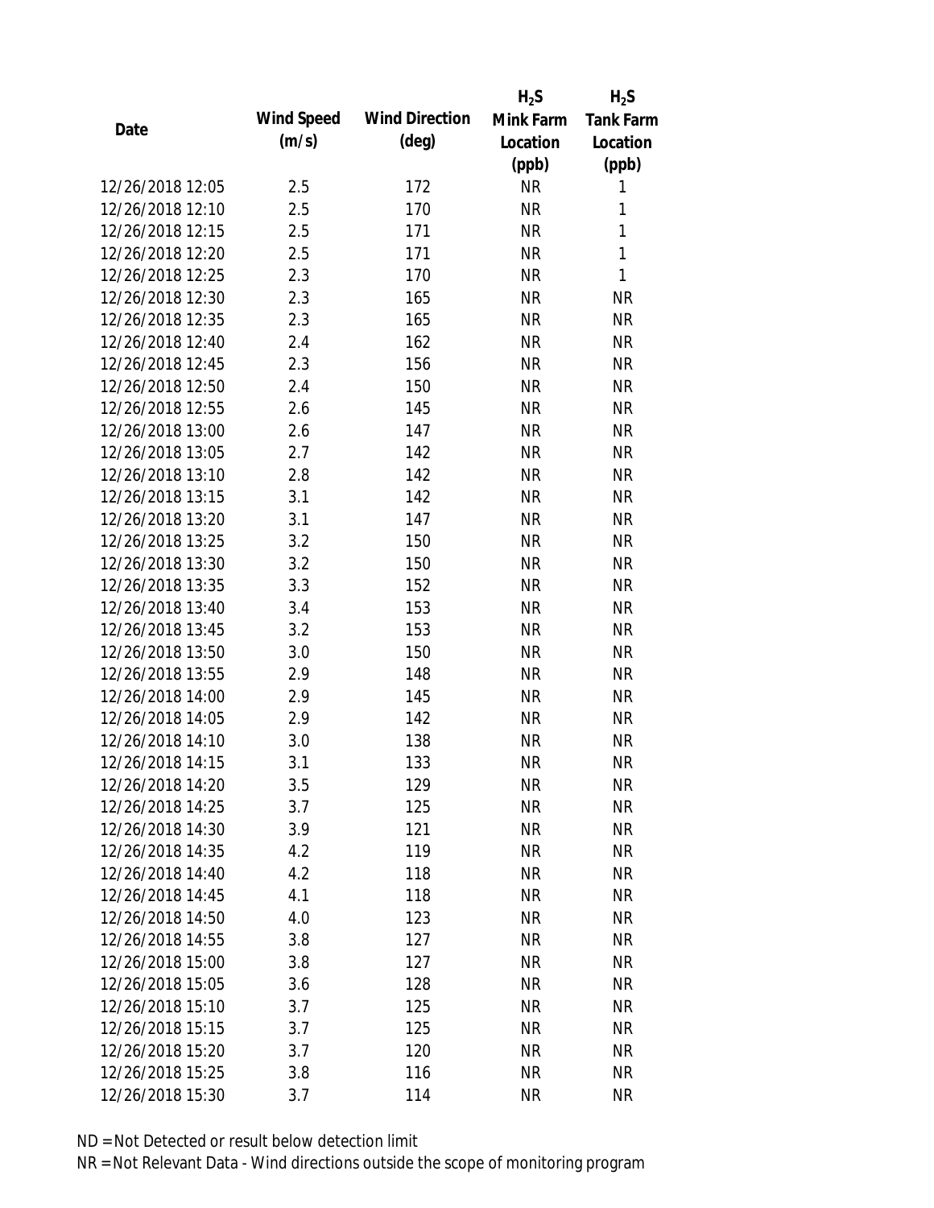| Date | Wind Speed (m/s) | Wind Direction (deg) | $H_2S$ Mink Farm Location (ppb) | $H_2S$ Tank Farm Location (ppb) |
|---|---|---|---|---|
| 12/26/2018 12:05 | 2.5 | 172 | NR | 1 |
| 12/26/2018 12:10 | 2.5 | 170 | NR | 1 |
| 12/26/2018 12:15 | 2.5 | 171 | NR | 1 |
| 12/26/2018 12:20 | 2.5 | 171 | NR | 1 |
| 12/26/2018 12:25 | 2.3 | 170 | NR | 1 |
| 12/26/2018 12:30 | 2.3 | 165 | NR | NR |
| 12/26/2018 12:35 | 2.3 | 165 | NR | NR |
| 12/26/2018 12:40 | 2.4 | 162 | NR | NR |
| 12/26/2018 12:45 | 2.3 | 156 | NR | NR |
| 12/26/2018 12:50 | 2.4 | 150 | NR | NR |
| 12/26/2018 12:55 | 2.6 | 145 | NR | NR |
| 12/26/2018 13:00 | 2.6 | 147 | NR | NR |
| 12/26/2018 13:05 | 2.7 | 142 | NR | NR |
| 12/26/2018 13:10 | 2.8 | 142 | NR | NR |
| 12/26/2018 13:15 | 3.1 | 142 | NR | NR |
| 12/26/2018 13:20 | 3.1 | 147 | NR | NR |
| 12/26/2018 13:25 | 3.2 | 150 | NR | NR |
| 12/26/2018 13:30 | 3.2 | 150 | NR | NR |
| 12/26/2018 13:35 | 3.3 | 152 | NR | NR |
| 12/26/2018 13:40 | 3.4 | 153 | NR | NR |
| 12/26/2018 13:45 | 3.2 | 153 | NR | NR |
| 12/26/2018 13:50 | 3.0 | 150 | NR | NR |
| 12/26/2018 13:55 | 2.9 | 148 | NR | NR |
| 12/26/2018 14:00 | 2.9 | 145 | NR | NR |
| 12/26/2018 14:05 | 2.9 | 142 | NR | NR |
| 12/26/2018 14:10 | 3.0 | 138 | NR | NR |
| 12/26/2018 14:15 | 3.1 | 133 | NR | NR |
| 12/26/2018 14:20 | 3.5 | 129 | NR | NR |
| 12/26/2018 14:25 | 3.7 | 125 | NR | NR |
| 12/26/2018 14:30 | 3.9 | 121 | NR | NR |
| 12/26/2018 14:35 | 4.2 | 119 | NR | NR |
| 12/26/2018 14:40 | 4.2 | 118 | NR | NR |
| 12/26/2018 14:45 | 4.1 | 118 | NR | NR |
| 12/26/2018 14:50 | 4.0 | 123 | NR | NR |
| 12/26/2018 14:55 | 3.8 | 127 | NR | NR |
| 12/26/2018 15:00 | 3.8 | 127 | NR | NR |
| 12/26/2018 15:05 | 3.6 | 128 | NR | NR |
| 12/26/2018 15:10 | 3.7 | 125 | NR | NR |
| 12/26/2018 15:15 | 3.7 | 125 | NR | NR |
| 12/26/2018 15:20 | 3.7 | 120 | NR | NR |
| 12/26/2018 15:25 | 3.8 | 116 | NR | NR |
| 12/26/2018 15:30 | 3.7 | 114 | NR | NR |

ND = Not Detected or result below detection limit

NR = Not Relevant Data - Wind directions outside the scope of monitoring program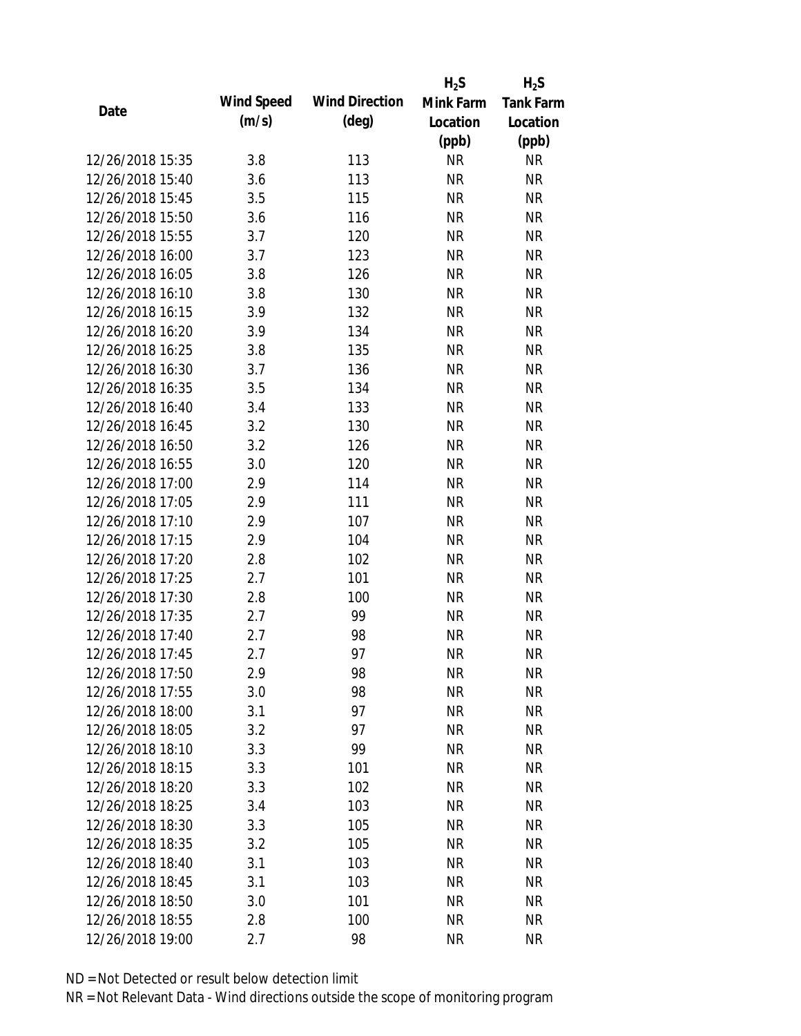| Date | Wind Speed (m/s) | Wind Direction (deg) | $H_2S$ Mink Farm Location (ppb) | $H_2S$ Tank Farm Location (ppb) |
|---|---|---|---|---|
| 12/26/2018 15:35 | 3.8 | 113 | NR | NR |
| 12/26/2018 15:40 | 3.6 | 113 | NR | NR |
| 12/26/2018 15:45 | 3.5 | 115 | NR | NR |
| 12/26/2018 15:50 | 3.6 | 116 | NR | NR |
| 12/26/2018 15:55 | 3.7 | 120 | NR | NR |
| 12/26/2018 16:00 | 3.7 | 123 | NR | NR |
| 12/26/2018 16:05 | 3.8 | 126 | NR | NR |
| 12/26/2018 16:10 | 3.8 | 130 | NR | NR |
| 12/26/2018 16:15 | 3.9 | 132 | NR | NR |
| 12/26/2018 16:20 | 3.9 | 134 | NR | NR |
| 12/26/2018 16:25 | 3.8 | 135 | NR | NR |
| 12/26/2018 16:30 | 3.7 | 136 | NR | NR |
| 12/26/2018 16:35 | 3.5 | 134 | NR | NR |
| 12/26/2018 16:40 | 3.4 | 133 | NR | NR |
| 12/26/2018 16:45 | 3.2 | 130 | NR | NR |
| 12/26/2018 16:50 | 3.2 | 126 | NR | NR |
| 12/26/2018 16:55 | 3.0 | 120 | NR | NR |
| 12/26/2018 17:00 | 2.9 | 114 | NR | NR |
| 12/26/2018 17:05 | 2.9 | 111 | NR | NR |
| 12/26/2018 17:10 | 2.9 | 107 | NR | NR |
| 12/26/2018 17:15 | 2.9 | 104 | NR | NR |
| 12/26/2018 17:20 | 2.8 | 102 | NR | NR |
| 12/26/2018 17:25 | 2.7 | 101 | NR | NR |
| 12/26/2018 17:30 | 2.8 | 100 | NR | NR |
| 12/26/2018 17:35 | 2.7 | 99 | NR | NR |
| 12/26/2018 17:40 | 2.7 | 98 | NR | NR |
| 12/26/2018 17:45 | 2.7 | 97 | NR | NR |
| 12/26/2018 17:50 | 2.9 | 98 | NR | NR |
| 12/26/2018 17:55 | 3.0 | 98 | NR | NR |
| 12/26/2018 18:00 | 3.1 | 97 | NR | NR |
| 12/26/2018 18:05 | 3.2 | 97 | NR | NR |
| 12/26/2018 18:10 | 3.3 | 99 | NR | NR |
| 12/26/2018 18:15 | 3.3 | 101 | NR | NR |
| 12/26/2018 18:20 | 3.3 | 102 | NR | NR |
| 12/26/2018 18:25 | 3.4 | 103 | NR | NR |
| 12/26/2018 18:30 | 3.3 | 105 | NR | NR |
| 12/26/2018 18:35 | 3.2 | 105 | NR | NR |
| 12/26/2018 18:40 | 3.1 | 103 | NR | NR |
| 12/26/2018 18:45 | 3.1 | 103 | NR | NR |
| 12/26/2018 18:50 | 3.0 | 101 | NR | NR |
| 12/26/2018 18:55 | 2.8 | 100 | NR | NR |
| 12/26/2018 19:00 | 2.7 | 98 | NR | NR |

ND = Not Detected or result below detection limit

NR = Not Relevant Data - Wind directions outside the scope of monitoring program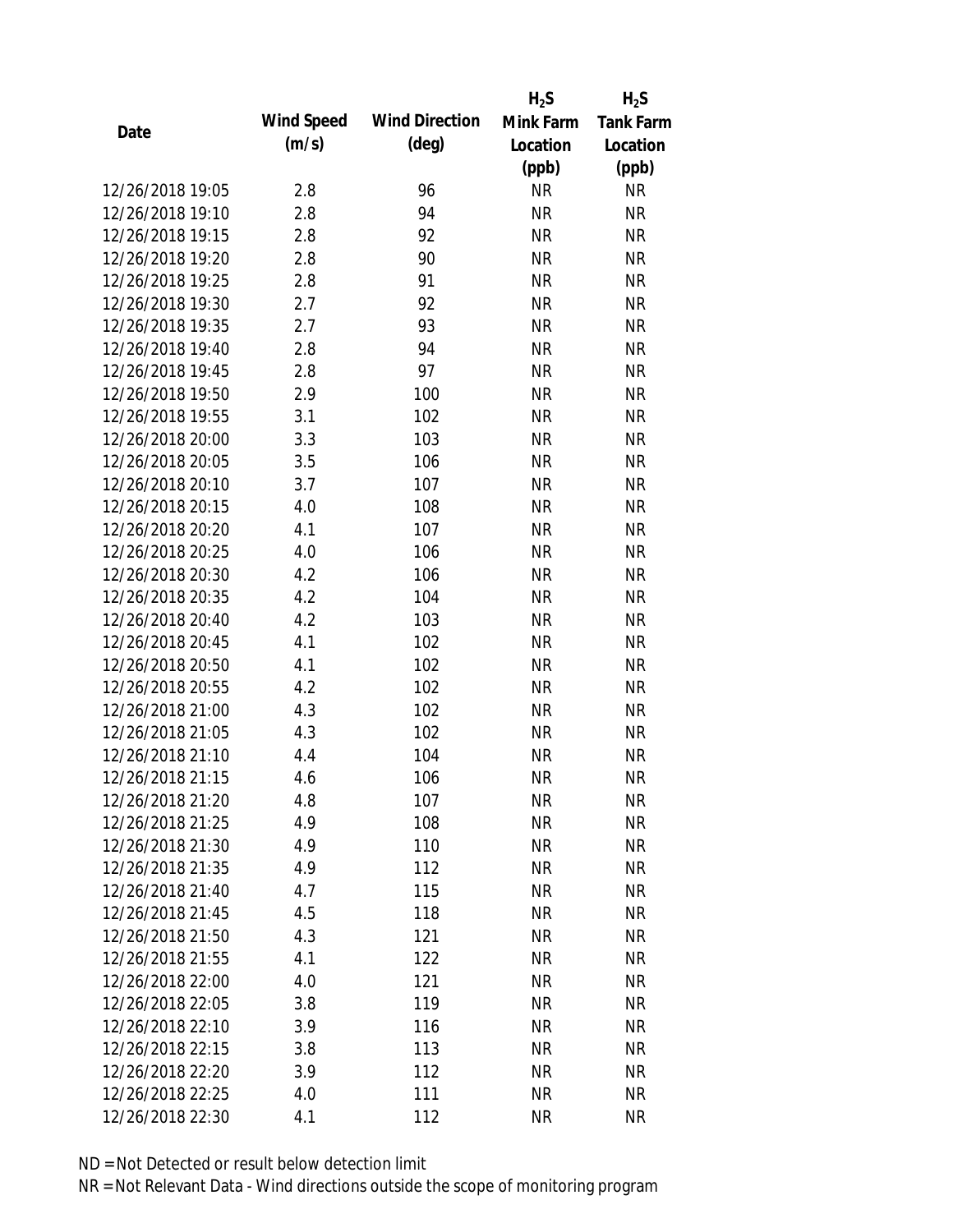| Date | Wind Speed (m/s) | Wind Direction (deg) | $H_2S$ Mink Farm Location (ppb) | $H_2S$ Tank Farm Location (ppb) |
|---|---|---|---|---|
| 12/26/2018 19:05 | 2.8 | 96 | NR | NR |
| 12/26/2018 19:10 | 2.8 | 94 | NR | NR |
| 12/26/2018 19:15 | 2.8 | 92 | NR | NR |
| 12/26/2018 19:20 | 2.8 | 90 | NR | NR |
| 12/26/2018 19:25 | 2.8 | 91 | NR | NR |
| 12/26/2018 19:30 | 2.7 | 92 | NR | NR |
| 12/26/2018 19:35 | 2.7 | 93 | NR | NR |
| 12/26/2018 19:40 | 2.8 | 94 | NR | NR |
| 12/26/2018 19:45 | 2.8 | 97 | NR | NR |
| 12/26/2018 19:50 | 2.9 | 100 | NR | NR |
| 12/26/2018 19:55 | 3.1 | 102 | NR | NR |
| 12/26/2018 20:00 | 3.3 | 103 | NR | NR |
| 12/26/2018 20:05 | 3.5 | 106 | NR | NR |
| 12/26/2018 20:10 | 3.7 | 107 | NR | NR |
| 12/26/2018 20:15 | 4.0 | 108 | NR | NR |
| 12/26/2018 20:20 | 4.1 | 107 | NR | NR |
| 12/26/2018 20:25 | 4.0 | 106 | NR | NR |
| 12/26/2018 20:30 | 4.2 | 106 | NR | NR |
| 12/26/2018 20:35 | 4.2 | 104 | NR | NR |
| 12/26/2018 20:40 | 4.2 | 103 | NR | NR |
| 12/26/2018 20:45 | 4.1 | 102 | NR | NR |
| 12/26/2018 20:50 | 4.1 | 102 | NR | NR |
| 12/26/2018 20:55 | 4.2 | 102 | NR | NR |
| 12/26/2018 21:00 | 4.3 | 102 | NR | NR |
| 12/26/2018 21:05 | 4.3 | 102 | NR | NR |
| 12/26/2018 21:10 | 4.4 | 104 | NR | NR |
| 12/26/2018 21:15 | 4.6 | 106 | NR | NR |
| 12/26/2018 21:20 | 4.8 | 107 | NR | NR |
| 12/26/2018 21:25 | 4.9 | 108 | NR | NR |
| 12/26/2018 21:30 | 4.9 | 110 | NR | NR |
| 12/26/2018 21:35 | 4.9 | 112 | NR | NR |
| 12/26/2018 21:40 | 4.7 | 115 | NR | NR |
| 12/26/2018 21:45 | 4.5 | 118 | NR | NR |
| 12/26/2018 21:50 | 4.3 | 121 | NR | NR |
| 12/26/2018 21:55 | 4.1 | 122 | NR | NR |
| 12/26/2018 22:00 | 4.0 | 121 | NR | NR |
| 12/26/2018 22:05 | 3.8 | 119 | NR | NR |
| 12/26/2018 22:10 | 3.9 | 116 | NR | NR |
| 12/26/2018 22:15 | 3.8 | 113 | NR | NR |
| 12/26/2018 22:20 | 3.9 | 112 | NR | NR |
| 12/26/2018 22:25 | 4.0 | 111 | NR | NR |
| 12/26/2018 22:30 | 4.1 | 112 | NR | NR |

ND = Not Detected or result below detection limit

NR = Not Relevant Data - Wind directions outside the scope of monitoring program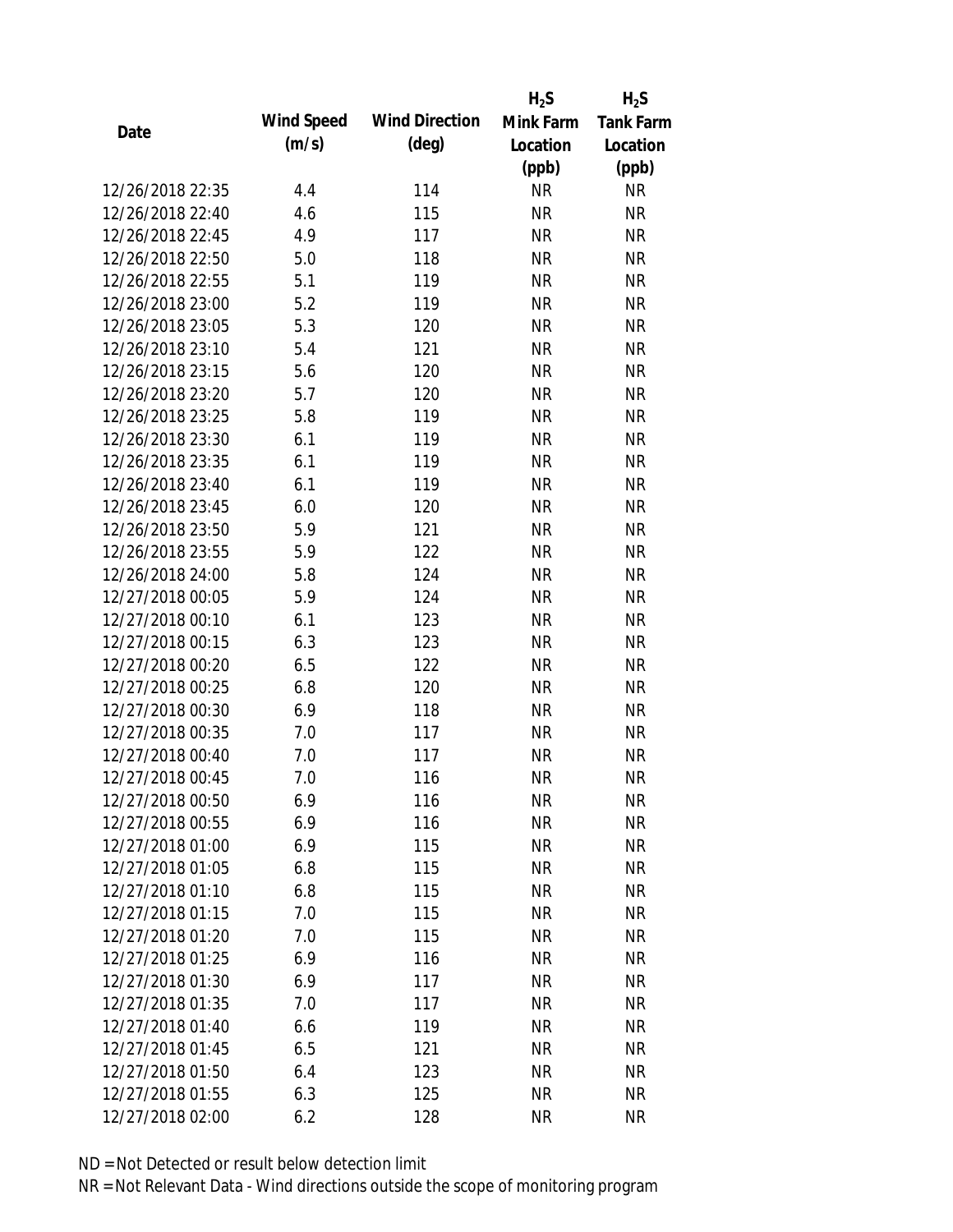| Date | Wind Speed (m/s) | Wind Direction (deg) | $H_2S$ Mink Farm Location (ppb) | $H_2S$ Tank Farm Location (ppb) |
|---|---|---|---|---|
| 12/26/2018 22:35 | 4.4 | 114 | NR | NR |
| 12/26/2018 22:40 | 4.6 | 115 | NR | NR |
| 12/26/2018 22:45 | 4.9 | 117 | NR | NR |
| 12/26/2018 22:50 | 5.0 | 118 | NR | NR |
| 12/26/2018 22:55 | 5.1 | 119 | NR | NR |
| 12/26/2018 23:00 | 5.2 | 119 | NR | NR |
| 12/26/2018 23:05 | 5.3 | 120 | NR | NR |
| 12/26/2018 23:10 | 5.4 | 121 | NR | NR |
| 12/26/2018 23:15 | 5.6 | 120 | NR | NR |
| 12/26/2018 23:20 | 5.7 | 120 | NR | NR |
| 12/26/2018 23:25 | 5.8 | 119 | NR | NR |
| 12/26/2018 23:30 | 6.1 | 119 | NR | NR |
| 12/26/2018 23:35 | 6.1 | 119 | NR | NR |
| 12/26/2018 23:40 | 6.1 | 119 | NR | NR |
| 12/26/2018 23:45 | 6.0 | 120 | NR | NR |
| 12/26/2018 23:50 | 5.9 | 121 | NR | NR |
| 12/26/2018 23:55 | 5.9 | 122 | NR | NR |
| 12/26/2018 24:00 | 5.8 | 124 | NR | NR |
| 12/27/2018 00:05 | 5.9 | 124 | NR | NR |
| 12/27/2018 00:10 | 6.1 | 123 | NR | NR |
| 12/27/2018 00:15 | 6.3 | 123 | NR | NR |
| 12/27/2018 00:20 | 6.5 | 122 | NR | NR |
| 12/27/2018 00:25 | 6.8 | 120 | NR | NR |
| 12/27/2018 00:30 | 6.9 | 118 | NR | NR |
| 12/27/2018 00:35 | 7.0 | 117 | NR | NR |
| 12/27/2018 00:40 | 7.0 | 117 | NR | NR |
| 12/27/2018 00:45 | 7.0 | 116 | NR | NR |
| 12/27/2018 00:50 | 6.9 | 116 | NR | NR |
| 12/27/2018 00:55 | 6.9 | 116 | NR | NR |
| 12/27/2018 01:00 | 6.9 | 115 | NR | NR |
| 12/27/2018 01:05 | 6.8 | 115 | NR | NR |
| 12/27/2018 01:10 | 6.8 | 115 | NR | NR |
| 12/27/2018 01:15 | 7.0 | 115 | NR | NR |
| 12/27/2018 01:20 | 7.0 | 115 | NR | NR |
| 12/27/2018 01:25 | 6.9 | 116 | NR | NR |
| 12/27/2018 01:30 | 6.9 | 117 | NR | NR |
| 12/27/2018 01:35 | 7.0 | 117 | NR | NR |
| 12/27/2018 01:40 | 6.6 | 119 | NR | NR |
| 12/27/2018 01:45 | 6.5 | 121 | NR | NR |
| 12/27/2018 01:50 | 6.4 | 123 | NR | NR |
| 12/27/2018 01:55 | 6.3 | 125 | NR | NR |
| 12/27/2018 02:00 | 6.2 | 128 | NR | NR |

ND = Not Detected or result below detection limit

NR = Not Relevant Data - Wind directions outside the scope of monitoring program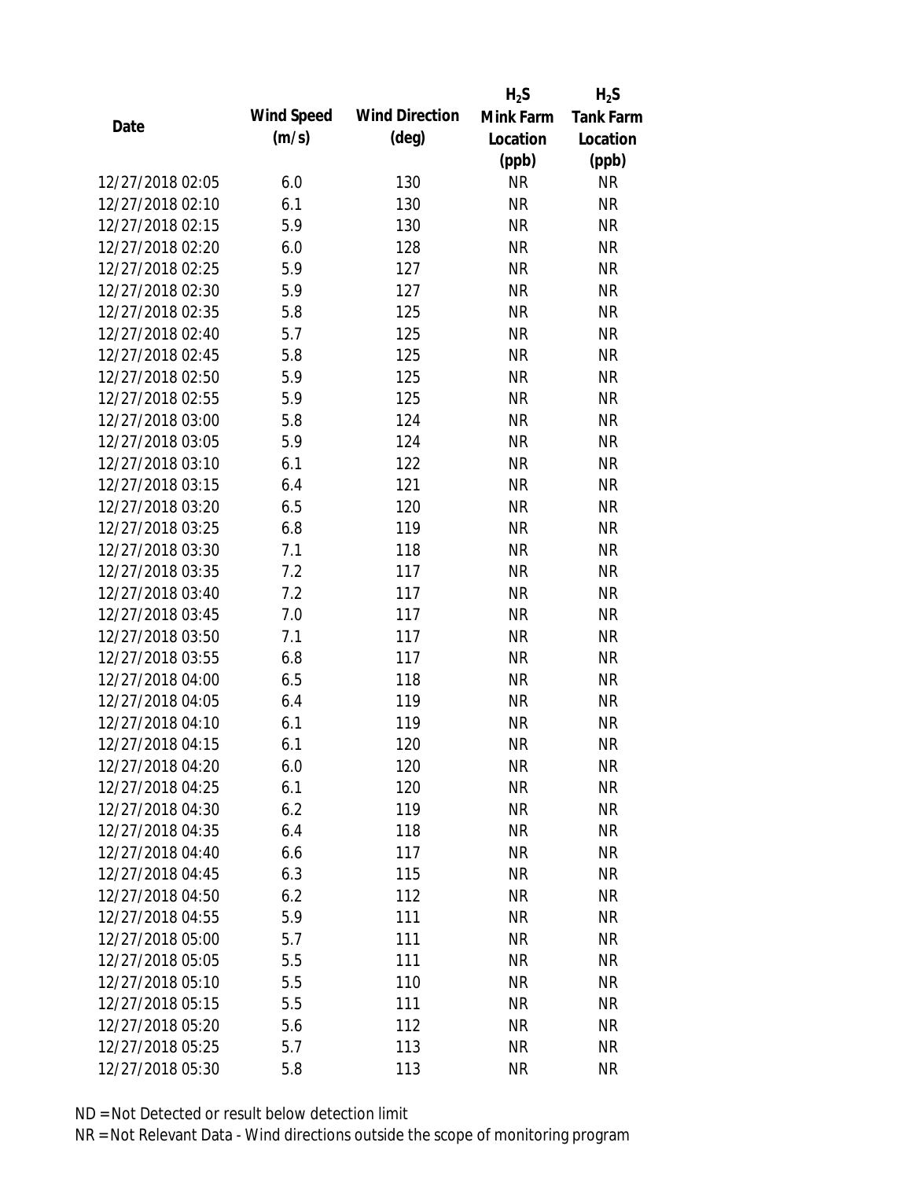| Date | Wind Speed (m/s) | Wind Direction (deg) | $H_2S$ Mink Farm Location (ppb) | $H_2S$ Tank Farm Location (ppb) |
|---|---|---|---|---|
| 12/27/2018 02:05 | 6.0 | 130 | NR | NR |
| 12/27/2018 02:10 | 6.1 | 130 | NR | NR |
| 12/27/2018 02:15 | 5.9 | 130 | NR | NR |
| 12/27/2018 02:20 | 6.0 | 128 | NR | NR |
| 12/27/2018 02:25 | 5.9 | 127 | NR | NR |
| 12/27/2018 02:30 | 5.9 | 127 | NR | NR |
| 12/27/2018 02:35 | 5.8 | 125 | NR | NR |
| 12/27/2018 02:40 | 5.7 | 125 | NR | NR |
| 12/27/2018 02:45 | 5.8 | 125 | NR | NR |
| 12/27/2018 02:50 | 5.9 | 125 | NR | NR |
| 12/27/2018 02:55 | 5.9 | 125 | NR | NR |
| 12/27/2018 03:00 | 5.8 | 124 | NR | NR |
| 12/27/2018 03:05 | 5.9 | 124 | NR | NR |
| 12/27/2018 03:10 | 6.1 | 122 | NR | NR |
| 12/27/2018 03:15 | 6.4 | 121 | NR | NR |
| 12/27/2018 03:20 | 6.5 | 120 | NR | NR |
| 12/27/2018 03:25 | 6.8 | 119 | NR | NR |
| 12/27/2018 03:30 | 7.1 | 118 | NR | NR |
| 12/27/2018 03:35 | 7.2 | 117 | NR | NR |
| 12/27/2018 03:40 | 7.2 | 117 | NR | NR |
| 12/27/2018 03:45 | 7.0 | 117 | NR | NR |
| 12/27/2018 03:50 | 7.1 | 117 | NR | NR |
| 12/27/2018 03:55 | 6.8 | 117 | NR | NR |
| 12/27/2018 04:00 | 6.5 | 118 | NR | NR |
| 12/27/2018 04:05 | 6.4 | 119 | NR | NR |
| 12/27/2018 04:10 | 6.1 | 119 | NR | NR |
| 12/27/2018 04:15 | 6.1 | 120 | NR | NR |
| 12/27/2018 04:20 | 6.0 | 120 | NR | NR |
| 12/27/2018 04:25 | 6.1 | 120 | NR | NR |
| 12/27/2018 04:30 | 6.2 | 119 | NR | NR |
| 12/27/2018 04:35 | 6.4 | 118 | NR | NR |
| 12/27/2018 04:40 | 6.6 | 117 | NR | NR |
| 12/27/2018 04:45 | 6.3 | 115 | NR | NR |
| 12/27/2018 04:50 | 6.2 | 112 | NR | NR |
| 12/27/2018 04:55 | 5.9 | 111 | NR | NR |
| 12/27/2018 05:00 | 5.7 | 111 | NR | NR |
| 12/27/2018 05:05 | 5.5 | 111 | NR | NR |
| 12/27/2018 05:10 | 5.5 | 110 | NR | NR |
| 12/27/2018 05:15 | 5.5 | 111 | NR | NR |
| 12/27/2018 05:20 | 5.6 | 112 | NR | NR |
| 12/27/2018 05:25 | 5.7 | 113 | NR | NR |
| 12/27/2018 05:30 | 5.8 | 113 | NR | NR |

ND = Not Detected or result below detection limit

NR = Not Relevant Data - Wind directions outside the scope of monitoring program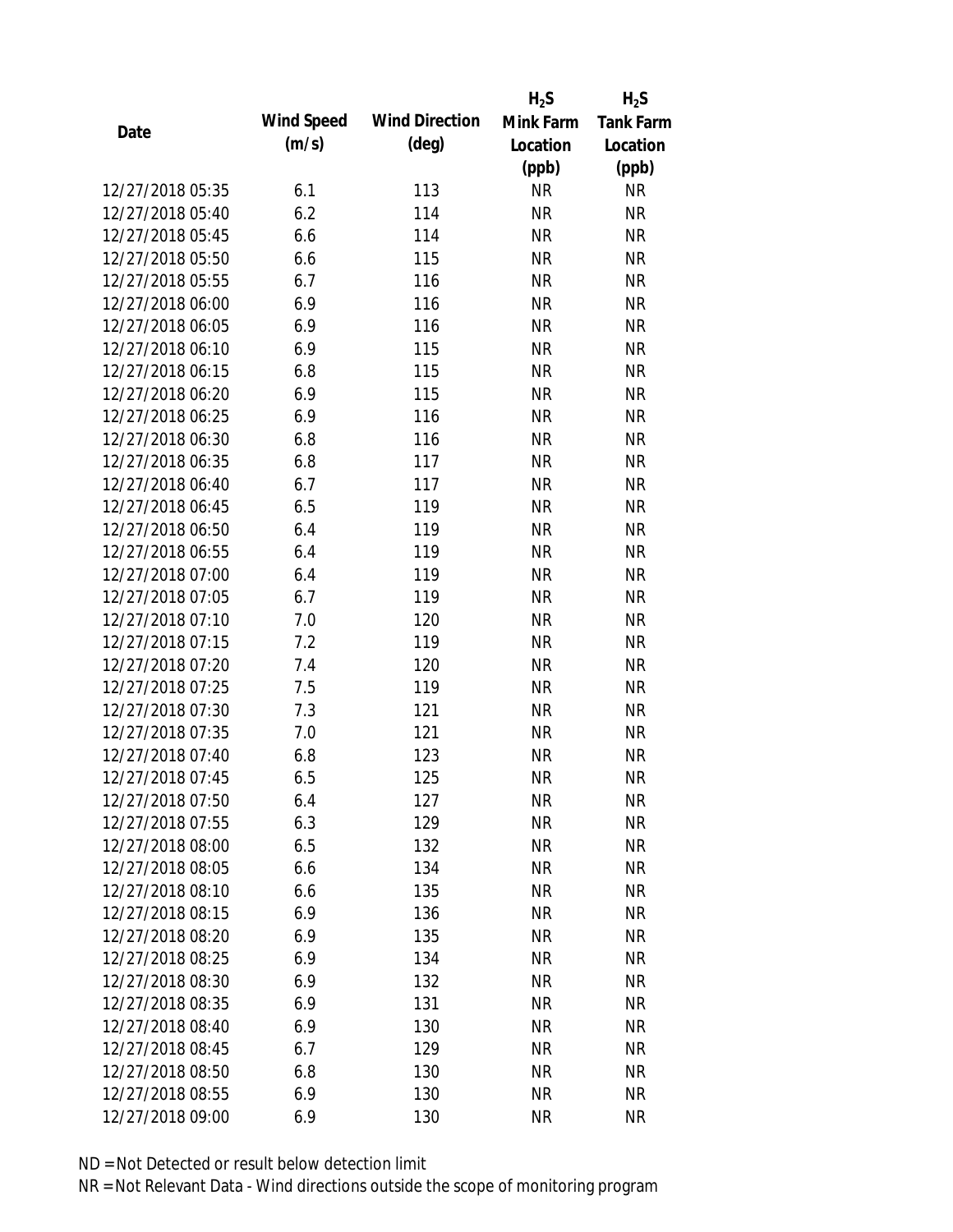| Date | Wind Speed (m/s) | Wind Direction (deg) | $H_2S$ Mink Farm Location (ppb) | $H_2S$ Tank Farm Location (ppb) |
|---|---|---|---|---|
| 12/27/2018 05:35 | 6.1 | 113 | NR | NR |
| 12/27/2018 05:40 | 6.2 | 114 | NR | NR |
| 12/27/2018 05:45 | 6.6 | 114 | NR | NR |
| 12/27/2018 05:50 | 6.6 | 115 | NR | NR |
| 12/27/2018 05:55 | 6.7 | 116 | NR | NR |
| 12/27/2018 06:00 | 6.9 | 116 | NR | NR |
| 12/27/2018 06:05 | 6.9 | 116 | NR | NR |
| 12/27/2018 06:10 | 6.9 | 115 | NR | NR |
| 12/27/2018 06:15 | 6.8 | 115 | NR | NR |
| 12/27/2018 06:20 | 6.9 | 115 | NR | NR |
| 12/27/2018 06:25 | 6.9 | 116 | NR | NR |
| 12/27/2018 06:30 | 6.8 | 116 | NR | NR |
| 12/27/2018 06:35 | 6.8 | 117 | NR | NR |
| 12/27/2018 06:40 | 6.7 | 117 | NR | NR |
| 12/27/2018 06:45 | 6.5 | 119 | NR | NR |
| 12/27/2018 06:50 | 6.4 | 119 | NR | NR |
| 12/27/2018 06:55 | 6.4 | 119 | NR | NR |
| 12/27/2018 07:00 | 6.4 | 119 | NR | NR |
| 12/27/2018 07:05 | 6.7 | 119 | NR | NR |
| 12/27/2018 07:10 | 7.0 | 120 | NR | NR |
| 12/27/2018 07:15 | 7.2 | 119 | NR | NR |
| 12/27/2018 07:20 | 7.4 | 120 | NR | NR |
| 12/27/2018 07:25 | 7.5 | 119 | NR | NR |
| 12/27/2018 07:30 | 7.3 | 121 | NR | NR |
| 12/27/2018 07:35 | 7.0 | 121 | NR | NR |
| 12/27/2018 07:40 | 6.8 | 123 | NR | NR |
| 12/27/2018 07:45 | 6.5 | 125 | NR | NR |
| 12/27/2018 07:50 | 6.4 | 127 | NR | NR |
| 12/27/2018 07:55 | 6.3 | 129 | NR | NR |
| 12/27/2018 08:00 | 6.5 | 132 | NR | NR |
| 12/27/2018 08:05 | 6.6 | 134 | NR | NR |
| 12/27/2018 08:10 | 6.6 | 135 | NR | NR |
| 12/27/2018 08:15 | 6.9 | 136 | NR | NR |
| 12/27/2018 08:20 | 6.9 | 135 | NR | NR |
| 12/27/2018 08:25 | 6.9 | 134 | NR | NR |
| 12/27/2018 08:30 | 6.9 | 132 | NR | NR |
| 12/27/2018 08:35 | 6.9 | 131 | NR | NR |
| 12/27/2018 08:40 | 6.9 | 130 | NR | NR |
| 12/27/2018 08:45 | 6.7 | 129 | NR | NR |
| 12/27/2018 08:50 | 6.8 | 130 | NR | NR |
| 12/27/2018 08:55 | 6.9 | 130 | NR | NR |
| 12/27/2018 09:00 | 6.9 | 130 | NR | NR |

ND = Not Detected or result below detection limit

NR = Not Relevant Data - Wind directions outside the scope of monitoring program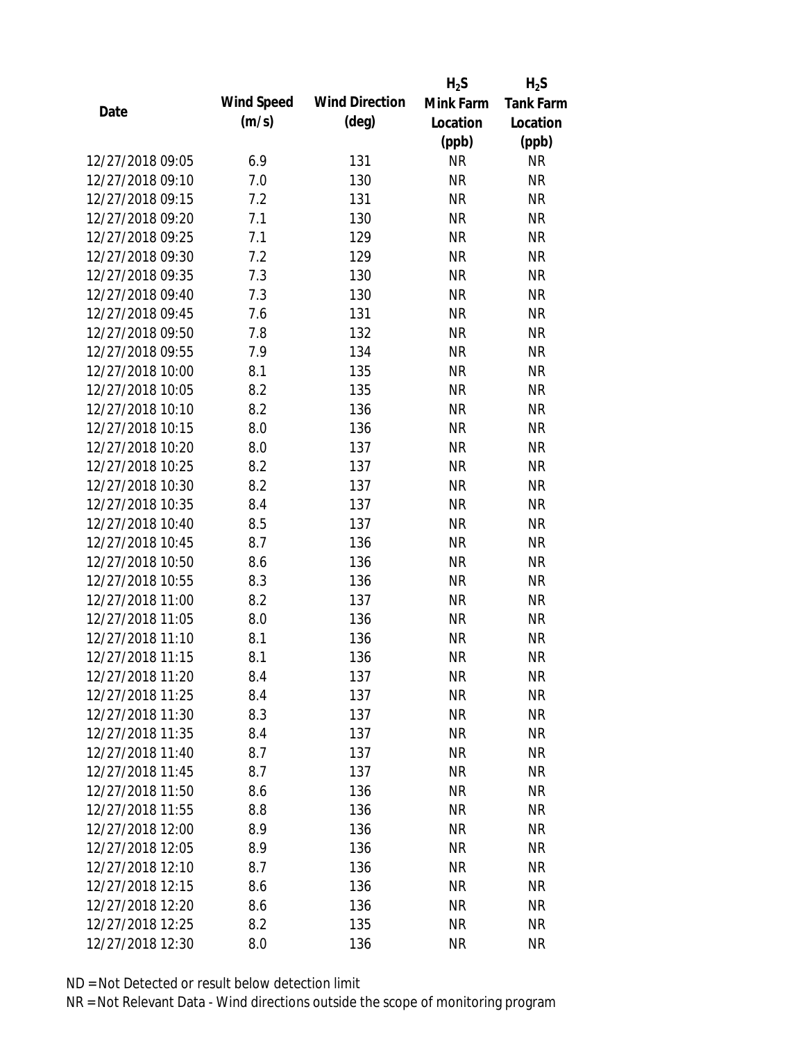| Date | Wind Speed (m/s) | Wind Direction (deg) | $H_2S$ Mink Farm Location (ppb) | $H_2S$ Tank Farm Location (ppb) |
|---|---|---|---|---|
| 12/27/2018 09:05 | 6.9 | 131 | NR | NR |
| 12/27/2018 09:10 | 7.0 | 130 | NR | NR |
| 12/27/2018 09:15 | 7.2 | 131 | NR | NR |
| 12/27/2018 09:20 | 7.1 | 130 | NR | NR |
| 12/27/2018 09:25 | 7.1 | 129 | NR | NR |
| 12/27/2018 09:30 | 7.2 | 129 | NR | NR |
| 12/27/2018 09:35 | 7.3 | 130 | NR | NR |
| 12/27/2018 09:40 | 7.3 | 130 | NR | NR |
| 12/27/2018 09:45 | 7.6 | 131 | NR | NR |
| 12/27/2018 09:50 | 7.8 | 132 | NR | NR |
| 12/27/2018 09:55 | 7.9 | 134 | NR | NR |
| 12/27/2018 10:00 | 8.1 | 135 | NR | NR |
| 12/27/2018 10:05 | 8.2 | 135 | NR | NR |
| 12/27/2018 10:10 | 8.2 | 136 | NR | NR |
| 12/27/2018 10:15 | 8.0 | 136 | NR | NR |
| 12/27/2018 10:20 | 8.0 | 137 | NR | NR |
| 12/27/2018 10:25 | 8.2 | 137 | NR | NR |
| 12/27/2018 10:30 | 8.2 | 137 | NR | NR |
| 12/27/2018 10:35 | 8.4 | 137 | NR | NR |
| 12/27/2018 10:40 | 8.5 | 137 | NR | NR |
| 12/27/2018 10:45 | 8.7 | 136 | NR | NR |
| 12/27/2018 10:50 | 8.6 | 136 | NR | NR |
| 12/27/2018 10:55 | 8.3 | 136 | NR | NR |
| 12/27/2018 11:00 | 8.2 | 137 | NR | NR |
| 12/27/2018 11:05 | 8.0 | 136 | NR | NR |
| 12/27/2018 11:10 | 8.1 | 136 | NR | NR |
| 12/27/2018 11:15 | 8.1 | 136 | NR | NR |
| 12/27/2018 11:20 | 8.4 | 137 | NR | NR |
| 12/27/2018 11:25 | 8.4 | 137 | NR | NR |
| 12/27/2018 11:30 | 8.3 | 137 | NR | NR |
| 12/27/2018 11:35 | 8.4 | 137 | NR | NR |
| 12/27/2018 11:40 | 8.7 | 137 | NR | NR |
| 12/27/2018 11:45 | 8.7 | 137 | NR | NR |
| 12/27/2018 11:50 | 8.6 | 136 | NR | NR |
| 12/27/2018 11:55 | 8.8 | 136 | NR | NR |
| 12/27/2018 12:00 | 8.9 | 136 | NR | NR |
| 12/27/2018 12:05 | 8.9 | 136 | NR | NR |
| 12/27/2018 12:10 | 8.7 | 136 | NR | NR |
| 12/27/2018 12:15 | 8.6 | 136 | NR | NR |
| 12/27/2018 12:20 | 8.6 | 136 | NR | NR |
| 12/27/2018 12:25 | 8.2 | 135 | NR | NR |
| 12/27/2018 12:30 | 8.0 | 136 | NR | NR |

ND = Not Detected or result below detection limit

NR = Not Relevant Data - Wind directions outside the scope of monitoring program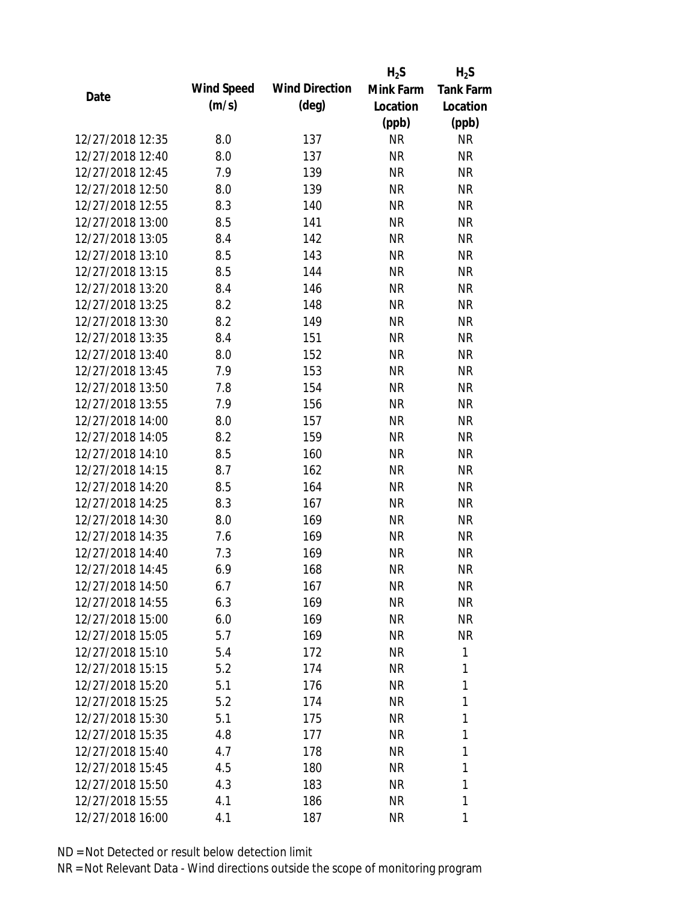| Date | Wind Speed (m/s) | Wind Direction (deg) | $H_2S$ Mink Farm Location (ppb) | $H_2S$ Tank Farm Location (ppb) |
|---|---|---|---|---|
| 12/27/2018 12:35 | 8.0 | 137 | NR | NR |
| 12/27/2018 12:40 | 8.0 | 137 | NR | NR |
| 12/27/2018 12:45 | 7.9 | 139 | NR | NR |
| 12/27/2018 12:50 | 8.0 | 139 | NR | NR |
| 12/27/2018 12:55 | 8.3 | 140 | NR | NR |
| 12/27/2018 13:00 | 8.5 | 141 | NR | NR |
| 12/27/2018 13:05 | 8.4 | 142 | NR | NR |
| 12/27/2018 13:10 | 8.5 | 143 | NR | NR |
| 12/27/2018 13:15 | 8.5 | 144 | NR | NR |
| 12/27/2018 13:20 | 8.4 | 146 | NR | NR |
| 12/27/2018 13:25 | 8.2 | 148 | NR | NR |
| 12/27/2018 13:30 | 8.2 | 149 | NR | NR |
| 12/27/2018 13:35 | 8.4 | 151 | NR | NR |
| 12/27/2018 13:40 | 8.0 | 152 | NR | NR |
| 12/27/2018 13:45 | 7.9 | 153 | NR | NR |
| 12/27/2018 13:50 | 7.8 | 154 | NR | NR |
| 12/27/2018 13:55 | 7.9 | 156 | NR | NR |
| 12/27/2018 14:00 | 8.0 | 157 | NR | NR |
| 12/27/2018 14:05 | 8.2 | 159 | NR | NR |
| 12/27/2018 14:10 | 8.5 | 160 | NR | NR |
| 12/27/2018 14:15 | 8.7 | 162 | NR | NR |
| 12/27/2018 14:20 | 8.5 | 164 | NR | NR |
| 12/27/2018 14:25 | 8.3 | 167 | NR | NR |
| 12/27/2018 14:30 | 8.0 | 169 | NR | NR |
| 12/27/2018 14:35 | 7.6 | 169 | NR | NR |
| 12/27/2018 14:40 | 7.3 | 169 | NR | NR |
| 12/27/2018 14:45 | 6.9 | 168 | NR | NR |
| 12/27/2018 14:50 | 6.7 | 167 | NR | NR |
| 12/27/2018 14:55 | 6.3 | 169 | NR | NR |
| 12/27/2018 15:00 | 6.0 | 169 | NR | NR |
| 12/27/2018 15:05 | 5.7 | 169 | NR | NR |
| 12/27/2018 15:10 | 5.4 | 172 | NR | 1 |
| 12/27/2018 15:15 | 5.2 | 174 | NR | 1 |
| 12/27/2018 15:20 | 5.1 | 176 | NR | 1 |
| 12/27/2018 15:25 | 5.2 | 174 | NR | 1 |
| 12/27/2018 15:30 | 5.1 | 175 | NR | 1 |
| 12/27/2018 15:35 | 4.8 | 177 | NR | 1 |
| 12/27/2018 15:40 | 4.7 | 178 | NR | 1 |
| 12/27/2018 15:45 | 4.5 | 180 | NR | 1 |
| 12/27/2018 15:50 | 4.3 | 183 | NR | 1 |
| 12/27/2018 15:55 | 4.1 | 186 | NR | 1 |
| 12/27/2018 16:00 | 4.1 | 187 | NR | 1 |

ND = Not Detected or result below detection limit

NR = Not Relevant Data - Wind directions outside the scope of monitoring program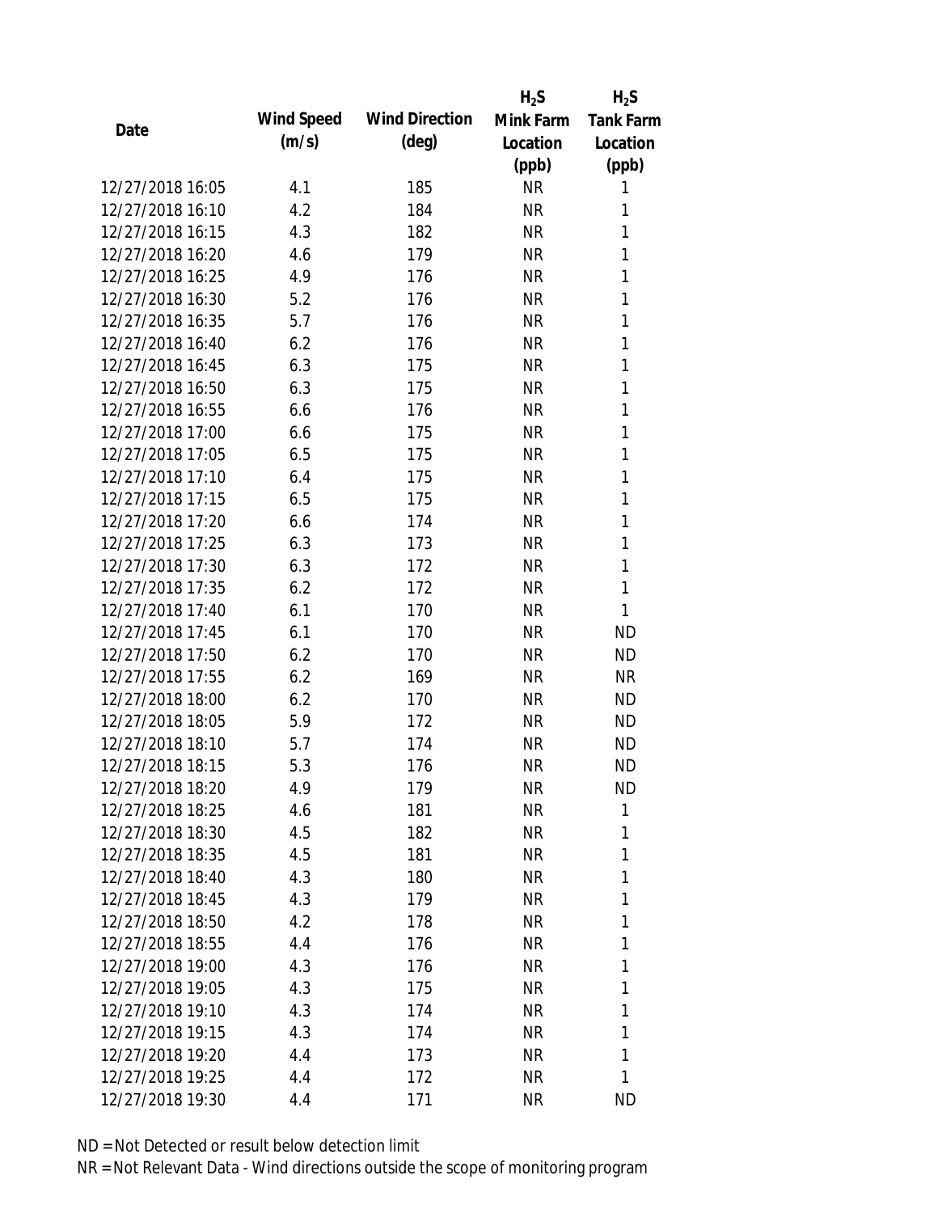| Date | Wind Speed (m/s) | Wind Direction (deg) | $H_2S$ Mink Farm Location (ppb) | $H_2S$ Tank Farm Location (ppb) |
|---|---|---|---|---|
| 12/27/2018 16:05 | 4.1 | 185 | NR | 1 |
| 12/27/2018 16:10 | 4.2 | 184 | NR | 1 |
| 12/27/2018 16:15 | 4.3 | 182 | NR | 1 |
| 12/27/2018 16:20 | 4.6 | 179 | NR | 1 |
| 12/27/2018 16:25 | 4.9 | 176 | NR | 1 |
| 12/27/2018 16:30 | 5.2 | 176 | NR | 1 |
| 12/27/2018 16:35 | 5.7 | 176 | NR | 1 |
| 12/27/2018 16:40 | 6.2 | 176 | NR | 1 |
| 12/27/2018 16:45 | 6.3 | 175 | NR | 1 |
| 12/27/2018 16:50 | 6.3 | 175 | NR | 1 |
| 12/27/2018 16:55 | 6.6 | 176 | NR | 1 |
| 12/27/2018 17:00 | 6.6 | 175 | NR | 1 |
| 12/27/2018 17:05 | 6.5 | 175 | NR | 1 |
| 12/27/2018 17:10 | 6.4 | 175 | NR | 1 |
| 12/27/2018 17:15 | 6.5 | 175 | NR | 1 |
| 12/27/2018 17:20 | 6.6 | 174 | NR | 1 |
| 12/27/2018 17:25 | 6.3 | 173 | NR | 1 |
| 12/27/2018 17:30 | 6.3 | 172 | NR | 1 |
| 12/27/2018 17:35 | 6.2 | 172 | NR | 1 |
| 12/27/2018 17:40 | 6.1 | 170 | NR | 1 |
| 12/27/2018 17:45 | 6.1 | 170 | NR | ND |
| 12/27/2018 17:50 | 6.2 | 170 | NR | ND |
| 12/27/2018 17:55 | 6.2 | 169 | NR | NR |
| 12/27/2018 18:00 | 6.2 | 170 | NR | ND |
| 12/27/2018 18:05 | 5.9 | 172 | NR | ND |
| 12/27/2018 18:10 | 5.7 | 174 | NR | ND |
| 12/27/2018 18:15 | 5.3 | 176 | NR | ND |
| 12/27/2018 18:20 | 4.9 | 179 | NR | ND |
| 12/27/2018 18:25 | 4.6 | 181 | NR | 1 |
| 12/27/2018 18:30 | 4.5 | 182 | NR | 1 |
| 12/27/2018 18:35 | 4.5 | 181 | NR | 1 |
| 12/27/2018 18:40 | 4.3 | 180 | NR | 1 |
| 12/27/2018 18:45 | 4.3 | 179 | NR | 1 |
| 12/27/2018 18:50 | 4.2 | 178 | NR | 1 |
| 12/27/2018 18:55 | 4.4 | 176 | NR | 1 |
| 12/27/2018 19:00 | 4.3 | 176 | NR | 1 |
| 12/27/2018 19:05 | 4.3 | 175 | NR | 1 |
| 12/27/2018 19:10 | 4.3 | 174 | NR | 1 |
| 12/27/2018 19:15 | 4.3 | 174 | NR | 1 |
| 12/27/2018 19:20 | 4.4 | 173 | NR | 1 |
| 12/27/2018 19:25 | 4.4 | 172 | NR | 1 |
| 12/27/2018 19:30 | 4.4 | 171 | NR | ND |

ND = Not Detected or result below detection limit

NR = Not Relevant Data - Wind directions outside the scope of monitoring program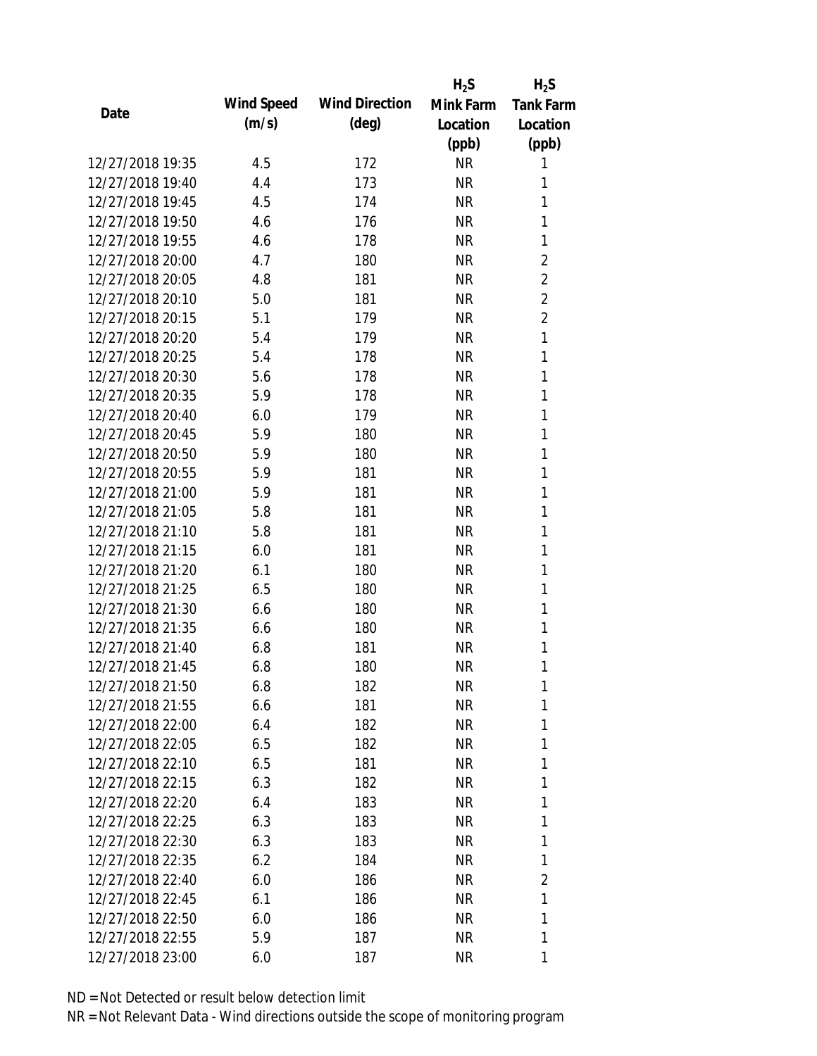| Date | Wind Speed (m/s) | Wind Direction (deg) | $H_2S$ Mink Farm Location (ppb) | $H_2S$ Tank Farm Location (ppb) |
| --- | --- | --- | --- | --- |
| 12/27/2018 19:35 | 4.5 | 172 | NR | 1 |
| 12/27/2018 19:40 | 4.4 | 173 | NR | 1 |
| 12/27/2018 19:45 | 4.5 | 174 | NR | 1 |
| 12/27/2018 19:50 | 4.6 | 176 | NR | 1 |
| 12/27/2018 19:55 | 4.6 | 178 | NR | 1 |
| 12/27/2018 20:00 | 4.7 | 180 | NR | 2 |
| 12/27/2018 20:05 | 4.8 | 181 | NR | 2 |
| 12/27/2018 20:10 | 5.0 | 181 | NR | 2 |
| 12/27/2018 20:15 | 5.1 | 179 | NR | 2 |
| 12/27/2018 20:20 | 5.4 | 179 | NR | 1 |
| 12/27/2018 20:25 | 5.4 | 178 | NR | 1 |
| 12/27/2018 20:30 | 5.6 | 178 | NR | 1 |
| 12/27/2018 20:35 | 5.9 | 178 | NR | 1 |
| 12/27/2018 20:40 | 6.0 | 179 | NR | 1 |
| 12/27/2018 20:45 | 5.9 | 180 | NR | 1 |
| 12/27/2018 20:50 | 5.9 | 180 | NR | 1 |
| 12/27/2018 20:55 | 5.9 | 181 | NR | 1 |
| 12/27/2018 21:00 | 5.9 | 181 | NR | 1 |
| 12/27/2018 21:05 | 5.8 | 181 | NR | 1 |
| 12/27/2018 21:10 | 5.8 | 181 | NR | 1 |
| 12/27/2018 21:15 | 6.0 | 181 | NR | 1 |
| 12/27/2018 21:20 | 6.1 | 180 | NR | 1 |
| 12/27/2018 21:25 | 6.5 | 180 | NR | 1 |
| 12/27/2018 21:30 | 6.6 | 180 | NR | 1 |
| 12/27/2018 21:35 | 6.6 | 180 | NR | 1 |
| 12/27/2018 21:40 | 6.8 | 181 | NR | 1 |
| 12/27/2018 21:45 | 6.8 | 180 | NR | 1 |
| 12/27/2018 21:50 | 6.8 | 182 | NR | 1 |
| 12/27/2018 21:55 | 6.6 | 181 | NR | 1 |
| 12/27/2018 22:00 | 6.4 | 182 | NR | 1 |
| 12/27/2018 22:05 | 6.5 | 182 | NR | 1 |
| 12/27/2018 22:10 | 6.5 | 181 | NR | 1 |
| 12/27/2018 22:15 | 6.3 | 182 | NR | 1 |
| 12/27/2018 22:20 | 6.4 | 183 | NR | 1 |
| 12/27/2018 22:25 | 6.3 | 183 | NR | 1 |
| 12/27/2018 22:30 | 6.3 | 183 | NR | 1 |
| 12/27/2018 22:35 | 6.2 | 184 | NR | 1 |
| 12/27/2018 22:40 | 6.0 | 186 | NR | 2 |
| 12/27/2018 22:45 | 6.1 | 186 | NR | 1 |
| 12/27/2018 22:50 | 6.0 | 186 | NR | 1 |
| 12/27/2018 22:55 | 5.9 | 187 | NR | 1 |
| 12/27/2018 23:00 | 6.0 | 187 | NR | 1 |

ND = Not Detected or result below detection limit

NR = Not Relevant Data - Wind directions outside the scope of monitoring program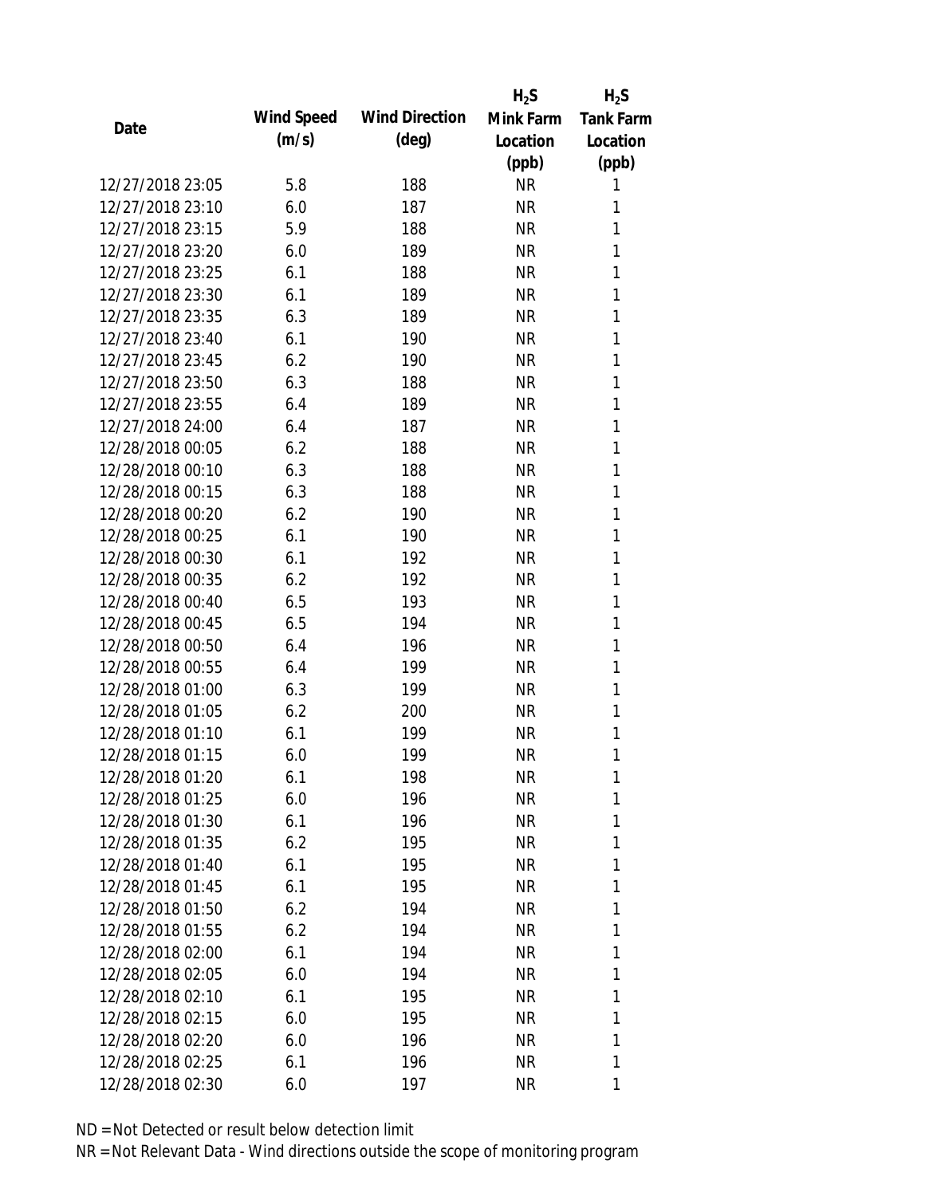| Date | Wind Speed (m/s) | Wind Direction (deg) | $H_2S$ Mink Farm Location (ppb) | $H_2S$ Tank Farm Location (ppb) |
|---|---|---|---|---|
| 12/27/2018 23:05 | 5.8 | 188 | NR | 1 |
| 12/27/2018 23:10 | 6.0 | 187 | NR | 1 |
| 12/27/2018 23:15 | 5.9 | 188 | NR | 1 |
| 12/27/2018 23:20 | 6.0 | 189 | NR | 1 |
| 12/27/2018 23:25 | 6.1 | 188 | NR | 1 |
| 12/27/2018 23:30 | 6.1 | 189 | NR | 1 |
| 12/27/2018 23:35 | 6.3 | 189 | NR | 1 |
| 12/27/2018 23:40 | 6.1 | 190 | NR | 1 |
| 12/27/2018 23:45 | 6.2 | 190 | NR | 1 |
| 12/27/2018 23:50 | 6.3 | 188 | NR | 1 |
| 12/27/2018 23:55 | 6.4 | 189 | NR | 1 |
| 12/27/2018 24:00 | 6.4 | 187 | NR | 1 |
| 12/28/2018 00:05 | 6.2 | 188 | NR | 1 |
| 12/28/2018 00:10 | 6.3 | 188 | NR | 1 |
| 12/28/2018 00:15 | 6.3 | 188 | NR | 1 |
| 12/28/2018 00:20 | 6.2 | 190 | NR | 1 |
| 12/28/2018 00:25 | 6.1 | 190 | NR | 1 |
| 12/28/2018 00:30 | 6.1 | 192 | NR | 1 |
| 12/28/2018 00:35 | 6.2 | 192 | NR | 1 |
| 12/28/2018 00:40 | 6.5 | 193 | NR | 1 |
| 12/28/2018 00:45 | 6.5 | 194 | NR | 1 |
| 12/28/2018 00:50 | 6.4 | 196 | NR | 1 |
| 12/28/2018 00:55 | 6.4 | 199 | NR | 1 |
| 12/28/2018 01:00 | 6.3 | 199 | NR | 1 |
| 12/28/2018 01:05 | 6.2 | 200 | NR | 1 |
| 12/28/2018 01:10 | 6.1 | 199 | NR | 1 |
| 12/28/2018 01:15 | 6.0 | 199 | NR | 1 |
| 12/28/2018 01:20 | 6.1 | 198 | NR | 1 |
| 12/28/2018 01:25 | 6.0 | 196 | NR | 1 |
| 12/28/2018 01:30 | 6.1 | 196 | NR | 1 |
| 12/28/2018 01:35 | 6.2 | 195 | NR | 1 |
| 12/28/2018 01:40 | 6.1 | 195 | NR | 1 |
| 12/28/2018 01:45 | 6.1 | 195 | NR | 1 |
| 12/28/2018 01:50 | 6.2 | 194 | NR | 1 |
| 12/28/2018 01:55 | 6.2 | 194 | NR | 1 |
| 12/28/2018 02:00 | 6.1 | 194 | NR | 1 |
| 12/28/2018 02:05 | 6.0 | 194 | NR | 1 |
| 12/28/2018 02:10 | 6.1 | 195 | NR | 1 |
| 12/28/2018 02:15 | 6.0 | 195 | NR | 1 |
| 12/28/2018 02:20 | 6.0 | 196 | NR | 1 |
| 12/28/2018 02:25 | 6.1 | 196 | NR | 1 |
| 12/28/2018 02:30 | 6.0 | 197 | NR | 1 |

ND = Not Detected or result below detection limit

NR = Not Relevant Data - Wind directions outside the scope of monitoring program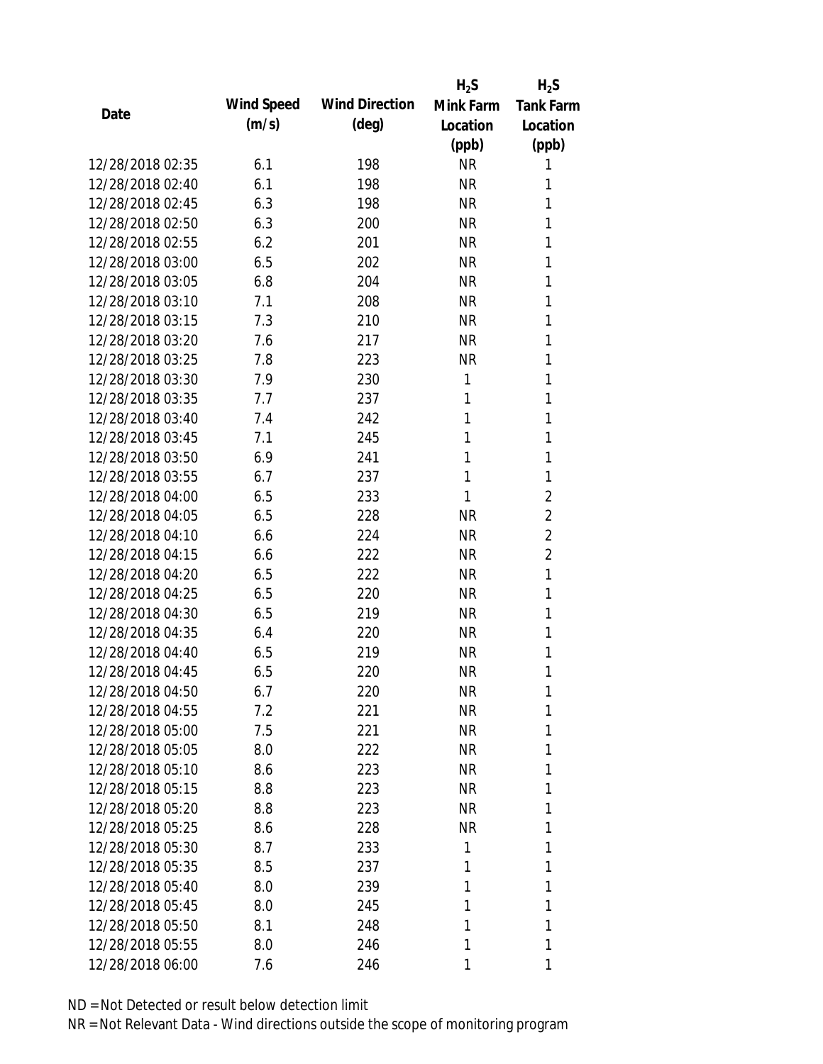| Date | Wind Speed (m/s) | Wind Direction (deg) | $H_2S$ Mink Farm Location (ppb) | $H_2S$ Tank Farm Location (ppb) |
|---|---|---|---|---|
| 12/28/2018 02:35 | 6.1 | 198 | NR | 1 |
| 12/28/2018 02:40 | 6.1 | 198 | NR | 1 |
| 12/28/2018 02:45 | 6.3 | 198 | NR | 1 |
| 12/28/2018 02:50 | 6.3 | 200 | NR | 1 |
| 12/28/2018 02:55 | 6.2 | 201 | NR | 1 |
| 12/28/2018 03:00 | 6.5 | 202 | NR | 1 |
| 12/28/2018 03:05 | 6.8 | 204 | NR | 1 |
| 12/28/2018 03:10 | 7.1 | 208 | NR | 1 |
| 12/28/2018 03:15 | 7.3 | 210 | NR | 1 |
| 12/28/2018 03:20 | 7.6 | 217 | NR | 1 |
| 12/28/2018 03:25 | 7.8 | 223 | NR | 1 |
| 12/28/2018 03:30 | 7.9 | 230 | 1 | 1 |
| 12/28/2018 03:35 | 7.7 | 237 | 1 | 1 |
| 12/28/2018 03:40 | 7.4 | 242 | 1 | 1 |
| 12/28/2018 03:45 | 7.1 | 245 | 1 | 1 |
| 12/28/2018 03:50 | 6.9 | 241 | 1 | 1 |
| 12/28/2018 03:55 | 6.7 | 237 | 1 | 1 |
| 12/28/2018 04:00 | 6.5 | 233 | 1 | 2 |
| 12/28/2018 04:05 | 6.5 | 228 | NR | 2 |
| 12/28/2018 04:10 | 6.6 | 224 | NR | 2 |
| 12/28/2018 04:15 | 6.6 | 222 | NR | 2 |
| 12/28/2018 04:20 | 6.5 | 222 | NR | 1 |
| 12/28/2018 04:25 | 6.5 | 220 | NR | 1 |
| 12/28/2018 04:30 | 6.5 | 219 | NR | 1 |
| 12/28/2018 04:35 | 6.4 | 220 | NR | 1 |
| 12/28/2018 04:40 | 6.5 | 219 | NR | 1 |
| 12/28/2018 04:45 | 6.5 | 220 | NR | 1 |
| 12/28/2018 04:50 | 6.7 | 220 | NR | 1 |
| 12/28/2018 04:55 | 7.2 | 221 | NR | 1 |
| 12/28/2018 05:00 | 7.5 | 221 | NR | 1 |
| 12/28/2018 05:05 | 8.0 | 222 | NR | 1 |
| 12/28/2018 05:10 | 8.6 | 223 | NR | 1 |
| 12/28/2018 05:15 | 8.8 | 223 | NR | 1 |
| 12/28/2018 05:20 | 8.8 | 223 | NR | 1 |
| 12/28/2018 05:25 | 8.6 | 228 | NR | 1 |
| 12/28/2018 05:30 | 8.7 | 233 | 1 | 1 |
| 12/28/2018 05:35 | 8.5 | 237 | 1 | 1 |
| 12/28/2018 05:40 | 8.0 | 239 | 1 | 1 |
| 12/28/2018 05:45 | 8.0 | 245 | 1 | 1 |
| 12/28/2018 05:50 | 8.1 | 248 | 1 | 1 |
| 12/28/2018 05:55 | 8.0 | 246 | 1 | 1 |
| 12/28/2018 06:00 | 7.6 | 246 | 1 | 1 |

ND = Not Detected or result below detection limit

NR = Not Relevant Data - Wind directions outside the scope of monitoring program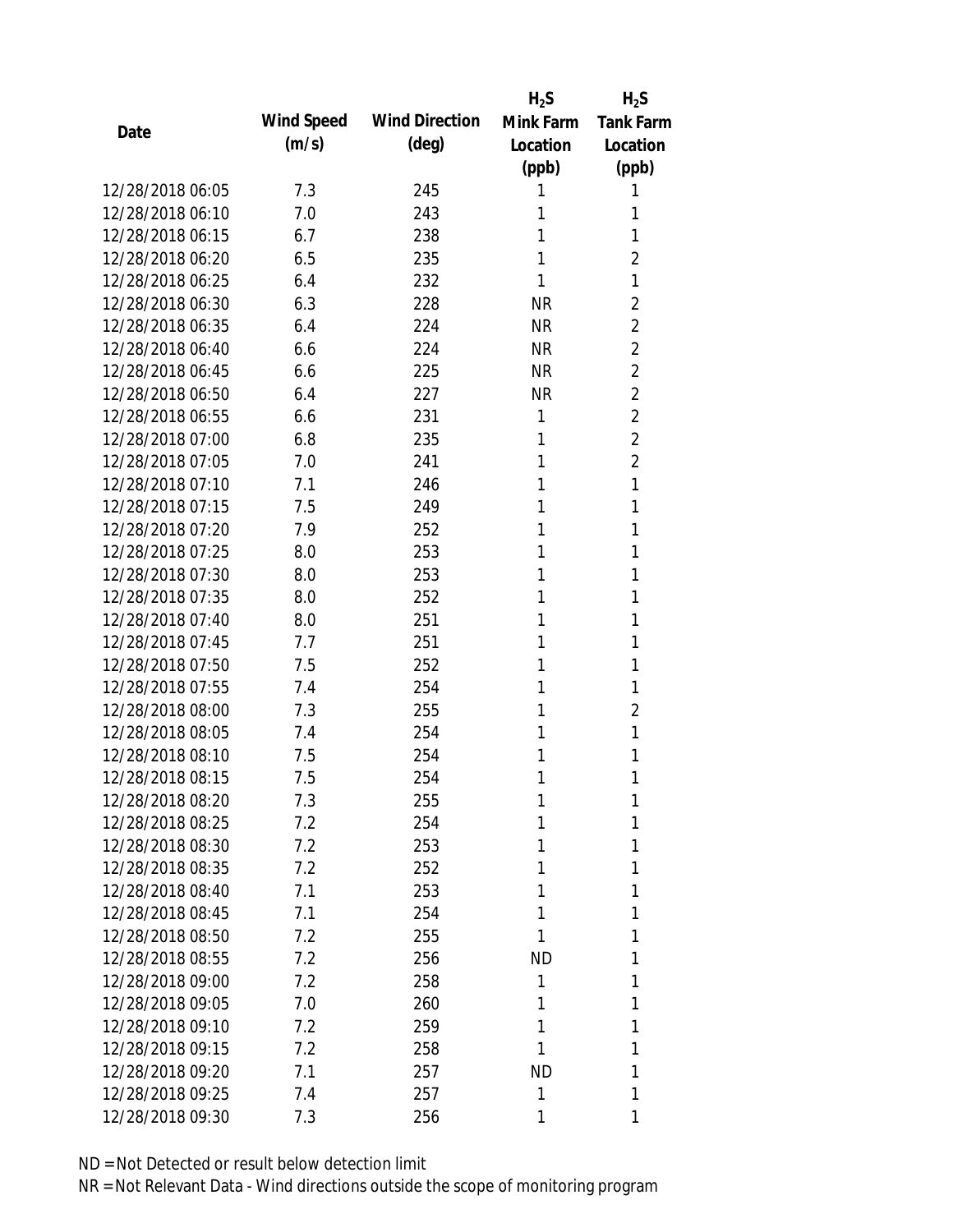| Date | Wind Speed (m/s) | Wind Direction (deg) | $H_2S$ Mink Farm Location (ppb) | $H_2S$ Tank Farm Location (ppb) |
|---|---|---|---|---|
| 12/28/2018 06:05 | 7.3 | 245 | 1 | 1 |
| 12/28/2018 06:10 | 7.0 | 243 | 1 | 1 |
| 12/28/2018 06:15 | 6.7 | 238 | 1 | 1 |
| 12/28/2018 06:20 | 6.5 | 235 | 1 | 2 |
| 12/28/2018 06:25 | 6.4 | 232 | 1 | 1 |
| 12/28/2018 06:30 | 6.3 | 228 | NR | 2 |
| 12/28/2018 06:35 | 6.4 | 224 | NR | 2 |
| 12/28/2018 06:40 | 6.6 | 224 | NR | 2 |
| 12/28/2018 06:45 | 6.6 | 225 | NR | 2 |
| 12/28/2018 06:50 | 6.4 | 227 | NR | 2 |
| 12/28/2018 06:55 | 6.6 | 231 | 1 | 2 |
| 12/28/2018 07:00 | 6.8 | 235 | 1 | 2 |
| 12/28/2018 07:05 | 7.0 | 241 | 1 | 2 |
| 12/28/2018 07:10 | 7.1 | 246 | 1 | 1 |
| 12/28/2018 07:15 | 7.5 | 249 | 1 | 1 |
| 12/28/2018 07:20 | 7.9 | 252 | 1 | 1 |
| 12/28/2018 07:25 | 8.0 | 253 | 1 | 1 |
| 12/28/2018 07:30 | 8.0 | 253 | 1 | 1 |
| 12/28/2018 07:35 | 8.0 | 252 | 1 | 1 |
| 12/28/2018 07:40 | 8.0 | 251 | 1 | 1 |
| 12/28/2018 07:45 | 7.7 | 251 | 1 | 1 |
| 12/28/2018 07:50 | 7.5 | 252 | 1 | 1 |
| 12/28/2018 07:55 | 7.4 | 254 | 1 | 1 |
| 12/28/2018 08:00 | 7.3 | 255 | 1 | 2 |
| 12/28/2018 08:05 | 7.4 | 254 | 1 | 1 |
| 12/28/2018 08:10 | 7.5 | 254 | 1 | 1 |
| 12/28/2018 08:15 | 7.5 | 254 | 1 | 1 |
| 12/28/2018 08:20 | 7.3 | 255 | 1 | 1 |
| 12/28/2018 08:25 | 7.2 | 254 | 1 | 1 |
| 12/28/2018 08:30 | 7.2 | 253 | 1 | 1 |
| 12/28/2018 08:35 | 7.2 | 252 | 1 | 1 |
| 12/28/2018 08:40 | 7.1 | 253 | 1 | 1 |
| 12/28/2018 08:45 | 7.1 | 254 | 1 | 1 |
| 12/28/2018 08:50 | 7.2 | 255 | 1 | 1 |
| 12/28/2018 08:55 | 7.2 | 256 | ND | 1 |
| 12/28/2018 09:00 | 7.2 | 258 | 1 | 1 |
| 12/28/2018 09:05 | 7.0 | 260 | 1 | 1 |
| 12/28/2018 09:10 | 7.2 | 259 | 1 | 1 |
| 12/28/2018 09:15 | 7.2 | 258 | 1 | 1 |
| 12/28/2018 09:20 | 7.1 | 257 | ND | 1 |
| 12/28/2018 09:25 | 7.4 | 257 | 1 | 1 |
| 12/28/2018 09:30 | 7.3 | 256 | 1 | 1 |

ND = Not Detected or result below detection limit

NR = Not Relevant Data - Wind directions outside the scope of monitoring program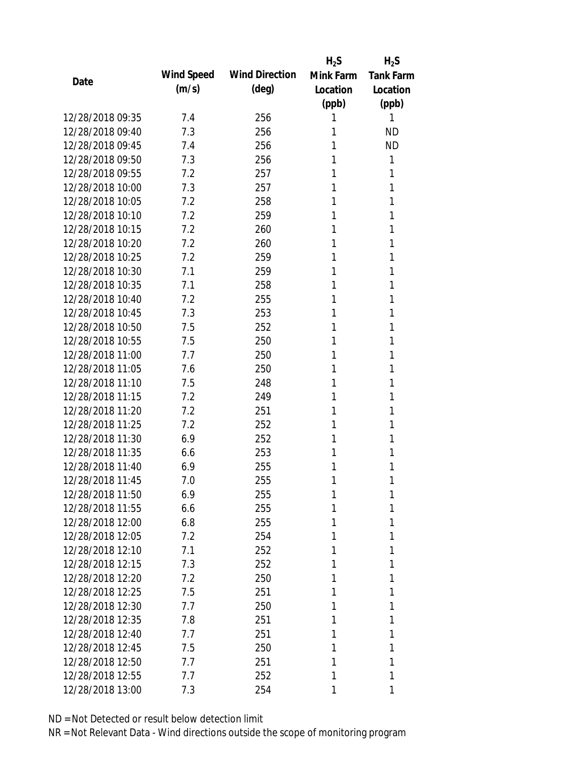| Date | Wind Speed (m/s) | Wind Direction (deg) | $H_2S$ Mink Farm Location (ppb) | $H_2S$ Tank Farm Location (ppb) |
|---|---|---|---|---|
| 12/28/2018 09:35 | 7.4 | 256 | 1 | 1 |
| 12/28/2018 09:40 | 7.3 | 256 | 1 | ND |
| 12/28/2018 09:45 | 7.4 | 256 | 1 | ND |
| 12/28/2018 09:50 | 7.3 | 256 | 1 | 1 |
| 12/28/2018 09:55 | 7.2 | 257 | 1 | 1 |
| 12/28/2018 10:00 | 7.3 | 257 | 1 | 1 |
| 12/28/2018 10:05 | 7.2 | 258 | 1 | 1 |
| 12/28/2018 10:10 | 7.2 | 259 | 1 | 1 |
| 12/28/2018 10:15 | 7.2 | 260 | 1 | 1 |
| 12/28/2018 10:20 | 7.2 | 260 | 1 | 1 |
| 12/28/2018 10:25 | 7.2 | 259 | 1 | 1 |
| 12/28/2018 10:30 | 7.1 | 259 | 1 | 1 |
| 12/28/2018 10:35 | 7.1 | 258 | 1 | 1 |
| 12/28/2018 10:40 | 7.2 | 255 | 1 | 1 |
| 12/28/2018 10:45 | 7.3 | 253 | 1 | 1 |
| 12/28/2018 10:50 | 7.5 | 252 | 1 | 1 |
| 12/28/2018 10:55 | 7.5 | 250 | 1 | 1 |
| 12/28/2018 11:00 | 7.7 | 250 | 1 | 1 |
| 12/28/2018 11:05 | 7.6 | 250 | 1 | 1 |
| 12/28/2018 11:10 | 7.5 | 248 | 1 | 1 |
| 12/28/2018 11:15 | 7.2 | 249 | 1 | 1 |
| 12/28/2018 11:20 | 7.2 | 251 | 1 | 1 |
| 12/28/2018 11:25 | 7.2 | 252 | 1 | 1 |
| 12/28/2018 11:30 | 6.9 | 252 | 1 | 1 |
| 12/28/2018 11:35 | 6.6 | 253 | 1 | 1 |
| 12/28/2018 11:40 | 6.9 | 255 | 1 | 1 |
| 12/28/2018 11:45 | 7.0 | 255 | 1 | 1 |
| 12/28/2018 11:50 | 6.9 | 255 | 1 | 1 |
| 12/28/2018 11:55 | 6.6 | 255 | 1 | 1 |
| 12/28/2018 12:00 | 6.8 | 255 | 1 | 1 |
| 12/28/2018 12:05 | 7.2 | 254 | 1 | 1 |
| 12/28/2018 12:10 | 7.1 | 252 | 1 | 1 |
| 12/28/2018 12:15 | 7.3 | 252 | 1 | 1 |
| 12/28/2018 12:20 | 7.2 | 250 | 1 | 1 |
| 12/28/2018 12:25 | 7.5 | 251 | 1 | 1 |
| 12/28/2018 12:30 | 7.7 | 250 | 1 | 1 |
| 12/28/2018 12:35 | 7.8 | 251 | 1 | 1 |
| 12/28/2018 12:40 | 7.7 | 251 | 1 | 1 |
| 12/28/2018 12:45 | 7.5 | 250 | 1 | 1 |
| 12/28/2018 12:50 | 7.7 | 251 | 1 | 1 |
| 12/28/2018 12:55 | 7.7 | 252 | 1 | 1 |
| 12/28/2018 13:00 | 7.3 | 254 | 1 | 1 |

ND = Not Detected or result below detection limit

NR = Not Relevant Data - Wind directions outside the scope of monitoring program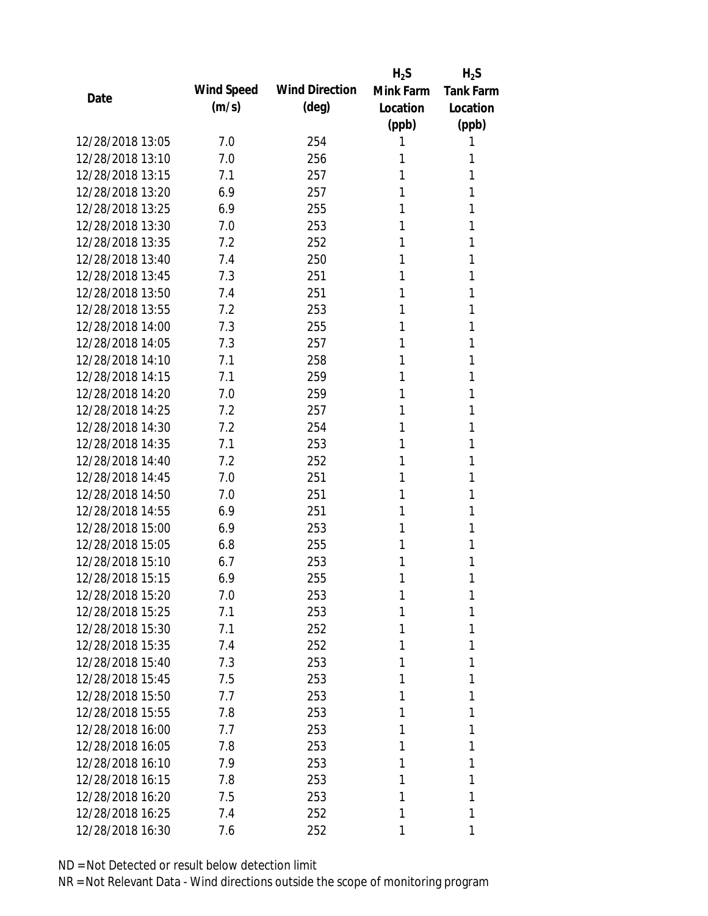| Date | Wind Speed (m/s) | Wind Direction (deg) | $H_2S$ Mink Farm Location (ppb) | $H_2S$ Tank Farm Location (ppb) |
|---|---|---|---|---|
| 12/28/2018 13:05 | 7.0 | 254 | 1 | 1 |
| 12/28/2018 13:10 | 7.0 | 256 | 1 | 1 |
| 12/28/2018 13:15 | 7.1 | 257 | 1 | 1 |
| 12/28/2018 13:20 | 6.9 | 257 | 1 | 1 |
| 12/28/2018 13:25 | 6.9 | 255 | 1 | 1 |
| 12/28/2018 13:30 | 7.0 | 253 | 1 | 1 |
| 12/28/2018 13:35 | 7.2 | 252 | 1 | 1 |
| 12/28/2018 13:40 | 7.4 | 250 | 1 | 1 |
| 12/28/2018 13:45 | 7.3 | 251 | 1 | 1 |
| 12/28/2018 13:50 | 7.4 | 251 | 1 | 1 |
| 12/28/2018 13:55 | 7.2 | 253 | 1 | 1 |
| 12/28/2018 14:00 | 7.3 | 255 | 1 | 1 |
| 12/28/2018 14:05 | 7.3 | 257 | 1 | 1 |
| 12/28/2018 14:10 | 7.1 | 258 | 1 | 1 |
| 12/28/2018 14:15 | 7.1 | 259 | 1 | 1 |
| 12/28/2018 14:20 | 7.0 | 259 | 1 | 1 |
| 12/28/2018 14:25 | 7.2 | 257 | 1 | 1 |
| 12/28/2018 14:30 | 7.2 | 254 | 1 | 1 |
| 12/28/2018 14:35 | 7.1 | 253 | 1 | 1 |
| 12/28/2018 14:40 | 7.2 | 252 | 1 | 1 |
| 12/28/2018 14:45 | 7.0 | 251 | 1 | 1 |
| 12/28/2018 14:50 | 7.0 | 251 | 1 | 1 |
| 12/28/2018 14:55 | 6.9 | 251 | 1 | 1 |
| 12/28/2018 15:00 | 6.9 | 253 | 1 | 1 |
| 12/28/2018 15:05 | 6.8 | 255 | 1 | 1 |
| 12/28/2018 15:10 | 6.7 | 253 | 1 | 1 |
| 12/28/2018 15:15 | 6.9 | 255 | 1 | 1 |
| 12/28/2018 15:20 | 7.0 | 253 | 1 | 1 |
| 12/28/2018 15:25 | 7.1 | 253 | 1 | 1 |
| 12/28/2018 15:30 | 7.1 | 252 | 1 | 1 |
| 12/28/2018 15:35 | 7.4 | 252 | 1 | 1 |
| 12/28/2018 15:40 | 7.3 | 253 | 1 | 1 |
| 12/28/2018 15:45 | 7.5 | 253 | 1 | 1 |
| 12/28/2018 15:50 | 7.7 | 253 | 1 | 1 |
| 12/28/2018 15:55 | 7.8 | 253 | 1 | 1 |
| 12/28/2018 16:00 | 7.7 | 253 | 1 | 1 |
| 12/28/2018 16:05 | 7.8 | 253 | 1 | 1 |
| 12/28/2018 16:10 | 7.9 | 253 | 1 | 1 |
| 12/28/2018 16:15 | 7.8 | 253 | 1 | 1 |
| 12/28/2018 16:20 | 7.5 | 253 | 1 | 1 |
| 12/28/2018 16:25 | 7.4 | 252 | 1 | 1 |
| 12/28/2018 16:30 | 7.6 | 252 | 1 | 1 |

ND = Not Detected or result below detection limit

NR = Not Relevant Data - Wind directions outside the scope of monitoring program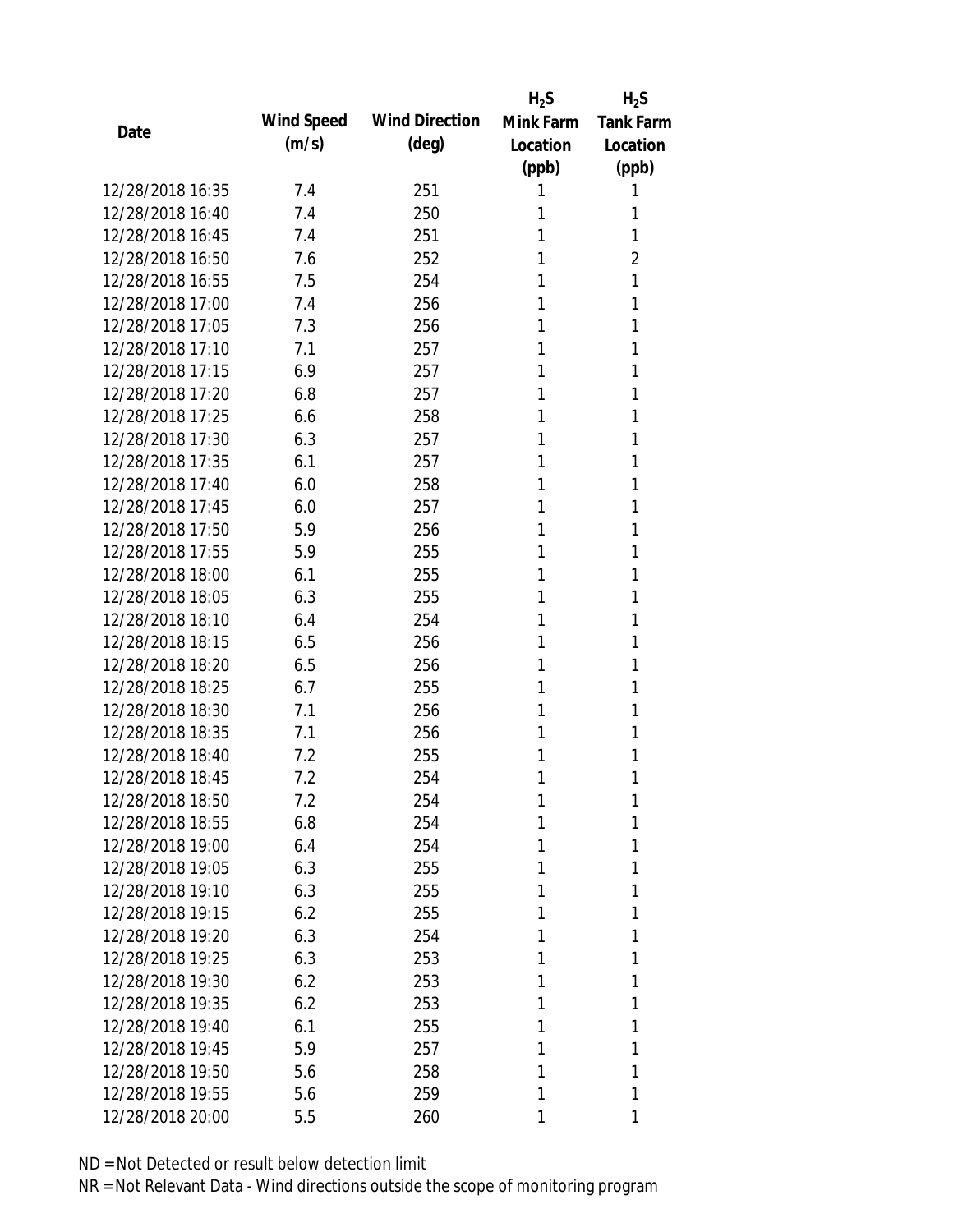| Date | Wind Speed (m/s) | Wind Direction (deg) | $H_2S$ Mink Farm Location (ppb) | $H_2S$ Tank Farm Location (ppb) |
|---|---|---|---|---|
| 12/28/2018 16:35 | 7.4 | 251 | 1 | 1 |
| 12/28/2018 16:40 | 7.4 | 250 | 1 | 1 |
| 12/28/2018 16:45 | 7.4 | 251 | 1 | 1 |
| 12/28/2018 16:50 | 7.6 | 252 | 1 | 2 |
| 12/28/2018 16:55 | 7.5 | 254 | 1 | 1 |
| 12/28/2018 17:00 | 7.4 | 256 | 1 | 1 |
| 12/28/2018 17:05 | 7.3 | 256 | 1 | 1 |
| 12/28/2018 17:10 | 7.1 | 257 | 1 | 1 |
| 12/28/2018 17:15 | 6.9 | 257 | 1 | 1 |
| 12/28/2018 17:20 | 6.8 | 257 | 1 | 1 |
| 12/28/2018 17:25 | 6.6 | 258 | 1 | 1 |
| 12/28/2018 17:30 | 6.3 | 257 | 1 | 1 |
| 12/28/2018 17:35 | 6.1 | 257 | 1 | 1 |
| 12/28/2018 17:40 | 6.0 | 258 | 1 | 1 |
| 12/28/2018 17:45 | 6.0 | 257 | 1 | 1 |
| 12/28/2018 17:50 | 5.9 | 256 | 1 | 1 |
| 12/28/2018 17:55 | 5.9 | 255 | 1 | 1 |
| 12/28/2018 18:00 | 6.1 | 255 | 1 | 1 |
| 12/28/2018 18:05 | 6.3 | 255 | 1 | 1 |
| 12/28/2018 18:10 | 6.4 | 254 | 1 | 1 |
| 12/28/2018 18:15 | 6.5 | 256 | 1 | 1 |
| 12/28/2018 18:20 | 6.5 | 256 | 1 | 1 |
| 12/28/2018 18:25 | 6.7 | 255 | 1 | 1 |
| 12/28/2018 18:30 | 7.1 | 256 | 1 | 1 |
| 12/28/2018 18:35 | 7.1 | 256 | 1 | 1 |
| 12/28/2018 18:40 | 7.2 | 255 | 1 | 1 |
| 12/28/2018 18:45 | 7.2 | 254 | 1 | 1 |
| 12/28/2018 18:50 | 7.2 | 254 | 1 | 1 |
| 12/28/2018 18:55 | 6.8 | 254 | 1 | 1 |
| 12/28/2018 19:00 | 6.4 | 254 | 1 | 1 |
| 12/28/2018 19:05 | 6.3 | 255 | 1 | 1 |
| 12/28/2018 19:10 | 6.3 | 255 | 1 | 1 |
| 12/28/2018 19:15 | 6.2 | 255 | 1 | 1 |
| 12/28/2018 19:20 | 6.3 | 254 | 1 | 1 |
| 12/28/2018 19:25 | 6.3 | 253 | 1 | 1 |
| 12/28/2018 19:30 | 6.2 | 253 | 1 | 1 |
| 12/28/2018 19:35 | 6.2 | 253 | 1 | 1 |
| 12/28/2018 19:40 | 6.1 | 255 | 1 | 1 |
| 12/28/2018 19:45 | 5.9 | 257 | 1 | 1 |
| 12/28/2018 19:50 | 5.6 | 258 | 1 | 1 |
| 12/28/2018 19:55 | 5.6 | 259 | 1 | 1 |
| 12/28/2018 20:00 | 5.5 | 260 | 1 | 1 |

ND = Not Detected or result below detection limit

NR = Not Relevant Data - Wind directions outside the scope of monitoring program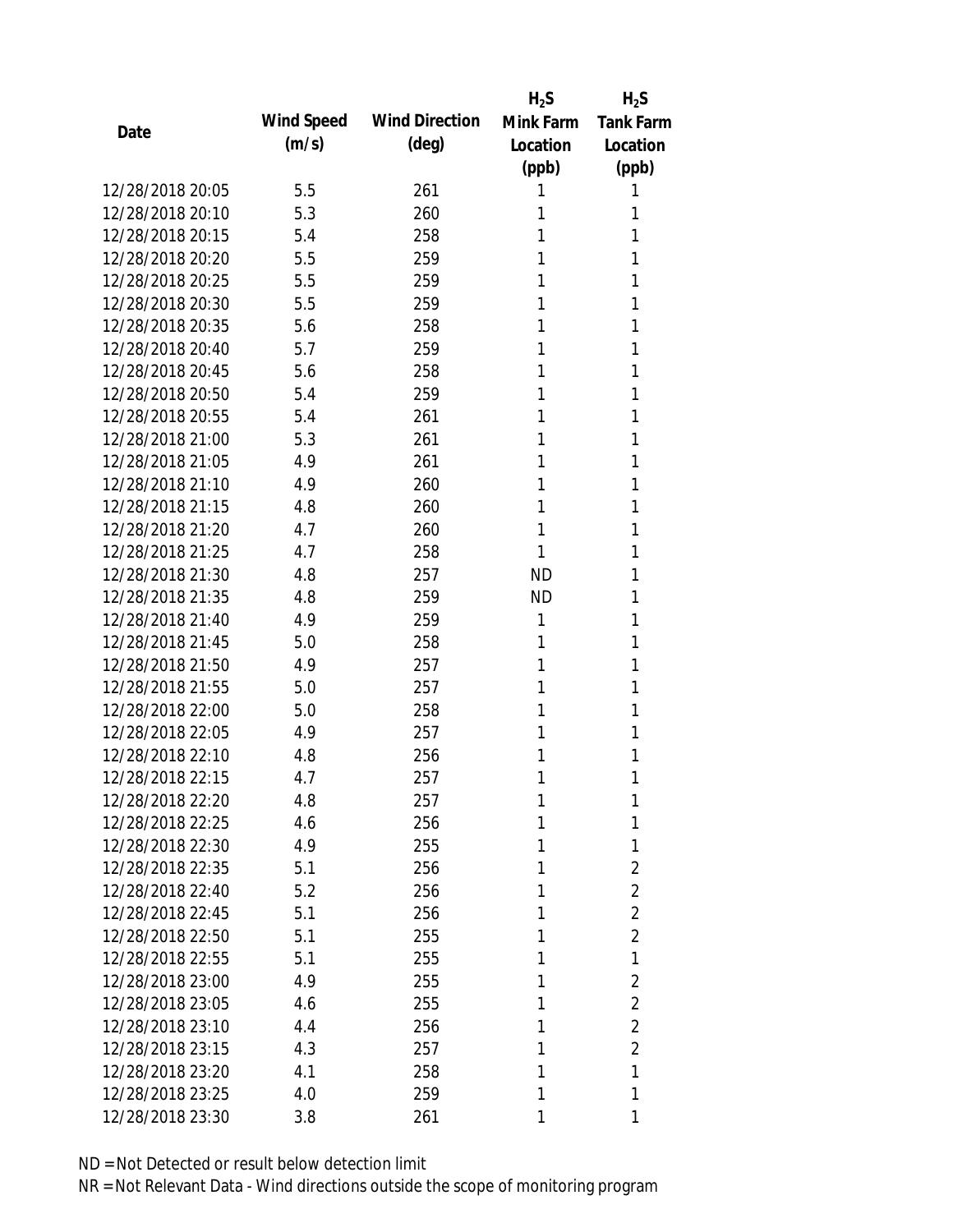| Date | Wind Speed (m/s) | Wind Direction (deg) | $H_2S$ Mink Farm Location (ppb) | $H_2S$ Tank Farm Location (ppb) |
|---|---|---|---|---|
| 12/28/2018 20:05 | 5.5 | 261 | 1 | 1 |
| 12/28/2018 20:10 | 5.3 | 260 | 1 | 1 |
| 12/28/2018 20:15 | 5.4 | 258 | 1 | 1 |
| 12/28/2018 20:20 | 5.5 | 259 | 1 | 1 |
| 12/28/2018 20:25 | 5.5 | 259 | 1 | 1 |
| 12/28/2018 20:30 | 5.5 | 259 | 1 | 1 |
| 12/28/2018 20:35 | 5.6 | 258 | 1 | 1 |
| 12/28/2018 20:40 | 5.7 | 259 | 1 | 1 |
| 12/28/2018 20:45 | 5.6 | 258 | 1 | 1 |
| 12/28/2018 20:50 | 5.4 | 259 | 1 | 1 |
| 12/28/2018 20:55 | 5.4 | 261 | 1 | 1 |
| 12/28/2018 21:00 | 5.3 | 261 | 1 | 1 |
| 12/28/2018 21:05 | 4.9 | 261 | 1 | 1 |
| 12/28/2018 21:10 | 4.9 | 260 | 1 | 1 |
| 12/28/2018 21:15 | 4.8 | 260 | 1 | 1 |
| 12/28/2018 21:20 | 4.7 | 260 | 1 | 1 |
| 12/28/2018 21:25 | 4.7 | 258 | 1 | 1 |
| 12/28/2018 21:30 | 4.8 | 257 | ND | 1 |
| 12/28/2018 21:35 | 4.8 | 259 | ND | 1 |
| 12/28/2018 21:40 | 4.9 | 259 | 1 | 1 |
| 12/28/2018 21:45 | 5.0 | 258 | 1 | 1 |
| 12/28/2018 21:50 | 4.9 | 257 | 1 | 1 |
| 12/28/2018 21:55 | 5.0 | 257 | 1 | 1 |
| 12/28/2018 22:00 | 5.0 | 258 | 1 | 1 |
| 12/28/2018 22:05 | 4.9 | 257 | 1 | 1 |
| 12/28/2018 22:10 | 4.8 | 256 | 1 | 1 |
| 12/28/2018 22:15 | 4.7 | 257 | 1 | 1 |
| 12/28/2018 22:20 | 4.8 | 257 | 1 | 1 |
| 12/28/2018 22:25 | 4.6 | 256 | 1 | 1 |
| 12/28/2018 22:30 | 4.9 | 255 | 1 | 1 |
| 12/28/2018 22:35 | 5.1 | 256 | 1 | 2 |
| 12/28/2018 22:40 | 5.2 | 256 | 1 | 2 |
| 12/28/2018 22:45 | 5.1 | 256 | 1 | 2 |
| 12/28/2018 22:50 | 5.1 | 255 | 1 | 2 |
| 12/28/2018 22:55 | 5.1 | 255 | 1 | 1 |
| 12/28/2018 23:00 | 4.9 | 255 | 1 | 2 |
| 12/28/2018 23:05 | 4.6 | 255 | 1 | 2 |
| 12/28/2018 23:10 | 4.4 | 256 | 1 | 2 |
| 12/28/2018 23:15 | 4.3 | 257 | 1 | 2 |
| 12/28/2018 23:20 | 4.1 | 258 | 1 | 1 |
| 12/28/2018 23:25 | 4.0 | 259 | 1 | 1 |
| 12/28/2018 23:30 | 3.8 | 261 | 1 | 1 |

ND = Not Detected or result below detection limit

NR = Not Relevant Data - Wind directions outside the scope of monitoring program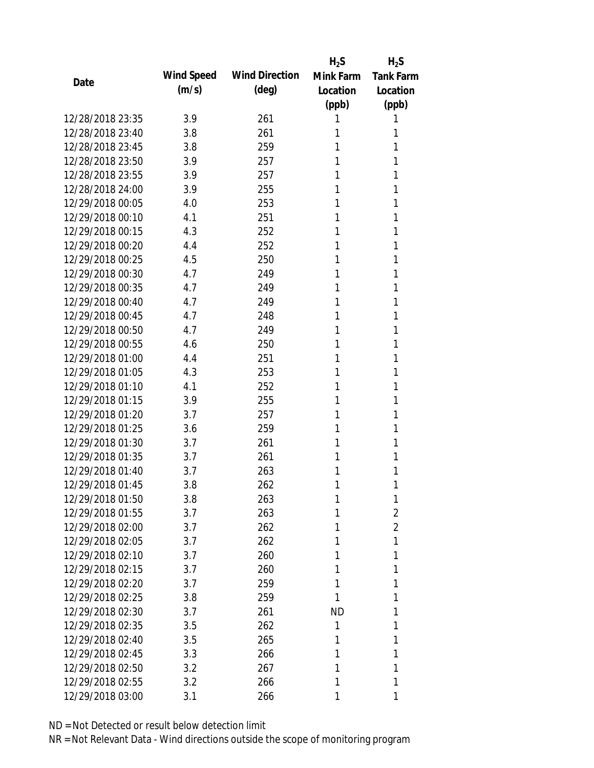| Date | Wind Speed (m/s) | Wind Direction (deg) | $H_2S$ Mink Farm Location (ppb) | $H_2S$ Tank Farm Location (ppb) |
|---|---|---|---|---|
| 12/28/2018 23:35 | 3.9 | 261 | 1 | 1 |
| 12/28/2018 23:40 | 3.8 | 261 | 1 | 1 |
| 12/28/2018 23:45 | 3.8 | 259 | 1 | 1 |
| 12/28/2018 23:50 | 3.9 | 257 | 1 | 1 |
| 12/28/2018 23:55 | 3.9 | 257 | 1 | 1 |
| 12/28/2018 24:00 | 3.9 | 255 | 1 | 1 |
| 12/29/2018 00:05 | 4.0 | 253 | 1 | 1 |
| 12/29/2018 00:10 | 4.1 | 251 | 1 | 1 |
| 12/29/2018 00:15 | 4.3 | 252 | 1 | 1 |
| 12/29/2018 00:20 | 4.4 | 252 | 1 | 1 |
| 12/29/2018 00:25 | 4.5 | 250 | 1 | 1 |
| 12/29/2018 00:30 | 4.7 | 249 | 1 | 1 |
| 12/29/2018 00:35 | 4.7 | 249 | 1 | 1 |
| 12/29/2018 00:40 | 4.7 | 249 | 1 | 1 |
| 12/29/2018 00:45 | 4.7 | 248 | 1 | 1 |
| 12/29/2018 00:50 | 4.7 | 249 | 1 | 1 |
| 12/29/2018 00:55 | 4.6 | 250 | 1 | 1 |
| 12/29/2018 01:00 | 4.4 | 251 | 1 | 1 |
| 12/29/2018 01:05 | 4.3 | 253 | 1 | 1 |
| 12/29/2018 01:10 | 4.1 | 252 | 1 | 1 |
| 12/29/2018 01:15 | 3.9 | 255 | 1 | 1 |
| 12/29/2018 01:20 | 3.7 | 257 | 1 | 1 |
| 12/29/2018 01:25 | 3.6 | 259 | 1 | 1 |
| 12/29/2018 01:30 | 3.7 | 261 | 1 | 1 |
| 12/29/2018 01:35 | 3.7 | 261 | 1 | 1 |
| 12/29/2018 01:40 | 3.7 | 263 | 1 | 1 |
| 12/29/2018 01:45 | 3.8 | 262 | 1 | 1 |
| 12/29/2018 01:50 | 3.8 | 263 | 1 | 1 |
| 12/29/2018 01:55 | 3.7 | 263 | 1 | 2 |
| 12/29/2018 02:00 | 3.7 | 262 | 1 | 2 |
| 12/29/2018 02:05 | 3.7 | 262 | 1 | 1 |
| 12/29/2018 02:10 | 3.7 | 260 | 1 | 1 |
| 12/29/2018 02:15 | 3.7 | 260 | 1 | 1 |
| 12/29/2018 02:20 | 3.7 | 259 | 1 | 1 |
| 12/29/2018 02:25 | 3.8 | 259 | 1 | 1 |
| 12/29/2018 02:30 | 3.7 | 261 | ND | 1 |
| 12/29/2018 02:35 | 3.5 | 262 | 1 | 1 |
| 12/29/2018 02:40 | 3.5 | 265 | 1 | 1 |
| 12/29/2018 02:45 | 3.3 | 266 | 1 | 1 |
| 12/29/2018 02:50 | 3.2 | 267 | 1 | 1 |
| 12/29/2018 02:55 | 3.2 | 266 | 1 | 1 |
| 12/29/2018 03:00 | 3.1 | 266 | 1 | 1 |

ND = Not Detected or result below detection limit

NR = Not Relevant Data - Wind directions outside the scope of monitoring program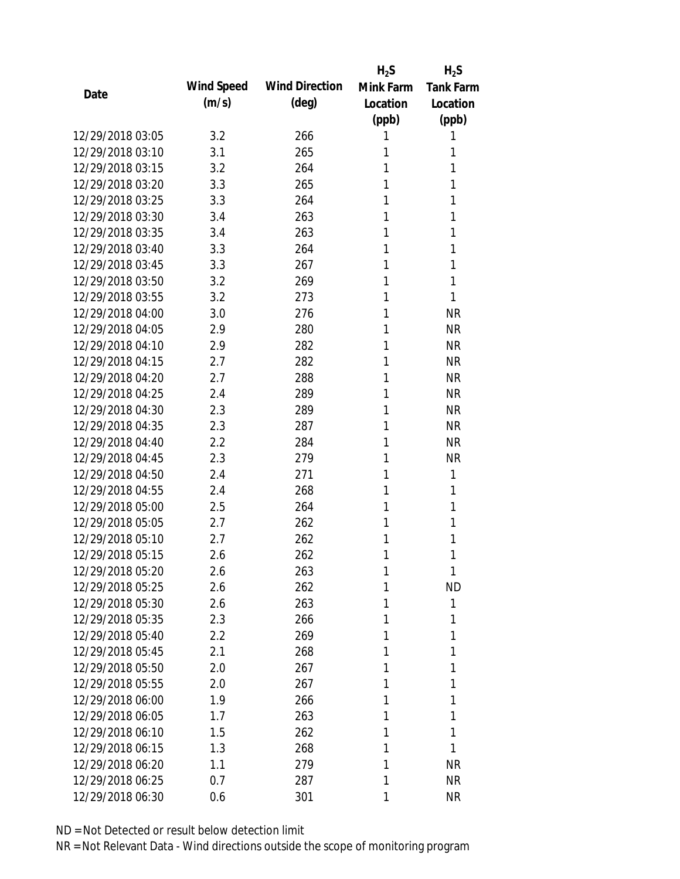| Date | Wind Speed (m/s) | Wind Direction (deg) | $H_2S$ Mink Farm Location (ppb) | $H_2S$ Tank Farm Location (ppb) |
|---|---|---|---|---|
| 12/29/2018 03:05 | 3.2 | 266 | 1 | 1 |
| 12/29/2018 03:10 | 3.1 | 265 | 1 | 1 |
| 12/29/2018 03:15 | 3.2 | 264 | 1 | 1 |
| 12/29/2018 03:20 | 3.3 | 265 | 1 | 1 |
| 12/29/2018 03:25 | 3.3 | 264 | 1 | 1 |
| 12/29/2018 03:30 | 3.4 | 263 | 1 | 1 |
| 12/29/2018 03:35 | 3.4 | 263 | 1 | 1 |
| 12/29/2018 03:40 | 3.3 | 264 | 1 | 1 |
| 12/29/2018 03:45 | 3.3 | 267 | 1 | 1 |
| 12/29/2018 03:50 | 3.2 | 269 | 1 | 1 |
| 12/29/2018 03:55 | 3.2 | 273 | 1 | 1 |
| 12/29/2018 04:00 | 3.0 | 276 | 1 | NR |
| 12/29/2018 04:05 | 2.9 | 280 | 1 | NR |
| 12/29/2018 04:10 | 2.9 | 282 | 1 | NR |
| 12/29/2018 04:15 | 2.7 | 282 | 1 | NR |
| 12/29/2018 04:20 | 2.7 | 288 | 1 | NR |
| 12/29/2018 04:25 | 2.4 | 289 | 1 | NR |
| 12/29/2018 04:30 | 2.3 | 289 | 1 | NR |
| 12/29/2018 04:35 | 2.3 | 287 | 1 | NR |
| 12/29/2018 04:40 | 2.2 | 284 | 1 | NR |
| 12/29/2018 04:45 | 2.3 | 279 | 1 | NR |
| 12/29/2018 04:50 | 2.4 | 271 | 1 | 1 |
| 12/29/2018 04:55 | 2.4 | 268 | 1 | 1 |
| 12/29/2018 05:00 | 2.5 | 264 | 1 | 1 |
| 12/29/2018 05:05 | 2.7 | 262 | 1 | 1 |
| 12/29/2018 05:10 | 2.7 | 262 | 1 | 1 |
| 12/29/2018 05:15 | 2.6 | 262 | 1 | 1 |
| 12/29/2018 05:20 | 2.6 | 263 | 1 | 1 |
| 12/29/2018 05:25 | 2.6 | 262 | 1 | ND |
| 12/29/2018 05:30 | 2.6 | 263 | 1 | 1 |
| 12/29/2018 05:35 | 2.3 | 266 | 1 | 1 |
| 12/29/2018 05:40 | 2.2 | 269 | 1 | 1 |
| 12/29/2018 05:45 | 2.1 | 268 | 1 | 1 |
| 12/29/2018 05:50 | 2.0 | 267 | 1 | 1 |
| 12/29/2018 05:55 | 2.0 | 267 | 1 | 1 |
| 12/29/2018 06:00 | 1.9 | 266 | 1 | 1 |
| 12/29/2018 06:05 | 1.7 | 263 | 1 | 1 |
| 12/29/2018 06:10 | 1.5 | 262 | 1 | 1 |
| 12/29/2018 06:15 | 1.3 | 268 | 1 | 1 |
| 12/29/2018 06:20 | 1.1 | 279 | 1 | NR |
| 12/29/2018 06:25 | 0.7 | 287 | 1 | NR |
| 12/29/2018 06:30 | 0.6 | 301 | 1 | NR |

ND = Not Detected or result below detection limit

NR = Not Relevant Data - Wind directions outside the scope of monitoring program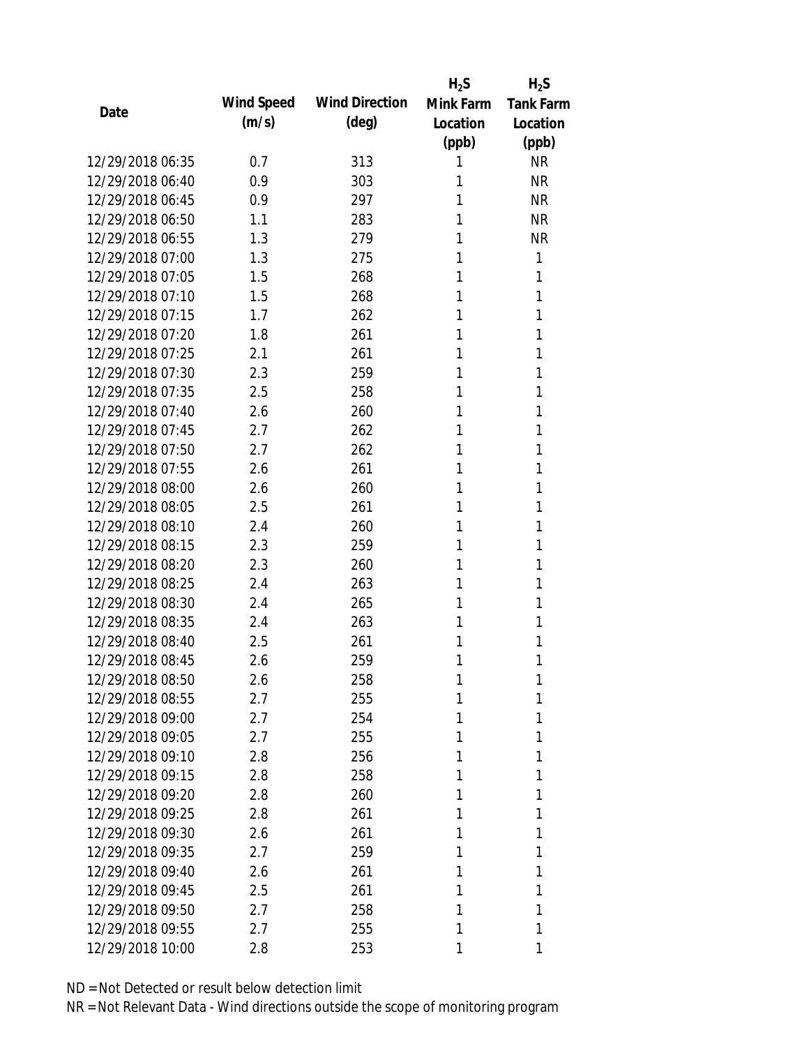| Date | Wind Speed (m/s) | Wind Direction (deg) | $H_2S$ Mink Farm Location (ppb) | $H_2S$ Tank Farm Location (ppb) |
|---|---|---|---|---|
| 12/29/2018 06:35 | 0.7 | 313 | 1 | NR |
| 12/29/2018 06:40 | 0.9 | 303 | 1 | NR |
| 12/29/2018 06:45 | 0.9 | 297 | 1 | NR |
| 12/29/2018 06:50 | 1.1 | 283 | 1 | NR |
| 12/29/2018 06:55 | 1.3 | 279 | 1 | NR |
| 12/29/2018 07:00 | 1.3 | 275 | 1 | 1 |
| 12/29/2018 07:05 | 1.5 | 268 | 1 | 1 |
| 12/29/2018 07:10 | 1.5 | 268 | 1 | 1 |
| 12/29/2018 07:15 | 1.7 | 262 | 1 | 1 |
| 12/29/2018 07:20 | 1.8 | 261 | 1 | 1 |
| 12/29/2018 07:25 | 2.1 | 261 | 1 | 1 |
| 12/29/2018 07:30 | 2.3 | 259 | 1 | 1 |
| 12/29/2018 07:35 | 2.5 | 258 | 1 | 1 |
| 12/29/2018 07:40 | 2.6 | 260 | 1 | 1 |
| 12/29/2018 07:45 | 2.7 | 262 | 1 | 1 |
| 12/29/2018 07:50 | 2.7 | 262 | 1 | 1 |
| 12/29/2018 07:55 | 2.6 | 261 | 1 | 1 |
| 12/29/2018 08:00 | 2.6 | 260 | 1 | 1 |
| 12/29/2018 08:05 | 2.5 | 261 | 1 | 1 |
| 12/29/2018 08:10 | 2.4 | 260 | 1 | 1 |
| 12/29/2018 08:15 | 2.3 | 259 | 1 | 1 |
| 12/29/2018 08:20 | 2.3 | 260 | 1 | 1 |
| 12/29/2018 08:25 | 2.4 | 263 | 1 | 1 |
| 12/29/2018 08:30 | 2.4 | 265 | 1 | 1 |
| 12/29/2018 08:35 | 2.4 | 263 | 1 | 1 |
| 12/29/2018 08:40 | 2.5 | 261 | 1 | 1 |
| 12/29/2018 08:45 | 2.6 | 259 | 1 | 1 |
| 12/29/2018 08:50 | 2.6 | 258 | 1 | 1 |
| 12/29/2018 08:55 | 2.7 | 255 | 1 | 1 |
| 12/29/2018 09:00 | 2.7 | 254 | 1 | 1 |
| 12/29/2018 09:05 | 2.7 | 255 | 1 | 1 |
| 12/29/2018 09:10 | 2.8 | 256 | 1 | 1 |
| 12/29/2018 09:15 | 2.8 | 258 | 1 | 1 |
| 12/29/2018 09:20 | 2.8 | 260 | 1 | 1 |
| 12/29/2018 09:25 | 2.8 | 261 | 1 | 1 |
| 12/29/2018 09:30 | 2.6 | 261 | 1 | 1 |
| 12/29/2018 09:35 | 2.7 | 259 | 1 | 1 |
| 12/29/2018 09:40 | 2.6 | 261 | 1 | 1 |
| 12/29/2018 09:45 | 2.5 | 261 | 1 | 1 |
| 12/29/2018 09:50 | 2.7 | 258 | 1 | 1 |
| 12/29/2018 09:55 | 2.7 | 255 | 1 | 1 |
| 12/29/2018 10:00 | 2.8 | 253 | 1 | 1 |

ND = Not Detected or result below detection limit

NR = Not Relevant Data - Wind directions outside the scope of monitoring program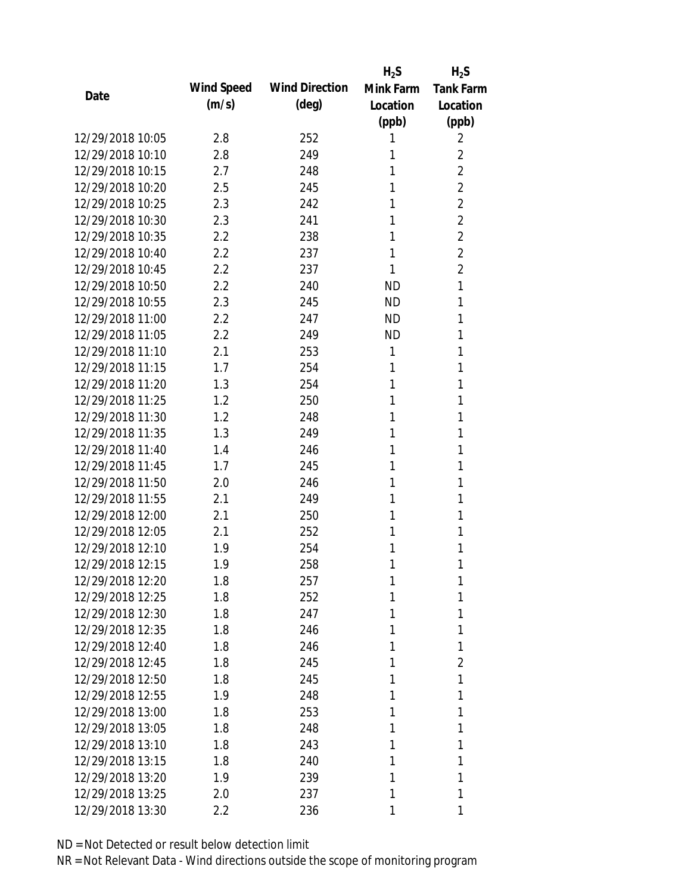| Date | Wind Speed (m/s) | Wind Direction (deg) | $H_2S$ Mink Farm Location (ppb) | $H_2S$ Tank Farm Location (ppb) |
|---|---|---|---|---|
| 12/29/2018 10:05 | 2.8 | 252 | 1 | 2 |
| 12/29/2018 10:10 | 2.8 | 249 | 1 | 2 |
| 12/29/2018 10:15 | 2.7 | 248 | 1 | 2 |
| 12/29/2018 10:20 | 2.5 | 245 | 1 | 2 |
| 12/29/2018 10:25 | 2.3 | 242 | 1 | 2 |
| 12/29/2018 10:30 | 2.3 | 241 | 1 | 2 |
| 12/29/2018 10:35 | 2.2 | 238 | 1 | 2 |
| 12/29/2018 10:40 | 2.2 | 237 | 1 | 2 |
| 12/29/2018 10:45 | 2.2 | 237 | 1 | 2 |
| 12/29/2018 10:50 | 2.2 | 240 | ND | 1 |
| 12/29/2018 10:55 | 2.3 | 245 | ND | 1 |
| 12/29/2018 11:00 | 2.2 | 247 | ND | 1 |
| 12/29/2018 11:05 | 2.2 | 249 | ND | 1 |
| 12/29/2018 11:10 | 2.1 | 253 | 1 | 1 |
| 12/29/2018 11:15 | 1.7 | 254 | 1 | 1 |
| 12/29/2018 11:20 | 1.3 | 254 | 1 | 1 |
| 12/29/2018 11:25 | 1.2 | 250 | 1 | 1 |
| 12/29/2018 11:30 | 1.2 | 248 | 1 | 1 |
| 12/29/2018 11:35 | 1.3 | 249 | 1 | 1 |
| 12/29/2018 11:40 | 1.4 | 246 | 1 | 1 |
| 12/29/2018 11:45 | 1.7 | 245 | 1 | 1 |
| 12/29/2018 11:50 | 2.0 | 246 | 1 | 1 |
| 12/29/2018 11:55 | 2.1 | 249 | 1 | 1 |
| 12/29/2018 12:00 | 2.1 | 250 | 1 | 1 |
| 12/29/2018 12:05 | 2.1 | 252 | 1 | 1 |
| 12/29/2018 12:10 | 1.9 | 254 | 1 | 1 |
| 12/29/2018 12:15 | 1.9 | 258 | 1 | 1 |
| 12/29/2018 12:20 | 1.8 | 257 | 1 | 1 |
| 12/29/2018 12:25 | 1.8 | 252 | 1 | 1 |
| 12/29/2018 12:30 | 1.8 | 247 | 1 | 1 |
| 12/29/2018 12:35 | 1.8 | 246 | 1 | 1 |
| 12/29/2018 12:40 | 1.8 | 246 | 1 | 1 |
| 12/29/2018 12:45 | 1.8 | 245 | 1 | 2 |
| 12/29/2018 12:50 | 1.8 | 245 | 1 | 1 |
| 12/29/2018 12:55 | 1.9 | 248 | 1 | 1 |
| 12/29/2018 13:00 | 1.8 | 253 | 1 | 1 |
| 12/29/2018 13:05 | 1.8 | 248 | 1 | 1 |
| 12/29/2018 13:10 | 1.8 | 243 | 1 | 1 |
| 12/29/2018 13:15 | 1.8 | 240 | 1 | 1 |
| 12/29/2018 13:20 | 1.9 | 239 | 1 | 1 |
| 12/29/2018 13:25 | 2.0 | 237 | 1 | 1 |
| 12/29/2018 13:30 | 2.2 | 236 | 1 | 1 |

ND = Not Detected or result below detection limit

NR = Not Relevant Data - Wind directions outside the scope of monitoring program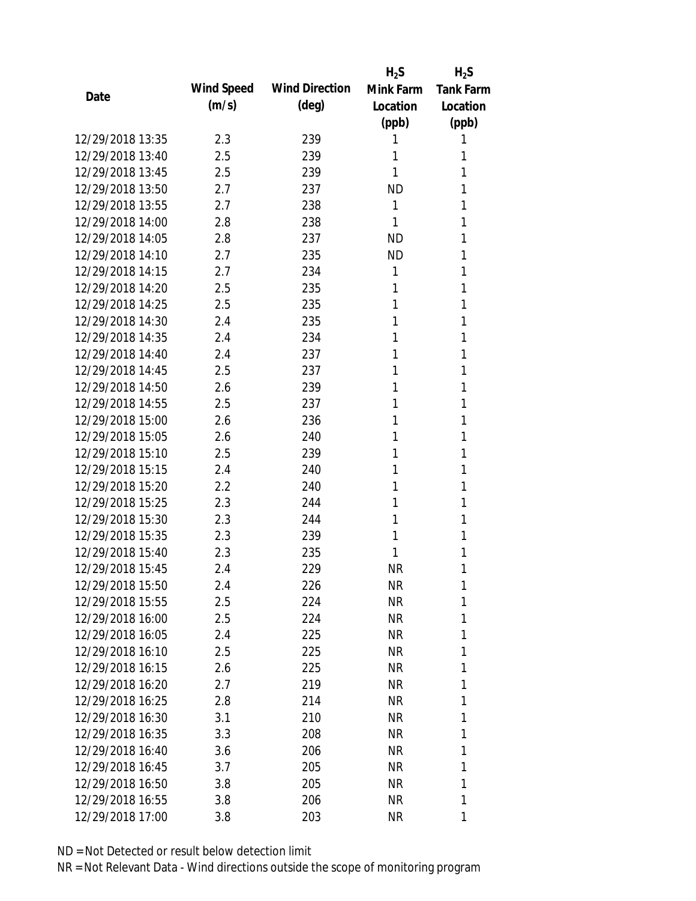| Date | Wind Speed (m/s) | Wind Direction (deg) | $H_2S$ Mink Farm Location (ppb) | $H_2S$ Tank Farm Location (ppb) |
|---|---|---|---|---|
| 12/29/2018 13:35 | 2.3 | 239 | 1 | 1 |
| 12/29/2018 13:40 | 2.5 | 239 | 1 | 1 |
| 12/29/2018 13:45 | 2.5 | 239 | 1 | 1 |
| 12/29/2018 13:50 | 2.7 | 237 | ND | 1 |
| 12/29/2018 13:55 | 2.7 | 238 | 1 | 1 |
| 12/29/2018 14:00 | 2.8 | 238 | 1 | 1 |
| 12/29/2018 14:05 | 2.8 | 237 | ND | 1 |
| 12/29/2018 14:10 | 2.7 | 235 | ND | 1 |
| 12/29/2018 14:15 | 2.7 | 234 | 1 | 1 |
| 12/29/2018 14:20 | 2.5 | 235 | 1 | 1 |
| 12/29/2018 14:25 | 2.5 | 235 | 1 | 1 |
| 12/29/2018 14:30 | 2.4 | 235 | 1 | 1 |
| 12/29/2018 14:35 | 2.4 | 234 | 1 | 1 |
| 12/29/2018 14:40 | 2.4 | 237 | 1 | 1 |
| 12/29/2018 14:45 | 2.5 | 237 | 1 | 1 |
| 12/29/2018 14:50 | 2.6 | 239 | 1 | 1 |
| 12/29/2018 14:55 | 2.5 | 237 | 1 | 1 |
| 12/29/2018 15:00 | 2.6 | 236 | 1 | 1 |
| 12/29/2018 15:05 | 2.6 | 240 | 1 | 1 |
| 12/29/2018 15:10 | 2.5 | 239 | 1 | 1 |
| 12/29/2018 15:15 | 2.4 | 240 | 1 | 1 |
| 12/29/2018 15:20 | 2.2 | 240 | 1 | 1 |
| 12/29/2018 15:25 | 2.3 | 244 | 1 | 1 |
| 12/29/2018 15:30 | 2.3 | 244 | 1 | 1 |
| 12/29/2018 15:35 | 2.3 | 239 | 1 | 1 |
| 12/29/2018 15:40 | 2.3 | 235 | 1 | 1 |
| 12/29/2018 15:45 | 2.4 | 229 | NR | 1 |
| 12/29/2018 15:50 | 2.4 | 226 | NR | 1 |
| 12/29/2018 15:55 | 2.5 | 224 | NR | 1 |
| 12/29/2018 16:00 | 2.5 | 224 | NR | 1 |
| 12/29/2018 16:05 | 2.4 | 225 | NR | 1 |
| 12/29/2018 16:10 | 2.5 | 225 | NR | 1 |
| 12/29/2018 16:15 | 2.6 | 225 | NR | 1 |
| 12/29/2018 16:20 | 2.7 | 219 | NR | 1 |
| 12/29/2018 16:25 | 2.8 | 214 | NR | 1 |
| 12/29/2018 16:30 | 3.1 | 210 | NR | 1 |
| 12/29/2018 16:35 | 3.3 | 208 | NR | 1 |
| 12/29/2018 16:40 | 3.6 | 206 | NR | 1 |
| 12/29/2018 16:45 | 3.7 | 205 | NR | 1 |
| 12/29/2018 16:50 | 3.8 | 205 | NR | 1 |
| 12/29/2018 16:55 | 3.8 | 206 | NR | 1 |
| 12/29/2018 17:00 | 3.8 | 203 | NR | 1 |

ND = Not Detected or result below detection limit

NR = Not Relevant Data - Wind directions outside the scope of monitoring program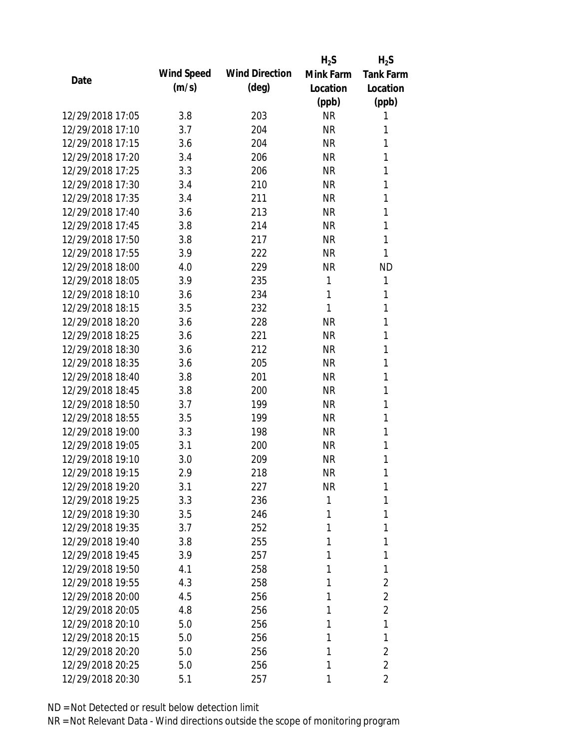| Date | Wind Speed (m/s) | Wind Direction (deg) | $H_2S$ Mink Farm Location (ppb) | $H_2S$ Tank Farm Location (ppb) |
|---|---|---|---|---|
| 12/29/2018 17:05 | 3.8 | 203 | NR | 1 |
| 12/29/2018 17:10 | 3.7 | 204 | NR | 1 |
| 12/29/2018 17:15 | 3.6 | 204 | NR | 1 |
| 12/29/2018 17:20 | 3.4 | 206 | NR | 1 |
| 12/29/2018 17:25 | 3.3 | 206 | NR | 1 |
| 12/29/2018 17:30 | 3.4 | 210 | NR | 1 |
| 12/29/2018 17:35 | 3.4 | 211 | NR | 1 |
| 12/29/2018 17:40 | 3.6 | 213 | NR | 1 |
| 12/29/2018 17:45 | 3.8 | 214 | NR | 1 |
| 12/29/2018 17:50 | 3.8 | 217 | NR | 1 |
| 12/29/2018 17:55 | 3.9 | 222 | NR | 1 |
| 12/29/2018 18:00 | 4.0 | 229 | NR | ND |
| 12/29/2018 18:05 | 3.9 | 235 | 1 | 1 |
| 12/29/2018 18:10 | 3.6 | 234 | 1 | 1 |
| 12/29/2018 18:15 | 3.5 | 232 | 1 | 1 |
| 12/29/2018 18:20 | 3.6 | 228 | NR | 1 |
| 12/29/2018 18:25 | 3.6 | 221 | NR | 1 |
| 12/29/2018 18:30 | 3.6 | 212 | NR | 1 |
| 12/29/2018 18:35 | 3.6 | 205 | NR | 1 |
| 12/29/2018 18:40 | 3.8 | 201 | NR | 1 |
| 12/29/2018 18:45 | 3.8 | 200 | NR | 1 |
| 12/29/2018 18:50 | 3.7 | 199 | NR | 1 |
| 12/29/2018 18:55 | 3.5 | 199 | NR | 1 |
| 12/29/2018 19:00 | 3.3 | 198 | NR | 1 |
| 12/29/2018 19:05 | 3.1 | 200 | NR | 1 |
| 12/29/2018 19:10 | 3.0 | 209 | NR | 1 |
| 12/29/2018 19:15 | 2.9 | 218 | NR | 1 |
| 12/29/2018 19:20 | 3.1 | 227 | NR | 1 |
| 12/29/2018 19:25 | 3.3 | 236 | 1 | 1 |
| 12/29/2018 19:30 | 3.5 | 246 | 1 | 1 |
| 12/29/2018 19:35 | 3.7 | 252 | 1 | 1 |
| 12/29/2018 19:40 | 3.8 | 255 | 1 | 1 |
| 12/29/2018 19:45 | 3.9 | 257 | 1 | 1 |
| 12/29/2018 19:50 | 4.1 | 258 | 1 | 1 |
| 12/29/2018 19:55 | 4.3 | 258 | 1 | 2 |
| 12/29/2018 20:00 | 4.5 | 256 | 1 | 2 |
| 12/29/2018 20:05 | 4.8 | 256 | 1 | 2 |
| 12/29/2018 20:10 | 5.0 | 256 | 1 | 1 |
| 12/29/2018 20:15 | 5.0 | 256 | 1 | 1 |
| 12/29/2018 20:20 | 5.0 | 256 | 1 | 2 |
| 12/29/2018 20:25 | 5.0 | 256 | 1 | 2 |
| 12/29/2018 20:30 | 5.1 | 257 | 1 | 2 |

ND = Not Detected or result below detection limit

NR = Not Relevant Data - Wind directions outside the scope of monitoring program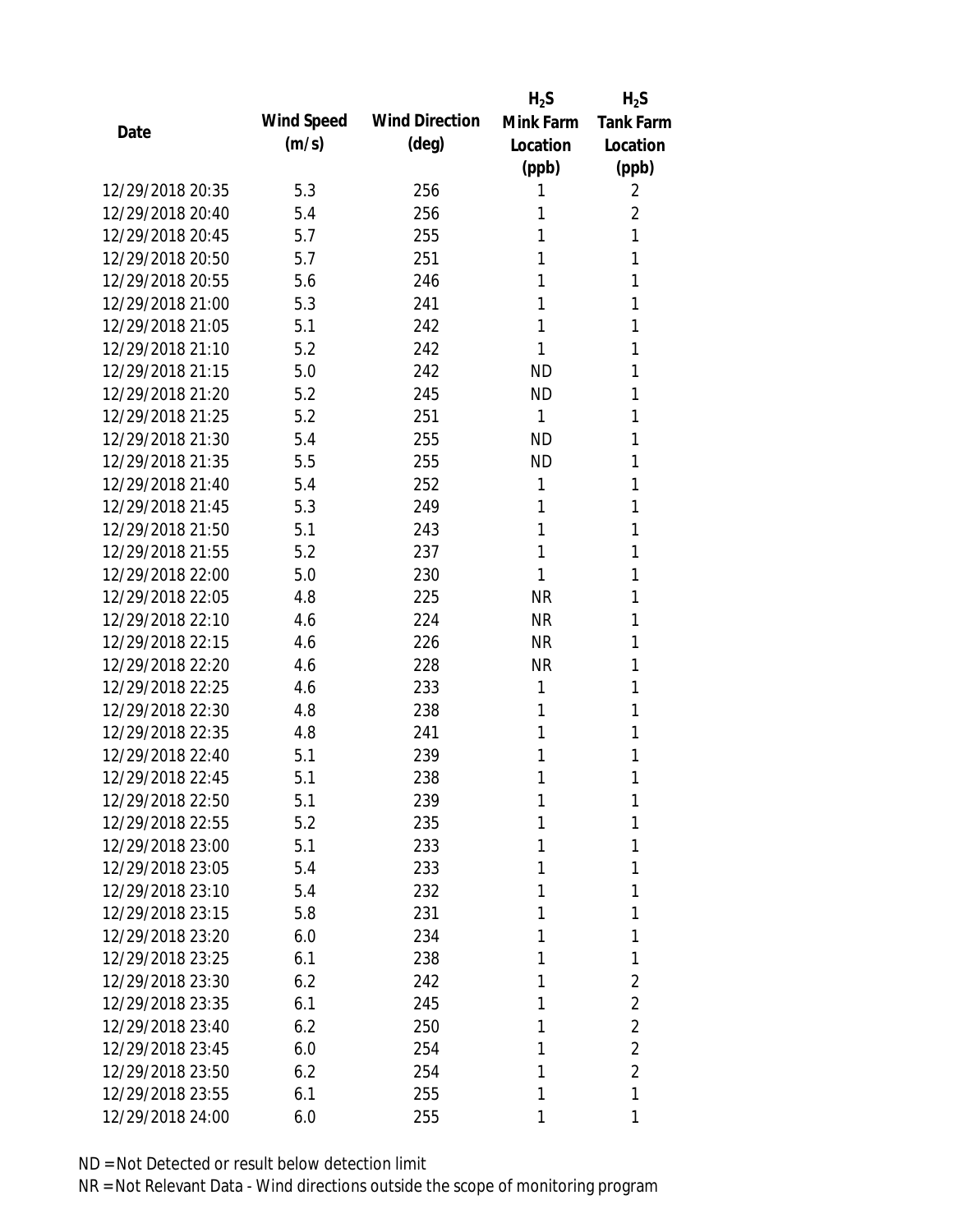| Date | Wind Speed (m/s) | Wind Direction (deg) | $H_2S$ Mink Farm Location (ppb) | $H_2S$ Tank Farm Location (ppb) |
|---|---|---|---|---|
| 12/29/2018 20:35 | 5.3 | 256 | 1 | 2 |
| 12/29/2018 20:40 | 5.4 | 256 | 1 | 2 |
| 12/29/2018 20:45 | 5.7 | 255 | 1 | 1 |
| 12/29/2018 20:50 | 5.7 | 251 | 1 | 1 |
| 12/29/2018 20:55 | 5.6 | 246 | 1 | 1 |
| 12/29/2018 21:00 | 5.3 | 241 | 1 | 1 |
| 12/29/2018 21:05 | 5.1 | 242 | 1 | 1 |
| 12/29/2018 21:10 | 5.2 | 242 | 1 | 1 |
| 12/29/2018 21:15 | 5.0 | 242 | ND | 1 |
| 12/29/2018 21:20 | 5.2 | 245 | ND | 1 |
| 12/29/2018 21:25 | 5.2 | 251 | 1 | 1 |
| 12/29/2018 21:30 | 5.4 | 255 | ND | 1 |
| 12/29/2018 21:35 | 5.5 | 255 | ND | 1 |
| 12/29/2018 21:40 | 5.4 | 252 | 1 | 1 |
| 12/29/2018 21:45 | 5.3 | 249 | 1 | 1 |
| 12/29/2018 21:50 | 5.1 | 243 | 1 | 1 |
| 12/29/2018 21:55 | 5.2 | 237 | 1 | 1 |
| 12/29/2018 22:00 | 5.0 | 230 | 1 | 1 |
| 12/29/2018 22:05 | 4.8 | 225 | NR | 1 |
| 12/29/2018 22:10 | 4.6 | 224 | NR | 1 |
| 12/29/2018 22:15 | 4.6 | 226 | NR | 1 |
| 12/29/2018 22:20 | 4.6 | 228 | NR | 1 |
| 12/29/2018 22:25 | 4.6 | 233 | 1 | 1 |
| 12/29/2018 22:30 | 4.8 | 238 | 1 | 1 |
| 12/29/2018 22:35 | 4.8 | 241 | 1 | 1 |
| 12/29/2018 22:40 | 5.1 | 239 | 1 | 1 |
| 12/29/2018 22:45 | 5.1 | 238 | 1 | 1 |
| 12/29/2018 22:50 | 5.1 | 239 | 1 | 1 |
| 12/29/2018 22:55 | 5.2 | 235 | 1 | 1 |
| 12/29/2018 23:00 | 5.1 | 233 | 1 | 1 |
| 12/29/2018 23:05 | 5.4 | 233 | 1 | 1 |
| 12/29/2018 23:10 | 5.4 | 232 | 1 | 1 |
| 12/29/2018 23:15 | 5.8 | 231 | 1 | 1 |
| 12/29/2018 23:20 | 6.0 | 234 | 1 | 1 |
| 12/29/2018 23:25 | 6.1 | 238 | 1 | 1 |
| 12/29/2018 23:30 | 6.2 | 242 | 1 | 2 |
| 12/29/2018 23:35 | 6.1 | 245 | 1 | 2 |
| 12/29/2018 23:40 | 6.2 | 250 | 1 | 2 |
| 12/29/2018 23:45 | 6.0 | 254 | 1 | 2 |
| 12/29/2018 23:50 | 6.2 | 254 | 1 | 2 |
| 12/29/2018 23:55 | 6.1 | 255 | 1 | 1 |
| 12/29/2018 24:00 | 6.0 | 255 | 1 | 1 |

ND = Not Detected or result below detection limit

NR = Not Relevant Data - Wind directions outside the scope of monitoring program